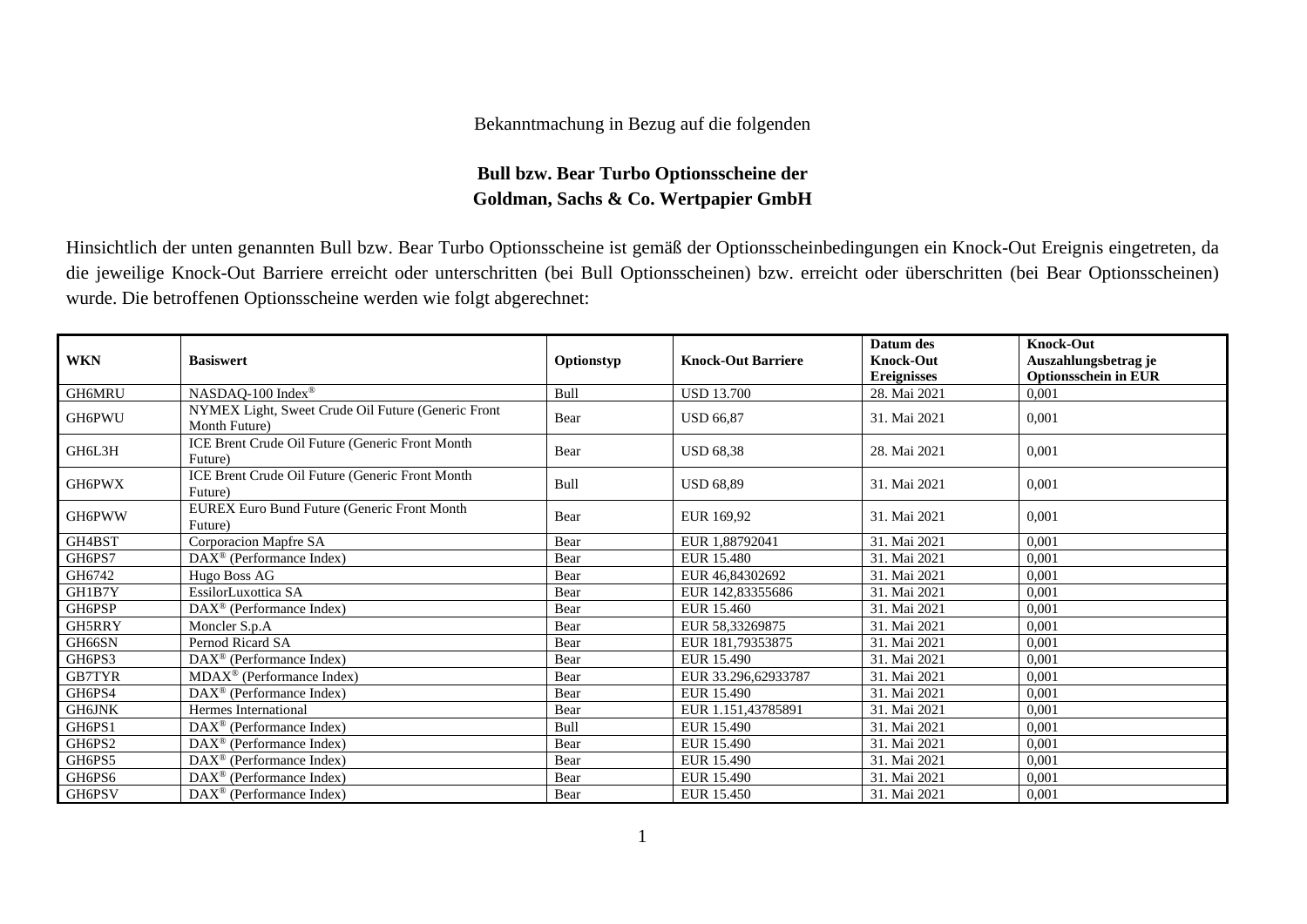Bekanntmachung in Bezug auf die folgenden

**Bull bzw. Bear Turbo Optionsscheine der**
**Goldman, Sachs & Co. Wertpapier GmbH**

Hinsichtlich der unten genannten Bull bzw. Bear Turbo Optionsscheine ist gemäß der Optionsscheinbedingungen ein Knock-Out Ereignis eingetreten, da die jeweilige Knock-Out Barriere erreicht oder unterschritten (bei Bull Optionsscheinen) bzw. erreicht oder überschritten (bei Bear Optionsscheinen) wurde. Die betroffenen Optionsscheine werden wie folgt abgerechnet:

| WKN | Basiswert | Optionstyp | Knock-Out Barriere | Datum des Knock-Out Ereignisses | Knock-Out Auszahlungsbetrag je Optionsschein in EUR |
|---|---|---|---|---|---|
| GH6MRU | NASDAQ-100 Index® | Bull | USD 13.700 | 28. Mai 2021 | 0,001 |
| GH6PWU | NYMEX Light, Sweet Crude Oil Future (Generic Front Month Future) | Bear | USD 66,87 | 31. Mai 2021 | 0,001 |
| GH6L3H | ICE Brent Crude Oil Future (Generic Front Month Future) | Bear | USD 68,38 | 28. Mai 2021 | 0,001 |
| GH6PWX | ICE Brent Crude Oil Future (Generic Front Month Future) | Bull | USD 68,89 | 31. Mai 2021 | 0,001 |
| GH6PWW | EUREX Euro Bund Future (Generic Front Month Future) | Bear | EUR 169,92 | 31. Mai 2021 | 0,001 |
| GH4BST | Corporacion Mapfre SA | Bear | EUR 1,88792041 | 31. Mai 2021 | 0,001 |
| GH6PS7 | DAX® (Performance Index) | Bear | EUR 15.480 | 31. Mai 2021 | 0,001 |
| GH6742 | Hugo Boss AG | Bear | EUR 46,84302692 | 31. Mai 2021 | 0,001 |
| GH1B7Y | EssilorLuxottica SA | Bear | EUR 142,83355686 | 31. Mai 2021 | 0,001 |
| GH6PSP | DAX® (Performance Index) | Bear | EUR 15.460 | 31. Mai 2021 | 0,001 |
| GH5RRY | Moncler S.p.A | Bear | EUR 58,33269875 | 31. Mai 2021 | 0,001 |
| GH66SN | Pernod Ricard SA | Bear | EUR 181,79353875 | 31. Mai 2021 | 0,001 |
| GH6PS3 | DAX® (Performance Index) | Bear | EUR 15.490 | 31. Mai 2021 | 0,001 |
| GB7TYR | MDAX® (Performance Index) | Bear | EUR 33.296,62933787 | 31. Mai 2021 | 0,001 |
| GH6PS4 | DAX® (Performance Index) | Bear | EUR 15.490 | 31. Mai 2021 | 0,001 |
| GH6JNK | Hermes International | Bear | EUR 1.151,43785891 | 31. Mai 2021 | 0,001 |
| GH6PS1 | DAX® (Performance Index) | Bull | EUR 15.490 | 31. Mai 2021 | 0,001 |
| GH6PS2 | DAX® (Performance Index) | Bear | EUR 15.490 | 31. Mai 2021 | 0,001 |
| GH6PS5 | DAX® (Performance Index) | Bear | EUR 15.490 | 31. Mai 2021 | 0,001 |
| GH6PS6 | DAX® (Performance Index) | Bear | EUR 15.490 | 31. Mai 2021 | 0,001 |
| GH6PSV | DAX® (Performance Index) | Bear | EUR 15.450 | 31. Mai 2021 | 0,001 |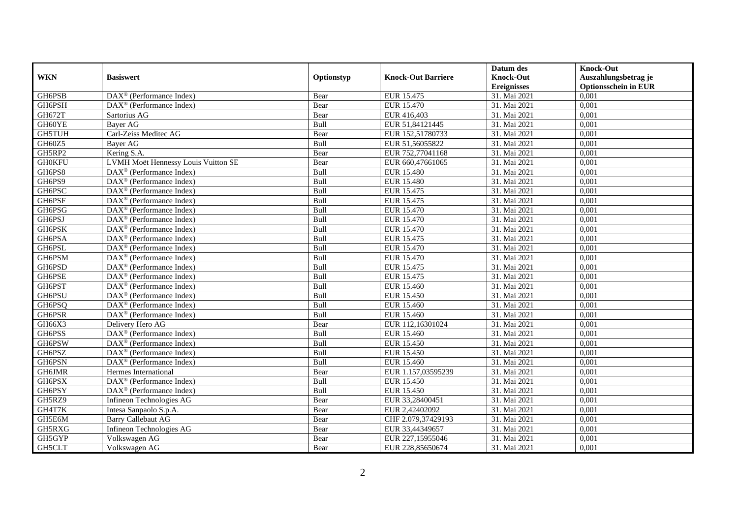| WKN | Basiswert | Optionstyp | Knock-Out Barriere | Datum des Knock-Out Ereignisses | Knock-Out Auszahlungsbetrag je Optionsschein in EUR |
|---|---|---|---|---|---|
| GH6PSB | DAX® (Performance Index) | Bear | EUR 15.475 | 31. Mai 2021 | 0,001 |
| GH6PSH | DAX® (Performance Index) | Bear | EUR 15.470 | 31. Mai 2021 | 0,001 |
| GH672T | Sartorius AG | Bear | EUR 416,403 | 31. Mai 2021 | 0,001 |
| GH60YE | Bayer AG | Bull | EUR 51,84121445 | 31. Mai 2021 | 0,001 |
| GH5TUH | Carl-Zeiss Meditec AG | Bear | EUR 152,51780733 | 31. Mai 2021 | 0,001 |
| GH60Z5 | Bayer AG | Bull | EUR 51,56055822 | 31. Mai 2021 | 0,001 |
| GH5RP2 | Kering S.A. | Bear | EUR 752,77041168 | 31. Mai 2021 | 0,001 |
| GH0KFU | LVMH Moët Hennessy Louis Vuitton SE | Bear | EUR 660,47661065 | 31. Mai 2021 | 0,001 |
| GH6PS8 | DAX® (Performance Index) | Bull | EUR 15.480 | 31. Mai 2021 | 0,001 |
| GH6PS9 | DAX® (Performance Index) | Bull | EUR 15.480 | 31. Mai 2021 | 0,001 |
| GH6PSC | DAX® (Performance Index) | Bull | EUR 15.475 | 31. Mai 2021 | 0,001 |
| GH6PSF | DAX® (Performance Index) | Bull | EUR 15.475 | 31. Mai 2021 | 0,001 |
| GH6PSG | DAX® (Performance Index) | Bull | EUR 15.470 | 31. Mai 2021 | 0,001 |
| GH6PSJ | DAX® (Performance Index) | Bull | EUR 15.470 | 31. Mai 2021 | 0,001 |
| GH6PSK | DAX® (Performance Index) | Bull | EUR 15.470 | 31. Mai 2021 | 0,001 |
| GH6PSA | DAX® (Performance Index) | Bull | EUR 15.475 | 31. Mai 2021 | 0,001 |
| GH6PSL | DAX® (Performance Index) | Bull | EUR 15.470 | 31. Mai 2021 | 0,001 |
| GH6PSM | DAX® (Performance Index) | Bull | EUR 15.470 | 31. Mai 2021 | 0,001 |
| GH6PSD | DAX® (Performance Index) | Bull | EUR 15.475 | 31. Mai 2021 | 0,001 |
| GH6PSE | DAX® (Performance Index) | Bull | EUR 15.475 | 31. Mai 2021 | 0,001 |
| GH6PST | DAX® (Performance Index) | Bull | EUR 15.460 | 31. Mai 2021 | 0,001 |
| GH6PSU | DAX® (Performance Index) | Bull | EUR 15.450 | 31. Mai 2021 | 0,001 |
| GH6PSQ | DAX® (Performance Index) | Bull | EUR 15.460 | 31. Mai 2021 | 0,001 |
| GH6PSR | DAX® (Performance Index) | Bull | EUR 15.460 | 31. Mai 2021 | 0,001 |
| GH66X3 | Delivery Hero AG | Bear | EUR 112,16301024 | 31. Mai 2021 | 0,001 |
| GH6PSS | DAX® (Performance Index) | Bull | EUR 15.460 | 31. Mai 2021 | 0,001 |
| GH6PSW | DAX® (Performance Index) | Bull | EUR 15.450 | 31. Mai 2021 | 0,001 |
| GH6PSZ | DAX® (Performance Index) | Bull | EUR 15.450 | 31. Mai 2021 | 0,001 |
| GH6PSN | DAX® (Performance Index) | Bull | EUR 15.460 | 31. Mai 2021 | 0,001 |
| GH6JMR | Hermes International | Bear | EUR 1.157,03595239 | 31. Mai 2021 | 0,001 |
| GH6PSX | DAX® (Performance Index) | Bull | EUR 15.450 | 31. Mai 2021 | 0,001 |
| GH6PSY | DAX® (Performance Index) | Bull | EUR 15.450 | 31. Mai 2021 | 0,001 |
| GH5RZ9 | Infineon Technologies AG | Bear | EUR 33,28400451 | 31. Mai 2021 | 0,001 |
| GH4T7K | Intesa Sanpaolo S.p.A. | Bear | EUR 2,42402092 | 31. Mai 2021 | 0,001 |
| GH5E6M | Barry Callebaut AG | Bear | CHF 2.079,37429193 | 31. Mai 2021 | 0,001 |
| GH5RXG | Infineon Technologies AG | Bear | EUR 33,44349657 | 31. Mai 2021 | 0,001 |
| GH5GYP | Volkswagen AG | Bear | EUR 227,15955046 | 31. Mai 2021 | 0,001 |
| GH5CLT | Volkswagen AG | Bear | EUR 228,85650674 | 31. Mai 2021 | 0,001 |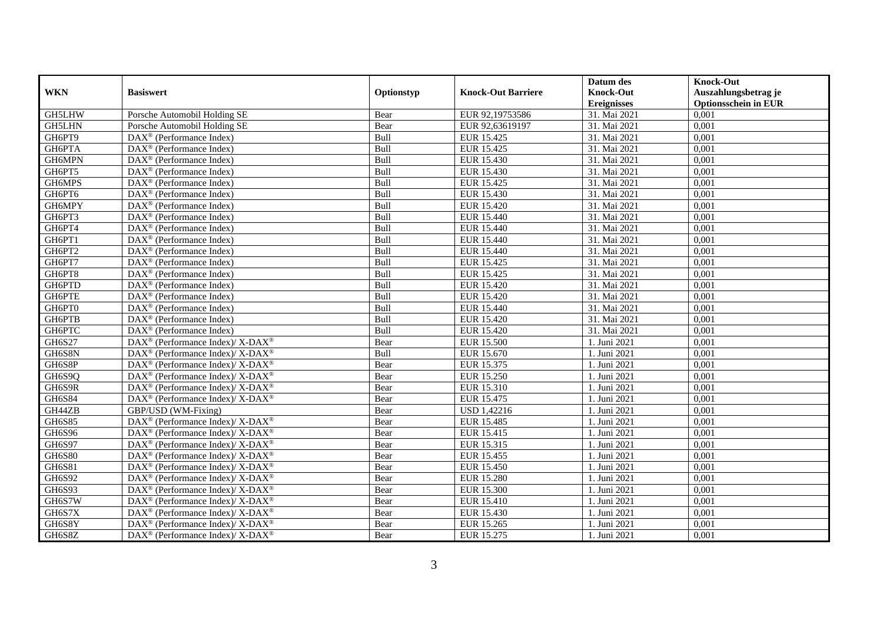| WKN | Basiswert | Optionstyp | Knock-Out Barriere | Datum des Knock-Out Ereignisses | Knock-Out Auszahlungsbetrag je Optionsschein in EUR |
|---|---|---|---|---|---|
| GH5LHW | Porsche Automobil Holding SE | Bear | EUR 92,19753586 | 31. Mai 2021 | 0,001 |
| GH5LHN | Porsche Automobil Holding SE | Bear | EUR 92,63619197 | 31. Mai 2021 | 0,001 |
| GH6PT9 | DAX® (Performance Index) | Bull | EUR 15.425 | 31. Mai 2021 | 0,001 |
| GH6PTA | DAX® (Performance Index) | Bull | EUR 15.425 | 31. Mai 2021 | 0,001 |
| GH6MPN | DAX® (Performance Index) | Bull | EUR 15.430 | 31. Mai 2021 | 0,001 |
| GH6PT5 | DAX® (Performance Index) | Bull | EUR 15.430 | 31. Mai 2021 | 0,001 |
| GH6MPS | DAX® (Performance Index) | Bull | EUR 15.425 | 31. Mai 2021 | 0,001 |
| GH6PT6 | DAX® (Performance Index) | Bull | EUR 15.430 | 31. Mai 2021 | 0,001 |
| GH6MPY | DAX® (Performance Index) | Bull | EUR 15.420 | 31. Mai 2021 | 0,001 |
| GH6PT3 | DAX® (Performance Index) | Bull | EUR 15.440 | 31. Mai 2021 | 0,001 |
| GH6PT4 | DAX® (Performance Index) | Bull | EUR 15.440 | 31. Mai 2021 | 0,001 |
| GH6PT1 | DAX® (Performance Index) | Bull | EUR 15.440 | 31. Mai 2021 | 0,001 |
| GH6PT2 | DAX® (Performance Index) | Bull | EUR 15.440 | 31. Mai 2021 | 0,001 |
| GH6PT7 | DAX® (Performance Index) | Bull | EUR 15.425 | 31. Mai 2021 | 0,001 |
| GH6PT8 | DAX® (Performance Index) | Bull | EUR 15.425 | 31. Mai 2021 | 0,001 |
| GH6PTD | DAX® (Performance Index) | Bull | EUR 15.420 | 31. Mai 2021 | 0,001 |
| GH6PTE | DAX® (Performance Index) | Bull | EUR 15.420 | 31. Mai 2021 | 0,001 |
| GH6PT0 | DAX® (Performance Index) | Bull | EUR 15.440 | 31. Mai 2021 | 0,001 |
| GH6PTB | DAX® (Performance Index) | Bull | EUR 15.420 | 31. Mai 2021 | 0,001 |
| GH6PTC | DAX® (Performance Index) | Bull | EUR 15.420 | 31. Mai 2021 | 0,001 |
| GH6S27 | DAX® (Performance Index)/ X-DAX® | Bear | EUR 15.500 | 1. Juni 2021 | 0,001 |
| GH6S8N | DAX® (Performance Index)/ X-DAX® | Bull | EUR 15.670 | 1. Juni 2021 | 0,001 |
| GH6S8P | DAX® (Performance Index)/ X-DAX® | Bear | EUR 15.375 | 1. Juni 2021 | 0,001 |
| GH6S9Q | DAX® (Performance Index)/ X-DAX® | Bear | EUR 15.250 | 1. Juni 2021 | 0,001 |
| GH6S9R | DAX® (Performance Index)/ X-DAX® | Bear | EUR 15.310 | 1. Juni 2021 | 0,001 |
| GH6S84 | DAX® (Performance Index)/ X-DAX® | Bear | EUR 15.475 | 1. Juni 2021 | 0,001 |
| GH44ZB | GBP/USD (WM-Fixing) | Bear | USD 1,42216 | 1. Juni 2021 | 0,001 |
| GH6S85 | DAX® (Performance Index)/ X-DAX® | Bear | EUR 15.485 | 1. Juni 2021 | 0,001 |
| GH6S96 | DAX® (Performance Index)/ X-DAX® | Bear | EUR 15.415 | 1. Juni 2021 | 0,001 |
| GH6S97 | DAX® (Performance Index)/ X-DAX® | Bear | EUR 15.315 | 1. Juni 2021 | 0,001 |
| GH6S80 | DAX® (Performance Index)/ X-DAX® | Bear | EUR 15.455 | 1. Juni 2021 | 0,001 |
| GH6S81 | DAX® (Performance Index)/ X-DAX® | Bear | EUR 15.450 | 1. Juni 2021 | 0,001 |
| GH6S92 | DAX® (Performance Index)/ X-DAX® | Bear | EUR 15.280 | 1. Juni 2021 | 0,001 |
| GH6S93 | DAX® (Performance Index)/ X-DAX® | Bear | EUR 15.300 | 1. Juni 2021 | 0,001 |
| GH6S7W | DAX® (Performance Index)/ X-DAX® | Bear | EUR 15.410 | 1. Juni 2021 | 0,001 |
| GH6S7X | DAX® (Performance Index)/ X-DAX® | Bear | EUR 15.430 | 1. Juni 2021 | 0,001 |
| GH6S8Y | DAX® (Performance Index)/ X-DAX® | Bear | EUR 15.265 | 1. Juni 2021 | 0,001 |
| GH6S8Z | DAX® (Performance Index)/ X-DAX® | Bear | EUR 15.275 | 1. Juni 2021 | 0,001 |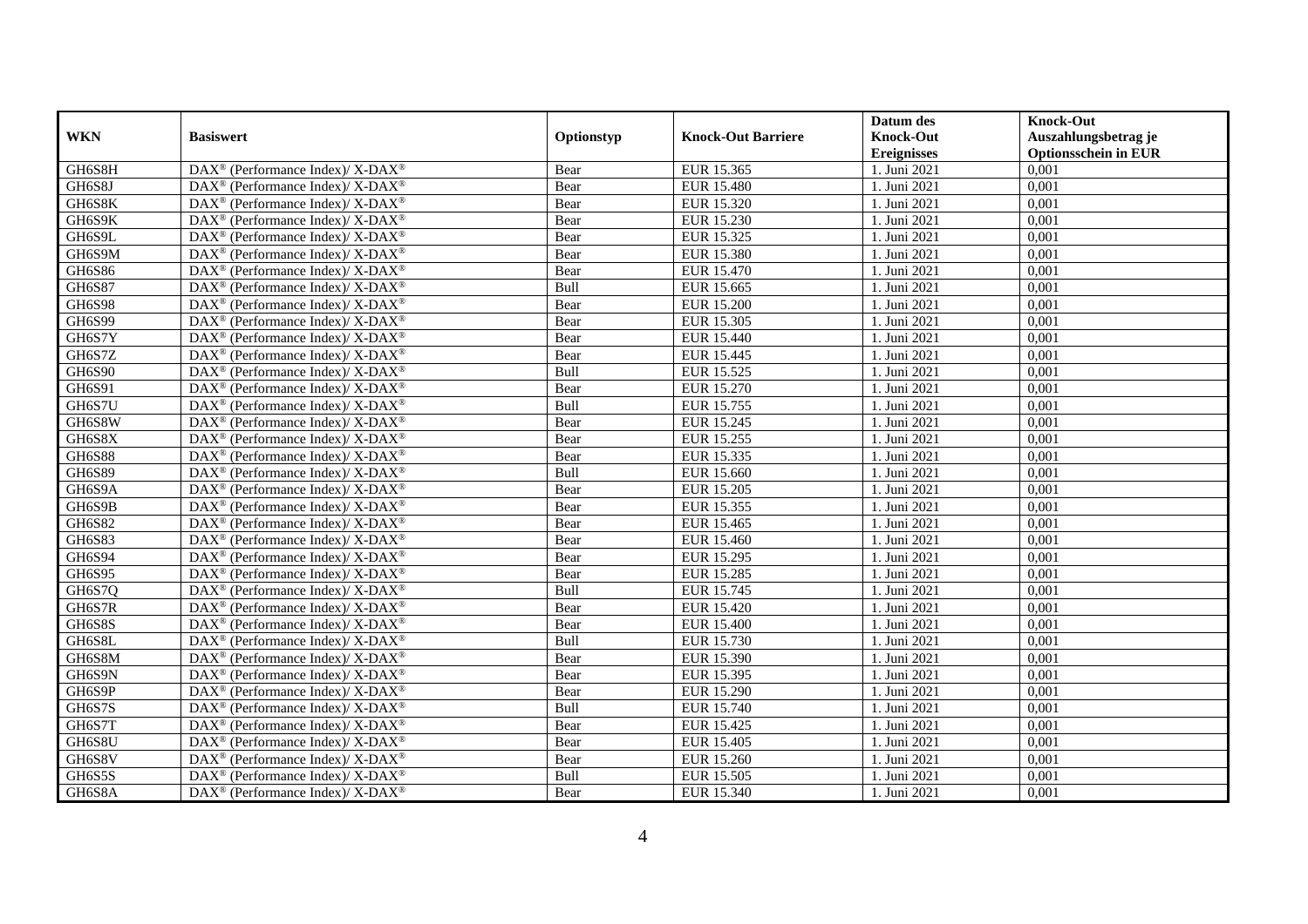| WKN | Basiswert | Optionstyp | Knock-Out Barriere | Datum des Knock-Out Ereignisses | Knock-Out Auszahlungsbetrag je Optionsschein in EUR |
|---|---|---|---|---|---|
| GH6S8H | DAX® (Performance Index)/ X-DAX® | Bear | EUR 15.365 | 1. Juni 2021 | 0,001 |
| GH6S8J | DAX® (Performance Index)/ X-DAX® | Bear | EUR 15.480 | 1. Juni 2021 | 0,001 |
| GH6S8K | DAX® (Performance Index)/ X-DAX® | Bear | EUR 15.320 | 1. Juni 2021 | 0,001 |
| GH6S9K | DAX® (Performance Index)/ X-DAX® | Bear | EUR 15.230 | 1. Juni 2021 | 0,001 |
| GH6S9L | DAX® (Performance Index)/ X-DAX® | Bear | EUR 15.325 | 1. Juni 2021 | 0,001 |
| GH6S9M | DAX® (Performance Index)/ X-DAX® | Bear | EUR 15.380 | 1. Juni 2021 | 0,001 |
| GH6S86 | DAX® (Performance Index)/ X-DAX® | Bear | EUR 15.470 | 1. Juni 2021 | 0,001 |
| GH6S87 | DAX® (Performance Index)/ X-DAX® | Bull | EUR 15.665 | 1. Juni 2021 | 0,001 |
| GH6S98 | DAX® (Performance Index)/ X-DAX® | Bear | EUR 15.200 | 1. Juni 2021 | 0,001 |
| GH6S99 | DAX® (Performance Index)/ X-DAX® | Bear | EUR 15.305 | 1. Juni 2021 | 0,001 |
| GH6S7Y | DAX® (Performance Index)/ X-DAX® | Bear | EUR 15.440 | 1. Juni 2021 | 0,001 |
| GH6S7Z | DAX® (Performance Index)/ X-DAX® | Bear | EUR 15.445 | 1. Juni 2021 | 0,001 |
| GH6S90 | DAX® (Performance Index)/ X-DAX® | Bull | EUR 15.525 | 1. Juni 2021 | 0,001 |
| GH6S91 | DAX® (Performance Index)/ X-DAX® | Bear | EUR 15.270 | 1. Juni 2021 | 0,001 |
| GH6S7U | DAX® (Performance Index)/ X-DAX® | Bull | EUR 15.755 | 1. Juni 2021 | 0,001 |
| GH6S8W | DAX® (Performance Index)/ X-DAX® | Bear | EUR 15.245 | 1. Juni 2021 | 0,001 |
| GH6S8X | DAX® (Performance Index)/ X-DAX® | Bear | EUR 15.255 | 1. Juni 2021 | 0,001 |
| GH6S88 | DAX® (Performance Index)/ X-DAX® | Bear | EUR 15.335 | 1. Juni 2021 | 0,001 |
| GH6S89 | DAX® (Performance Index)/ X-DAX® | Bull | EUR 15.660 | 1. Juni 2021 | 0,001 |
| GH6S9A | DAX® (Performance Index)/ X-DAX® | Bear | EUR 15.205 | 1. Juni 2021 | 0,001 |
| GH6S9B | DAX® (Performance Index)/ X-DAX® | Bear | EUR 15.355 | 1. Juni 2021 | 0,001 |
| GH6S82 | DAX® (Performance Index)/ X-DAX® | Bear | EUR 15.465 | 1. Juni 2021 | 0,001 |
| GH6S83 | DAX® (Performance Index)/ X-DAX® | Bear | EUR 15.460 | 1. Juni 2021 | 0,001 |
| GH6S94 | DAX® (Performance Index)/ X-DAX® | Bear | EUR 15.295 | 1. Juni 2021 | 0,001 |
| GH6S95 | DAX® (Performance Index)/ X-DAX® | Bear | EUR 15.285 | 1. Juni 2021 | 0,001 |
| GH6S7Q | DAX® (Performance Index)/ X-DAX® | Bull | EUR 15.745 | 1. Juni 2021 | 0,001 |
| GH6S7R | DAX® (Performance Index)/ X-DAX® | Bear | EUR 15.420 | 1. Juni 2021 | 0,001 |
| GH6S8S | DAX® (Performance Index)/ X-DAX® | Bear | EUR 15.400 | 1. Juni 2021 | 0,001 |
| GH6S8L | DAX® (Performance Index)/ X-DAX® | Bull | EUR 15.730 | 1. Juni 2021 | 0,001 |
| GH6S8M | DAX® (Performance Index)/ X-DAX® | Bear | EUR 15.390 | 1. Juni 2021 | 0,001 |
| GH6S9N | DAX® (Performance Index)/ X-DAX® | Bear | EUR 15.395 | 1. Juni 2021 | 0,001 |
| GH6S9P | DAX® (Performance Index)/ X-DAX® | Bear | EUR 15.290 | 1. Juni 2021 | 0,001 |
| GH6S7S | DAX® (Performance Index)/ X-DAX® | Bull | EUR 15.740 | 1. Juni 2021 | 0,001 |
| GH6S7T | DAX® (Performance Index)/ X-DAX® | Bear | EUR 15.425 | 1. Juni 2021 | 0,001 |
| GH6S8U | DAX® (Performance Index)/ X-DAX® | Bear | EUR 15.405 | 1. Juni 2021 | 0,001 |
| GH6S8V | DAX® (Performance Index)/ X-DAX® | Bear | EUR 15.260 | 1. Juni 2021 | 0,001 |
| GH6S5S | DAX® (Performance Index)/ X-DAX® | Bull | EUR 15.505 | 1. Juni 2021 | 0,001 |
| GH6S8A | DAX® (Performance Index)/ X-DAX® | Bear | EUR 15.340 | 1. Juni 2021 | 0,001 |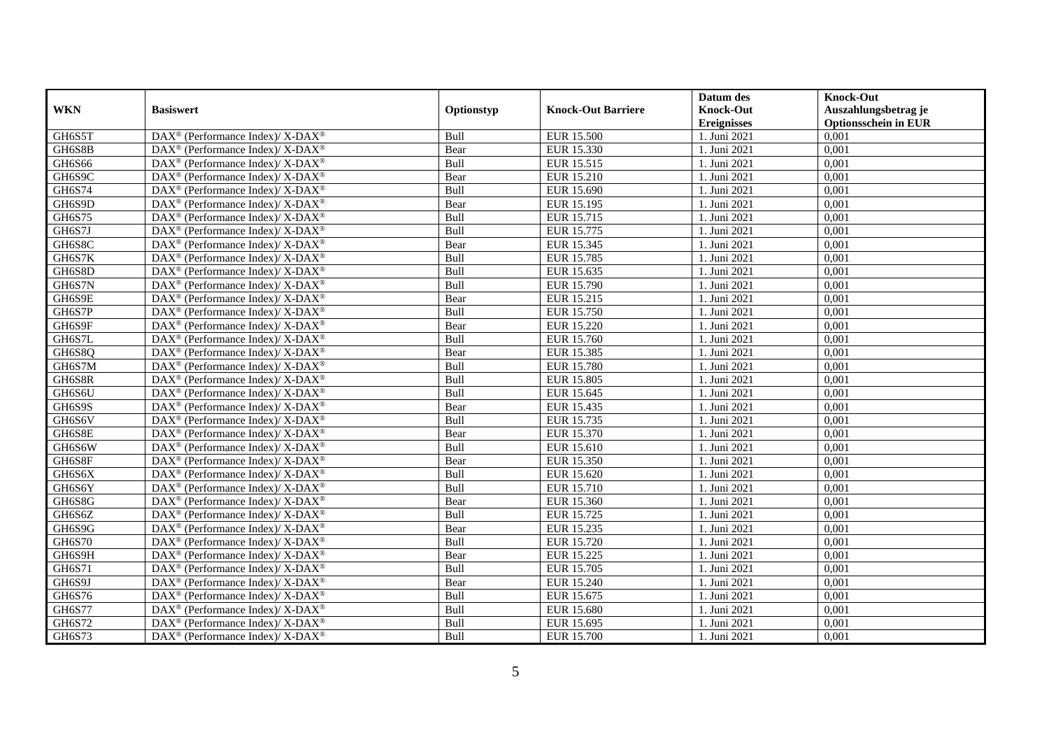| WKN | Basiswert | Optionstyp | Knock-Out Barriere | Datum des Knock-Out Ereignisses | Knock-Out Auszahlungsbetrag je Optionsschein in EUR |
|---|---|---|---|---|---|
| GH6S5T | DAX® (Performance Index)/ X-DAX® | Bull | EUR 15.500 | 1. Juni 2021 | 0,001 |
| GH6S8B | DAX® (Performance Index)/ X-DAX® | Bear | EUR 15.330 | 1. Juni 2021 | 0,001 |
| GH6S66 | DAX® (Performance Index)/ X-DAX® | Bull | EUR 15.515 | 1. Juni 2021 | 0,001 |
| GH6S9C | DAX® (Performance Index)/ X-DAX® | Bear | EUR 15.210 | 1. Juni 2021 | 0,001 |
| GH6S74 | DAX® (Performance Index)/ X-DAX® | Bull | EUR 15.690 | 1. Juni 2021 | 0,001 |
| GH6S9D | DAX® (Performance Index)/ X-DAX® | Bear | EUR 15.195 | 1. Juni 2021 | 0,001 |
| GH6S75 | DAX® (Performance Index)/ X-DAX® | Bull | EUR 15.715 | 1. Juni 2021 | 0,001 |
| GH6S7J | DAX® (Performance Index)/ X-DAX® | Bull | EUR 15.775 | 1. Juni 2021 | 0,001 |
| GH6S8C | DAX® (Performance Index)/ X-DAX® | Bear | EUR 15.345 | 1. Juni 2021 | 0,001 |
| GH6S7K | DAX® (Performance Index)/ X-DAX® | Bull | EUR 15.785 | 1. Juni 2021 | 0,001 |
| GH6S8D | DAX® (Performance Index)/ X-DAX® | Bull | EUR 15.635 | 1. Juni 2021 | 0,001 |
| GH6S7N | DAX® (Performance Index)/ X-DAX® | Bull | EUR 15.790 | 1. Juni 2021 | 0,001 |
| GH6S9E | DAX® (Performance Index)/ X-DAX® | Bear | EUR 15.215 | 1. Juni 2021 | 0,001 |
| GH6S7P | DAX® (Performance Index)/ X-DAX® | Bull | EUR 15.750 | 1. Juni 2021 | 0,001 |
| GH6S9F | DAX® (Performance Index)/ X-DAX® | Bear | EUR 15.220 | 1. Juni 2021 | 0,001 |
| GH6S7L | DAX® (Performance Index)/ X-DAX® | Bull | EUR 15.760 | 1. Juni 2021 | 0,001 |
| GH6S8Q | DAX® (Performance Index)/ X-DAX® | Bear | EUR 15.385 | 1. Juni 2021 | 0,001 |
| GH6S7M | DAX® (Performance Index)/ X-DAX® | Bull | EUR 15.780 | 1. Juni 2021 | 0,001 |
| GH6S8R | DAX® (Performance Index)/ X-DAX® | Bull | EUR 15.805 | 1. Juni 2021 | 0,001 |
| GH6S6U | DAX® (Performance Index)/ X-DAX® | Bull | EUR 15.645 | 1. Juni 2021 | 0,001 |
| GH6S9S | DAX® (Performance Index)/ X-DAX® | Bear | EUR 15.435 | 1. Juni 2021 | 0,001 |
| GH6S6V | DAX® (Performance Index)/ X-DAX® | Bull | EUR 15.735 | 1. Juni 2021 | 0,001 |
| GH6S8E | DAX® (Performance Index)/ X-DAX® | Bear | EUR 15.370 | 1. Juni 2021 | 0,001 |
| GH6S6W | DAX® (Performance Index)/ X-DAX® | Bull | EUR 15.610 | 1. Juni 2021 | 0,001 |
| GH6S8F | DAX® (Performance Index)/ X-DAX® | Bear | EUR 15.350 | 1. Juni 2021 | 0,001 |
| GH6S6X | DAX® (Performance Index)/ X-DAX® | Bull | EUR 15.620 | 1. Juni 2021 | 0,001 |
| GH6S6Y | DAX® (Performance Index)/ X-DAX® | Bull | EUR 15.710 | 1. Juni 2021 | 0,001 |
| GH6S8G | DAX® (Performance Index)/ X-DAX® | Bear | EUR 15.360 | 1. Juni 2021 | 0,001 |
| GH6S6Z | DAX® (Performance Index)/ X-DAX® | Bull | EUR 15.725 | 1. Juni 2021 | 0,001 |
| GH6S9G | DAX® (Performance Index)/ X-DAX® | Bear | EUR 15.235 | 1. Juni 2021 | 0,001 |
| GH6S70 | DAX® (Performance Index)/ X-DAX® | Bull | EUR 15.720 | 1. Juni 2021 | 0,001 |
| GH6S9H | DAX® (Performance Index)/ X-DAX® | Bear | EUR 15.225 | 1. Juni 2021 | 0,001 |
| GH6S71 | DAX® (Performance Index)/ X-DAX® | Bull | EUR 15.705 | 1. Juni 2021 | 0,001 |
| GH6S9J | DAX® (Performance Index)/ X-DAX® | Bear | EUR 15.240 | 1. Juni 2021 | 0,001 |
| GH6S76 | DAX® (Performance Index)/ X-DAX® | Bull | EUR 15.675 | 1. Juni 2021 | 0,001 |
| GH6S77 | DAX® (Performance Index)/ X-DAX® | Bull | EUR 15.680 | 1. Juni 2021 | 0,001 |
| GH6S72 | DAX® (Performance Index)/ X-DAX® | Bull | EUR 15.695 | 1. Juni 2021 | 0,001 |
| GH6S73 | DAX® (Performance Index)/ X-DAX® | Bull | EUR 15.700 | 1. Juni 2021 | 0,001 |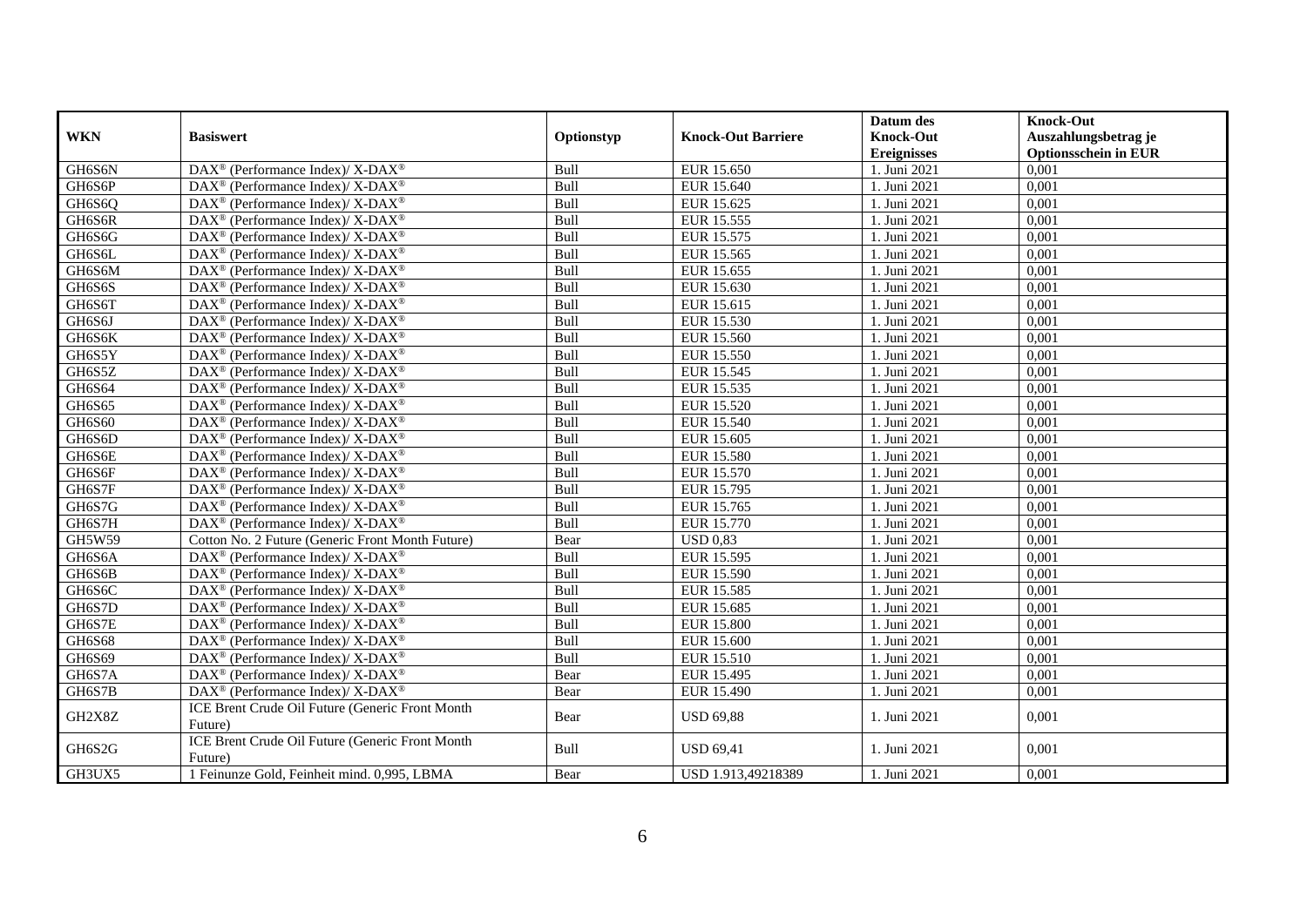| WKN | Basiswert | Optionstyp | Knock-Out Barriere | Datum des Knock-Out Ereignisses | Knock-Out Auszahlungsbetrag je Optionsschein in EUR |
|---|---|---|---|---|---|
| GH6S6N | DAX® (Performance Index)/ X-DAX® | Bull | EUR 15.650 | 1. Juni 2021 | 0,001 |
| GH6S6P | DAX® (Performance Index)/ X-DAX® | Bull | EUR 15.640 | 1. Juni 2021 | 0,001 |
| GH6S6Q | DAX® (Performance Index)/ X-DAX® | Bull | EUR 15.625 | 1. Juni 2021 | 0,001 |
| GH6S6R | DAX® (Performance Index)/ X-DAX® | Bull | EUR 15.555 | 1. Juni 2021 | 0,001 |
| GH6S6G | DAX® (Performance Index)/ X-DAX® | Bull | EUR 15.575 | 1. Juni 2021 | 0,001 |
| GH6S6L | DAX® (Performance Index)/ X-DAX® | Bull | EUR 15.565 | 1. Juni 2021 | 0,001 |
| GH6S6M | DAX® (Performance Index)/ X-DAX® | Bull | EUR 15.655 | 1. Juni 2021 | 0,001 |
| GH6S6S | DAX® (Performance Index)/ X-DAX® | Bull | EUR 15.630 | 1. Juni 2021 | 0,001 |
| GH6S6T | DAX® (Performance Index)/ X-DAX® | Bull | EUR 15.615 | 1. Juni 2021 | 0,001 |
| GH6S6J | DAX® (Performance Index)/ X-DAX® | Bull | EUR 15.530 | 1. Juni 2021 | 0,001 |
| GH6S6K | DAX® (Performance Index)/ X-DAX® | Bull | EUR 15.560 | 1. Juni 2021 | 0,001 |
| GH6S5Y | DAX® (Performance Index)/ X-DAX® | Bull | EUR 15.550 | 1. Juni 2021 | 0,001 |
| GH6S5Z | DAX® (Performance Index)/ X-DAX® | Bull | EUR 15.545 | 1. Juni 2021 | 0,001 |
| GH6S64 | DAX® (Performance Index)/ X-DAX® | Bull | EUR 15.535 | 1. Juni 2021 | 0,001 |
| GH6S65 | DAX® (Performance Index)/ X-DAX® | Bull | EUR 15.520 | 1. Juni 2021 | 0,001 |
| GH6S60 | DAX® (Performance Index)/ X-DAX® | Bull | EUR 15.540 | 1. Juni 2021 | 0,001 |
| GH6S6D | DAX® (Performance Index)/ X-DAX® | Bull | EUR 15.605 | 1. Juni 2021 | 0,001 |
| GH6S6E | DAX® (Performance Index)/ X-DAX® | Bull | EUR 15.580 | 1. Juni 2021 | 0,001 |
| GH6S6F | DAX® (Performance Index)/ X-DAX® | Bull | EUR 15.570 | 1. Juni 2021 | 0,001 |
| GH6S7F | DAX® (Performance Index)/ X-DAX® | Bull | EUR 15.795 | 1. Juni 2021 | 0,001 |
| GH6S7G | DAX® (Performance Index)/ X-DAX® | Bull | EUR 15.765 | 1. Juni 2021 | 0,001 |
| GH6S7H | DAX® (Performance Index)/ X-DAX® | Bull | EUR 15.770 | 1. Juni 2021 | 0,001 |
| GH5W59 | Cotton No. 2 Future (Generic Front Month Future) | Bear | USD 0,83 | 1. Juni 2021 | 0,001 |
| GH6S6A | DAX® (Performance Index)/ X-DAX® | Bull | EUR 15.595 | 1. Juni 2021 | 0,001 |
| GH6S6B | DAX® (Performance Index)/ X-DAX® | Bull | EUR 15.590 | 1. Juni 2021 | 0,001 |
| GH6S6C | DAX® (Performance Index)/ X-DAX® | Bull | EUR 15.585 | 1. Juni 2021 | 0,001 |
| GH6S7D | DAX® (Performance Index)/ X-DAX® | Bull | EUR 15.685 | 1. Juni 2021 | 0,001 |
| GH6S7E | DAX® (Performance Index)/ X-DAX® | Bull | EUR 15.800 | 1. Juni 2021 | 0,001 |
| GH6S68 | DAX® (Performance Index)/ X-DAX® | Bull | EUR 15.600 | 1. Juni 2021 | 0,001 |
| GH6S69 | DAX® (Performance Index)/ X-DAX® | Bull | EUR 15.510 | 1. Juni 2021 | 0,001 |
| GH6S7A | DAX® (Performance Index)/ X-DAX® | Bear | EUR 15.495 | 1. Juni 2021 | 0,001 |
| GH6S7B | DAX® (Performance Index)/ X-DAX® | Bear | EUR 15.490 | 1. Juni 2021 | 0,001 |
| GH2X8Z | ICE Brent Crude Oil Future (Generic Front Month Future) | Bear | USD 69,88 | 1. Juni 2021 | 0,001 |
| GH6S2G | ICE Brent Crude Oil Future (Generic Front Month Future) | Bull | USD 69,41 | 1. Juni 2021 | 0,001 |
| GH3UX5 | 1 Feinunze Gold, Feinheit mind. 0,995, LBMA | Bear | USD 1.913,49218389 | 1. Juni 2021 | 0,001 |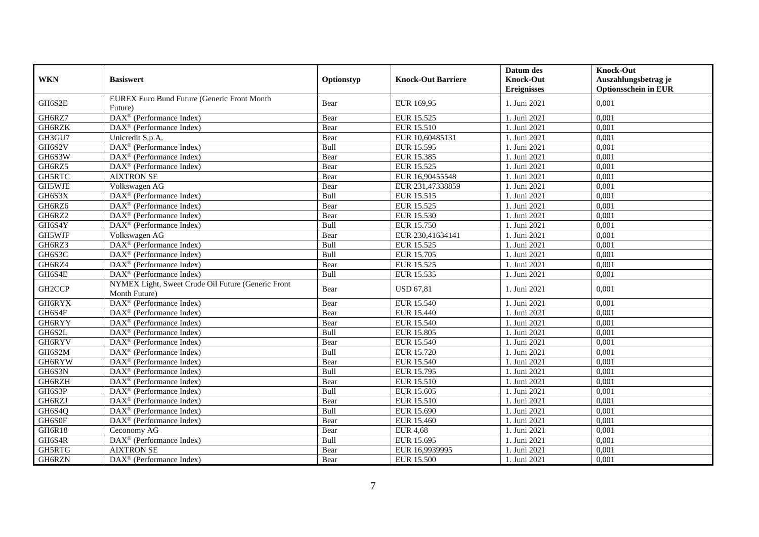| WKN | Basiswert | Optionstyp | Knock-Out Barriere | Datum des Knock-Out Ereignisses | Knock-Out Auszahlungsbetrag je Optionsschein in EUR |
|---|---|---|---|---|---|
| GH6S2E | EUREX Euro Bund Future (Generic Front Month Future) | Bear | EUR 169,95 | 1. Juni 2021 | 0,001 |
| GH6RZ7 | DAX® (Performance Index) | Bear | EUR 15.525 | 1. Juni 2021 | 0,001 |
| GH6RZK | DAX® (Performance Index) | Bear | EUR 15.510 | 1. Juni 2021 | 0,001 |
| GH3GU7 | Unicredit S.p.A. | Bear | EUR 10,60485131 | 1. Juni 2021 | 0,001 |
| GH6S2V | DAX® (Performance Index) | Bull | EUR 15.595 | 1. Juni 2021 | 0,001 |
| GH6S3W | DAX® (Performance Index) | Bear | EUR 15.385 | 1. Juni 2021 | 0,001 |
| GH6RZ5 | DAX® (Performance Index) | Bear | EUR 15.525 | 1. Juni 2021 | 0,001 |
| GH5RTC | AIXTRON SE | Bear | EUR 16,90455548 | 1. Juni 2021 | 0,001 |
| GH5WJE | Volkswagen AG | Bear | EUR 231,47338859 | 1. Juni 2021 | 0,001 |
| GH6S3X | DAX® (Performance Index) | Bull | EUR 15.515 | 1. Juni 2021 | 0,001 |
| GH6RZ6 | DAX® (Performance Index) | Bear | EUR 15.525 | 1. Juni 2021 | 0,001 |
| GH6RZ2 | DAX® (Performance Index) | Bear | EUR 15.530 | 1. Juni 2021 | 0,001 |
| GH6S4Y | DAX® (Performance Index) | Bull | EUR 15.750 | 1. Juni 2021 | 0,001 |
| GH5WJF | Volkswagen AG | Bear | EUR 230,41634141 | 1. Juni 2021 | 0,001 |
| GH6RZ3 | DAX® (Performance Index) | Bull | EUR 15.525 | 1. Juni 2021 | 0,001 |
| GH6S3C | DAX® (Performance Index) | Bull | EUR 15.705 | 1. Juni 2021 | 0,001 |
| GH6RZ4 | DAX® (Performance Index) | Bear | EUR 15.525 | 1. Juni 2021 | 0,001 |
| GH6S4E | DAX® (Performance Index) | Bull | EUR 15.535 | 1. Juni 2021 | 0,001 |
| GH2CCP | NYMEX Light, Sweet Crude Oil Future (Generic Front Month Future) | Bear | USD 67,81 | 1. Juni 2021 | 0,001 |
| GH6RYX | DAX® (Performance Index) | Bear | EUR 15.540 | 1. Juni 2021 | 0,001 |
| GH6S4F | DAX® (Performance Index) | Bear | EUR 15.440 | 1. Juni 2021 | 0,001 |
| GH6RYY | DAX® (Performance Index) | Bear | EUR 15.540 | 1. Juni 2021 | 0,001 |
| GH6S2L | DAX® (Performance Index) | Bull | EUR 15.805 | 1. Juni 2021 | 0,001 |
| GH6RYV | DAX® (Performance Index) | Bear | EUR 15.540 | 1. Juni 2021 | 0,001 |
| GH6S2M | DAX® (Performance Index) | Bull | EUR 15.720 | 1. Juni 2021 | 0,001 |
| GH6RYW | DAX® (Performance Index) | Bear | EUR 15.540 | 1. Juni 2021 | 0,001 |
| GH6S3N | DAX® (Performance Index) | Bull | EUR 15.795 | 1. Juni 2021 | 0,001 |
| GH6RZH | DAX® (Performance Index) | Bear | EUR 15.510 | 1. Juni 2021 | 0,001 |
| GH6S3P | DAX® (Performance Index) | Bull | EUR 15.605 | 1. Juni 2021 | 0,001 |
| GH6RZJ | DAX® (Performance Index) | Bear | EUR 15.510 | 1. Juni 2021 | 0,001 |
| GH6S4Q | DAX® (Performance Index) | Bull | EUR 15.690 | 1. Juni 2021 | 0,001 |
| GH6S0F | DAX® (Performance Index) | Bear | EUR 15.460 | 1. Juni 2021 | 0,001 |
| GH6R18 | Ceconomy AG | Bear | EUR 4,68 | 1. Juni 2021 | 0,001 |
| GH6S4R | DAX® (Performance Index) | Bull | EUR 15.695 | 1. Juni 2021 | 0,001 |
| GH5RTG | AIXTRON SE | Bear | EUR 16,9939995 | 1. Juni 2021 | 0,001 |
| GH6RZN | DAX® (Performance Index) | Bear | EUR 15.500 | 1. Juni 2021 | 0,001 |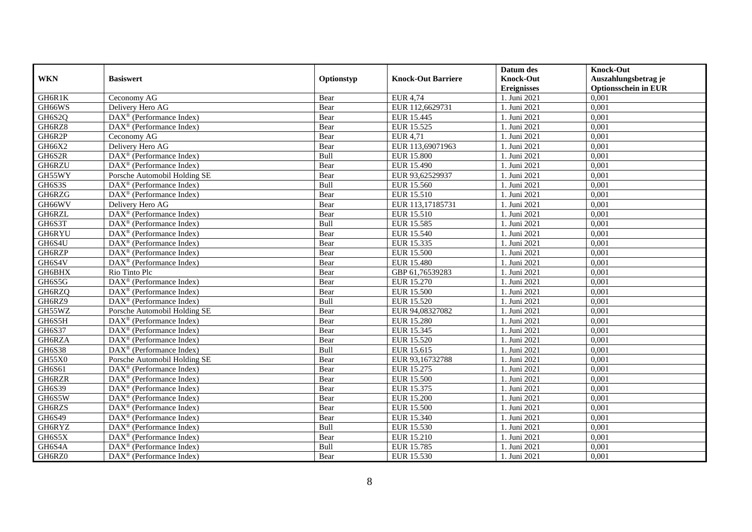| WKN | Basiswert | Optionstyp | Knock-Out Barriere | Datum des Knock-Out Ereignisses | Knock-Out Auszahlungsbetrag je Optionsschein in EUR |
|---|---|---|---|---|---|
| GH6R1K | Ceconomy AG | Bear | EUR 4,74 | 1. Juni 2021 | 0,001 |
| GH66WS | Delivery Hero AG | Bear | EUR 112,6629731 | 1. Juni 2021 | 0,001 |
| GH6S2Q | DAX® (Performance Index) | Bear | EUR 15.445 | 1. Juni 2021 | 0,001 |
| GH6RZ8 | DAX® (Performance Index) | Bear | EUR 15.525 | 1. Juni 2021 | 0,001 |
| GH6R2P | Ceconomy AG | Bear | EUR 4,71 | 1. Juni 2021 | 0,001 |
| GH66X2 | Delivery Hero AG | Bear | EUR 113,69071963 | 1. Juni 2021 | 0,001 |
| GH6S2R | DAX® (Performance Index) | Bull | EUR 15.800 | 1. Juni 2021 | 0,001 |
| GH6RZU | DAX® (Performance Index) | Bear | EUR 15.490 | 1. Juni 2021 | 0,001 |
| GH55WY | Porsche Automobil Holding SE | Bear | EUR 93,62529937 | 1. Juni 2021 | 0,001 |
| GH6S3S | DAX® (Performance Index) | Bull | EUR 15.560 | 1. Juni 2021 | 0,001 |
| GH6RZG | DAX® (Performance Index) | Bear | EUR 15.510 | 1. Juni 2021 | 0,001 |
| GH66WV | Delivery Hero AG | Bear | EUR 113,17185731 | 1. Juni 2021 | 0,001 |
| GH6RZL | DAX® (Performance Index) | Bear | EUR 15.510 | 1. Juni 2021 | 0,001 |
| GH6S3T | DAX® (Performance Index) | Bull | EUR 15.585 | 1. Juni 2021 | 0,001 |
| GH6RYU | DAX® (Performance Index) | Bear | EUR 15.540 | 1. Juni 2021 | 0,001 |
| GH6S4U | DAX® (Performance Index) | Bear | EUR 15.335 | 1. Juni 2021 | 0,001 |
| GH6RZP | DAX® (Performance Index) | Bear | EUR 15.500 | 1. Juni 2021 | 0,001 |
| GH6S4V | DAX® (Performance Index) | Bear | EUR 15.480 | 1. Juni 2021 | 0,001 |
| GH6BHX | Rio Tinto Plc | Bear | GBP 61,76539283 | 1. Juni 2021 | 0,001 |
| GH6S5G | DAX® (Performance Index) | Bear | EUR 15.270 | 1. Juni 2021 | 0,001 |
| GH6RZQ | DAX® (Performance Index) | Bear | EUR 15.500 | 1. Juni 2021 | 0,001 |
| GH6RZ9 | DAX® (Performance Index) | Bull | EUR 15.520 | 1. Juni 2021 | 0,001 |
| GH55WZ | Porsche Automobil Holding SE | Bear | EUR 94,08327082 | 1. Juni 2021 | 0,001 |
| GH6S5H | DAX® (Performance Index) | Bear | EUR 15.280 | 1. Juni 2021 | 0,001 |
| GH6S37 | DAX® (Performance Index) | Bear | EUR 15.345 | 1. Juni 2021 | 0,001 |
| GH6RZA | DAX® (Performance Index) | Bear | EUR 15.520 | 1. Juni 2021 | 0,001 |
| GH6S38 | DAX® (Performance Index) | Bull | EUR 15.615 | 1. Juni 2021 | 0,001 |
| GH55X0 | Porsche Automobil Holding SE | Bear | EUR 93,16732788 | 1. Juni 2021 | 0,001 |
| GH6S61 | DAX® (Performance Index) | Bear | EUR 15.275 | 1. Juni 2021 | 0,001 |
| GH6RZR | DAX® (Performance Index) | Bear | EUR 15.500 | 1. Juni 2021 | 0,001 |
| GH6S39 | DAX® (Performance Index) | Bear | EUR 15.375 | 1. Juni 2021 | 0,001 |
| GH6S5W | DAX® (Performance Index) | Bear | EUR 15.200 | 1. Juni 2021 | 0,001 |
| GH6RZS | DAX® (Performance Index) | Bear | EUR 15.500 | 1. Juni 2021 | 0,001 |
| GH6S49 | DAX® (Performance Index) | Bear | EUR 15.340 | 1. Juni 2021 | 0,001 |
| GH6RYZ | DAX® (Performance Index) | Bull | EUR 15.530 | 1. Juni 2021 | 0,001 |
| GH6S5X | DAX® (Performance Index) | Bear | EUR 15.210 | 1. Juni 2021 | 0,001 |
| GH6S4A | DAX® (Performance Index) | Bull | EUR 15.785 | 1. Juni 2021 | 0,001 |
| GH6RZ0 | DAX® (Performance Index) | Bear | EUR 15.530 | 1. Juni 2021 | 0,001 |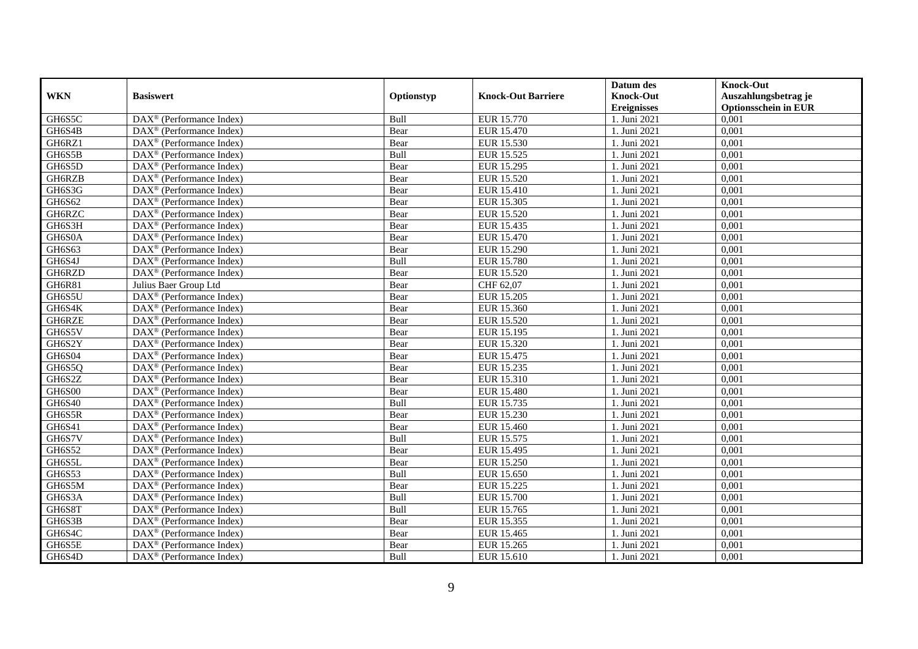| WKN | Basiswert | Optionstyp | Knock-Out Barriere | Datum des Knock-Out Ereignisses | Knock-Out Auszahlungsbetrag je Optionsschein in EUR |
|---|---|---|---|---|---|
| GH6S5C | DAX® (Performance Index) | Bull | EUR 15.770 | 1. Juni 2021 | 0,001 |
| GH6S4B | DAX® (Performance Index) | Bear | EUR 15.470 | 1. Juni 2021 | 0,001 |
| GH6RZ1 | DAX® (Performance Index) | Bear | EUR 15.530 | 1. Juni 2021 | 0,001 |
| GH6S5B | DAX® (Performance Index) | Bull | EUR 15.525 | 1. Juni 2021 | 0,001 |
| GH6S5D | DAX® (Performance Index) | Bear | EUR 15.295 | 1. Juni 2021 | 0,001 |
| GH6RZB | DAX® (Performance Index) | Bear | EUR 15.520 | 1. Juni 2021 | 0,001 |
| GH6S3G | DAX® (Performance Index) | Bear | EUR 15.410 | 1. Juni 2021 | 0,001 |
| GH6S62 | DAX® (Performance Index) | Bear | EUR 15.305 | 1. Juni 2021 | 0,001 |
| GH6RZC | DAX® (Performance Index) | Bear | EUR 15.520 | 1. Juni 2021 | 0,001 |
| GH6S3H | DAX® (Performance Index) | Bear | EUR 15.435 | 1. Juni 2021 | 0,001 |
| GH6S0A | DAX® (Performance Index) | Bear | EUR 15.470 | 1. Juni 2021 | 0,001 |
| GH6S63 | DAX® (Performance Index) | Bear | EUR 15.290 | 1. Juni 2021 | 0,001 |
| GH6S4J | DAX® (Performance Index) | Bull | EUR 15.780 | 1. Juni 2021 | 0,001 |
| GH6RZD | DAX® (Performance Index) | Bear | EUR 15.520 | 1. Juni 2021 | 0,001 |
| GH6R81 | Julius Baer Group Ltd | Bear | CHF 62,07 | 1. Juni 2021 | 0,001 |
| GH6S5U | DAX® (Performance Index) | Bear | EUR 15.205 | 1. Juni 2021 | 0,001 |
| GH6S4K | DAX® (Performance Index) | Bear | EUR 15.360 | 1. Juni 2021 | 0,001 |
| GH6RZE | DAX® (Performance Index) | Bear | EUR 15.520 | 1. Juni 2021 | 0,001 |
| GH6S5V | DAX® (Performance Index) | Bear | EUR 15.195 | 1. Juni 2021 | 0,001 |
| GH6S2Y | DAX® (Performance Index) | Bear | EUR 15.320 | 1. Juni 2021 | 0,001 |
| GH6S04 | DAX® (Performance Index) | Bear | EUR 15.475 | 1. Juni 2021 | 0,001 |
| GH6S5Q | DAX® (Performance Index) | Bear | EUR 15.235 | 1. Juni 2021 | 0,001 |
| GH6S2Z | DAX® (Performance Index) | Bear | EUR 15.310 | 1. Juni 2021 | 0,001 |
| GH6S00 | DAX® (Performance Index) | Bear | EUR 15.480 | 1. Juni 2021 | 0,001 |
| GH6S40 | DAX® (Performance Index) | Bull | EUR 15.735 | 1. Juni 2021 | 0,001 |
| GH6S5R | DAX® (Performance Index) | Bear | EUR 15.230 | 1. Juni 2021 | 0,001 |
| GH6S41 | DAX® (Performance Index) | Bear | EUR 15.460 | 1. Juni 2021 | 0,001 |
| GH6S7V | DAX® (Performance Index) | Bull | EUR 15.575 | 1. Juni 2021 | 0,001 |
| GH6S52 | DAX® (Performance Index) | Bear | EUR 15.495 | 1. Juni 2021 | 0,001 |
| GH6S5L | DAX® (Performance Index) | Bear | EUR 15.250 | 1. Juni 2021 | 0,001 |
| GH6S53 | DAX® (Performance Index) | Bull | EUR 15.650 | 1. Juni 2021 | 0,001 |
| GH6S5M | DAX® (Performance Index) | Bear | EUR 15.225 | 1. Juni 2021 | 0,001 |
| GH6S3A | DAX® (Performance Index) | Bull | EUR 15.700 | 1. Juni 2021 | 0,001 |
| GH6S8T | DAX® (Performance Index) | Bull | EUR 15.765 | 1. Juni 2021 | 0,001 |
| GH6S3B | DAX® (Performance Index) | Bear | EUR 15.355 | 1. Juni 2021 | 0,001 |
| GH6S4C | DAX® (Performance Index) | Bear | EUR 15.465 | 1. Juni 2021 | 0,001 |
| GH6S5E | DAX® (Performance Index) | Bear | EUR 15.265 | 1. Juni 2021 | 0,001 |
| GH6S4D | DAX® (Performance Index) | Bull | EUR 15.610 | 1. Juni 2021 | 0,001 |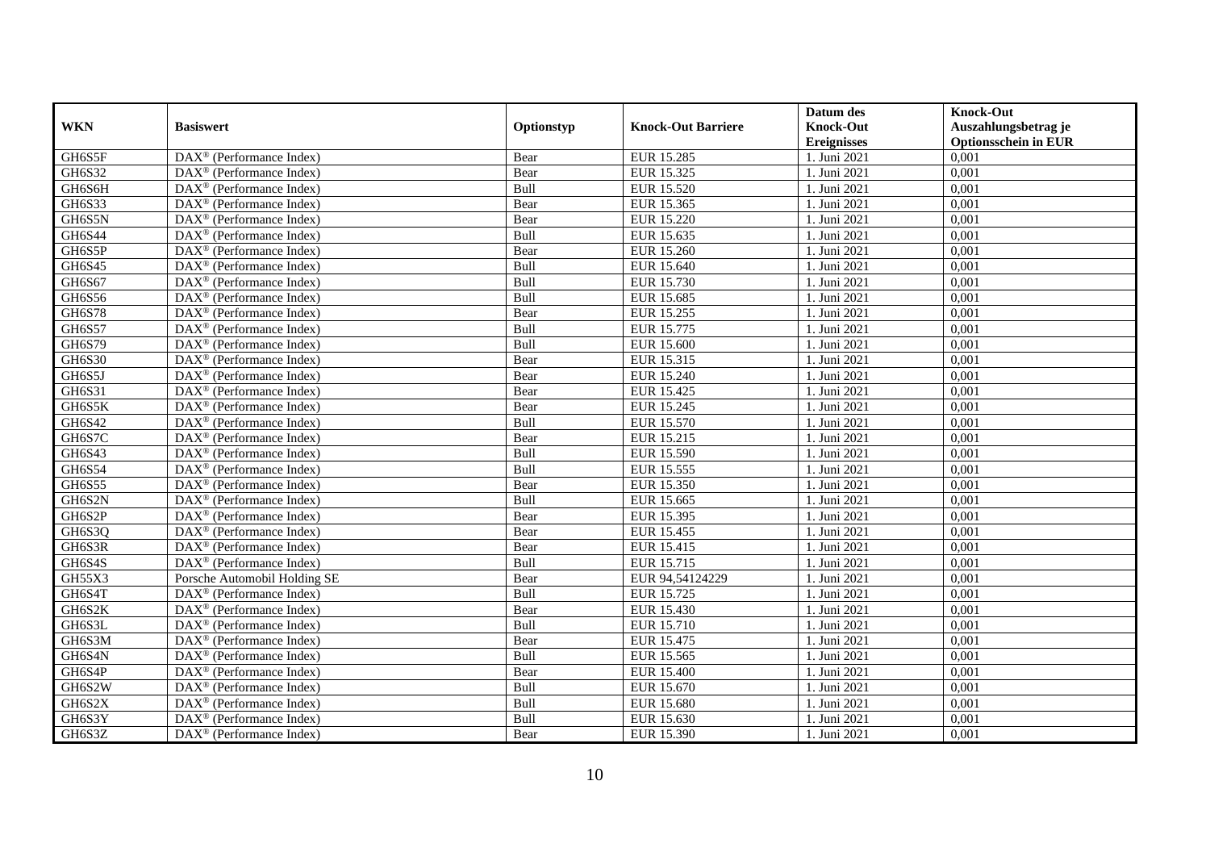| WKN | Basiswert | Optionstyp | Knock-Out Barriere | Datum des Knock-Out Ereignisses | Knock-Out Auszahlungsbetrag je Optionsschein in EUR |
|---|---|---|---|---|---|
| GH6S5F | DAX® (Performance Index) | Bear | EUR 15.285 | 1. Juni 2021 | 0,001 |
| GH6S32 | DAX® (Performance Index) | Bear | EUR 15.325 | 1. Juni 2021 | 0,001 |
| GH6S6H | DAX® (Performance Index) | Bull | EUR 15.520 | 1. Juni 2021 | 0,001 |
| GH6S33 | DAX® (Performance Index) | Bear | EUR 15.365 | 1. Juni 2021 | 0,001 |
| GH6S5N | DAX® (Performance Index) | Bear | EUR 15.220 | 1. Juni 2021 | 0,001 |
| GH6S44 | DAX® (Performance Index) | Bull | EUR 15.635 | 1. Juni 2021 | 0,001 |
| GH6S5P | DAX® (Performance Index) | Bear | EUR 15.260 | 1. Juni 2021 | 0,001 |
| GH6S45 | DAX® (Performance Index) | Bull | EUR 15.640 | 1. Juni 2021 | 0,001 |
| GH6S67 | DAX® (Performance Index) | Bull | EUR 15.730 | 1. Juni 2021 | 0,001 |
| GH6S56 | DAX® (Performance Index) | Bull | EUR 15.685 | 1. Juni 2021 | 0,001 |
| GH6S78 | DAX® (Performance Index) | Bear | EUR 15.255 | 1. Juni 2021 | 0,001 |
| GH6S57 | DAX® (Performance Index) | Bull | EUR 15.775 | 1. Juni 2021 | 0,001 |
| GH6S79 | DAX® (Performance Index) | Bull | EUR 15.600 | 1. Juni 2021 | 0,001 |
| GH6S30 | DAX® (Performance Index) | Bear | EUR 15.315 | 1. Juni 2021 | 0,001 |
| GH6S5J | DAX® (Performance Index) | Bear | EUR 15.240 | 1. Juni 2021 | 0,001 |
| GH6S31 | DAX® (Performance Index) | Bear | EUR 15.425 | 1. Juni 2021 | 0,001 |
| GH6S5K | DAX® (Performance Index) | Bear | EUR 15.245 | 1. Juni 2021 | 0,001 |
| GH6S42 | DAX® (Performance Index) | Bull | EUR 15.570 | 1. Juni 2021 | 0,001 |
| GH6S7C | DAX® (Performance Index) | Bear | EUR 15.215 | 1. Juni 2021 | 0,001 |
| GH6S43 | DAX® (Performance Index) | Bull | EUR 15.590 | 1. Juni 2021 | 0,001 |
| GH6S54 | DAX® (Performance Index) | Bull | EUR 15.555 | 1. Juni 2021 | 0,001 |
| GH6S55 | DAX® (Performance Index) | Bear | EUR 15.350 | 1. Juni 2021 | 0,001 |
| GH6S2N | DAX® (Performance Index) | Bull | EUR 15.665 | 1. Juni 2021 | 0,001 |
| GH6S2P | DAX® (Performance Index) | Bear | EUR 15.395 | 1. Juni 2021 | 0,001 |
| GH6S3Q | DAX® (Performance Index) | Bear | EUR 15.455 | 1. Juni 2021 | 0,001 |
| GH6S3R | DAX® (Performance Index) | Bear | EUR 15.415 | 1. Juni 2021 | 0,001 |
| GH6S4S | DAX® (Performance Index) | Bull | EUR 15.715 | 1. Juni 2021 | 0,001 |
| GH55X3 | Porsche Automobil Holding SE | Bear | EUR 94,54124229 | 1. Juni 2021 | 0,001 |
| GH6S4T | DAX® (Performance Index) | Bull | EUR 15.725 | 1. Juni 2021 | 0,001 |
| GH6S2K | DAX® (Performance Index) | Bear | EUR 15.430 | 1. Juni 2021 | 0,001 |
| GH6S3L | DAX® (Performance Index) | Bull | EUR 15.710 | 1. Juni 2021 | 0,001 |
| GH6S3M | DAX® (Performance Index) | Bear | EUR 15.475 | 1. Juni 2021 | 0,001 |
| GH6S4N | DAX® (Performance Index) | Bull | EUR 15.565 | 1. Juni 2021 | 0,001 |
| GH6S4P | DAX® (Performance Index) | Bear | EUR 15.400 | 1. Juni 2021 | 0,001 |
| GH6S2W | DAX® (Performance Index) | Bull | EUR 15.670 | 1. Juni 2021 | 0,001 |
| GH6S2X | DAX® (Performance Index) | Bull | EUR 15.680 | 1. Juni 2021 | 0,001 |
| GH6S3Y | DAX® (Performance Index) | Bull | EUR 15.630 | 1. Juni 2021 | 0,001 |
| GH6S3Z | DAX® (Performance Index) | Bear | EUR 15.390 | 1. Juni 2021 | 0,001 |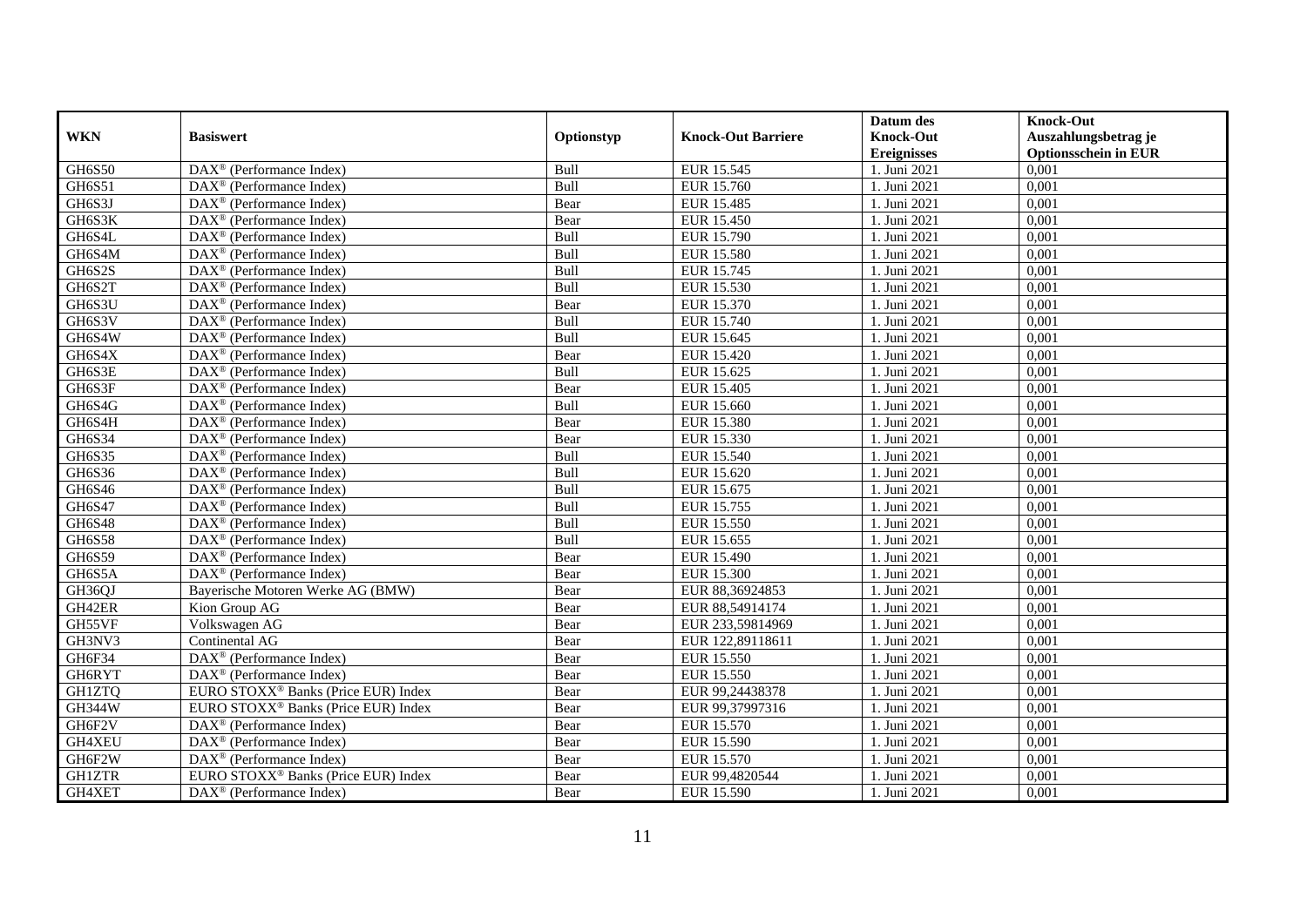| WKN | Basiswert | Optionstyp | Knock-Out Barriere | Datum des Knock-Out Ereignisses | Knock-Out Auszahlungsbetrag je Optionsschein in EUR |
| --- | --- | --- | --- | --- | --- |
| GH6S50 | DAX® (Performance Index) | Bull | EUR 15.545 | 1. Juni 2021 | 0,001 |
| GH6S51 | DAX® (Performance Index) | Bull | EUR 15.760 | 1. Juni 2021 | 0,001 |
| GH6S3J | DAX® (Performance Index) | Bear | EUR 15.485 | 1. Juni 2021 | 0,001 |
| GH6S3K | DAX® (Performance Index) | Bear | EUR 15.450 | 1. Juni 2021 | 0,001 |
| GH6S4L | DAX® (Performance Index) | Bull | EUR 15.790 | 1. Juni 2021 | 0,001 |
| GH6S4M | DAX® (Performance Index) | Bull | EUR 15.580 | 1. Juni 2021 | 0,001 |
| GH6S2S | DAX® (Performance Index) | Bull | EUR 15.745 | 1. Juni 2021 | 0,001 |
| GH6S2T | DAX® (Performance Index) | Bull | EUR 15.530 | 1. Juni 2021 | 0,001 |
| GH6S3U | DAX® (Performance Index) | Bear | EUR 15.370 | 1. Juni 2021 | 0,001 |
| GH6S3V | DAX® (Performance Index) | Bull | EUR 15.740 | 1. Juni 2021 | 0,001 |
| GH6S4W | DAX® (Performance Index) | Bull | EUR 15.645 | 1. Juni 2021 | 0,001 |
| GH6S4X | DAX® (Performance Index) | Bear | EUR 15.420 | 1. Juni 2021 | 0,001 |
| GH6S3E | DAX® (Performance Index) | Bull | EUR 15.625 | 1. Juni 2021 | 0,001 |
| GH6S3F | DAX® (Performance Index) | Bear | EUR 15.405 | 1. Juni 2021 | 0,001 |
| GH6S4G | DAX® (Performance Index) | Bull | EUR 15.660 | 1. Juni 2021 | 0,001 |
| GH6S4H | DAX® (Performance Index) | Bear | EUR 15.380 | 1. Juni 2021 | 0,001 |
| GH6S34 | DAX® (Performance Index) | Bear | EUR 15.330 | 1. Juni 2021 | 0,001 |
| GH6S35 | DAX® (Performance Index) | Bull | EUR 15.540 | 1. Juni 2021 | 0,001 |
| GH6S36 | DAX® (Performance Index) | Bull | EUR 15.620 | 1. Juni 2021 | 0,001 |
| GH6S46 | DAX® (Performance Index) | Bull | EUR 15.675 | 1. Juni 2021 | 0,001 |
| GH6S47 | DAX® (Performance Index) | Bull | EUR 15.755 | 1. Juni 2021 | 0,001 |
| GH6S48 | DAX® (Performance Index) | Bull | EUR 15.550 | 1. Juni 2021 | 0,001 |
| GH6S58 | DAX® (Performance Index) | Bull | EUR 15.655 | 1. Juni 2021 | 0,001 |
| GH6S59 | DAX® (Performance Index) | Bear | EUR 15.490 | 1. Juni 2021 | 0,001 |
| GH6S5A | DAX® (Performance Index) | Bear | EUR 15.300 | 1. Juni 2021 | 0,001 |
| GH36QJ | Bayerische Motoren Werke AG (BMW) | Bear | EUR 88,36924853 | 1. Juni 2021 | 0,001 |
| GH42ER | Kion Group AG | Bear | EUR 88,54914174 | 1. Juni 2021 | 0,001 |
| GH55VF | Volkswagen AG | Bear | EUR 233,59814969 | 1. Juni 2021 | 0,001 |
| GH3NV3 | Continental AG | Bear | EUR 122,89118611 | 1. Juni 2021 | 0,001 |
| GH6F34 | DAX® (Performance Index) | Bear | EUR 15.550 | 1. Juni 2021 | 0,001 |
| GH6RYT | DAX® (Performance Index) | Bear | EUR 15.550 | 1. Juni 2021 | 0,001 |
| GH1ZTQ | EURO STOXX® Banks (Price EUR) Index | Bear | EUR 99,24438378 | 1. Juni 2021 | 0,001 |
| GH344W | EURO STOXX® Banks (Price EUR) Index | Bear | EUR 99,37997316 | 1. Juni 2021 | 0,001 |
| GH6F2V | DAX® (Performance Index) | Bear | EUR 15.570 | 1. Juni 2021 | 0,001 |
| GH4XEU | DAX® (Performance Index) | Bear | EUR 15.590 | 1. Juni 2021 | 0,001 |
| GH6F2W | DAX® (Performance Index) | Bear | EUR 15.570 | 1. Juni 2021 | 0,001 |
| GH1ZTR | EURO STOXX® Banks (Price EUR) Index | Bear | EUR 99,4820544 | 1. Juni 2021 | 0,001 |
| GH4XET | DAX® (Performance Index) | Bear | EUR 15.590 | 1. Juni 2021 | 0,001 |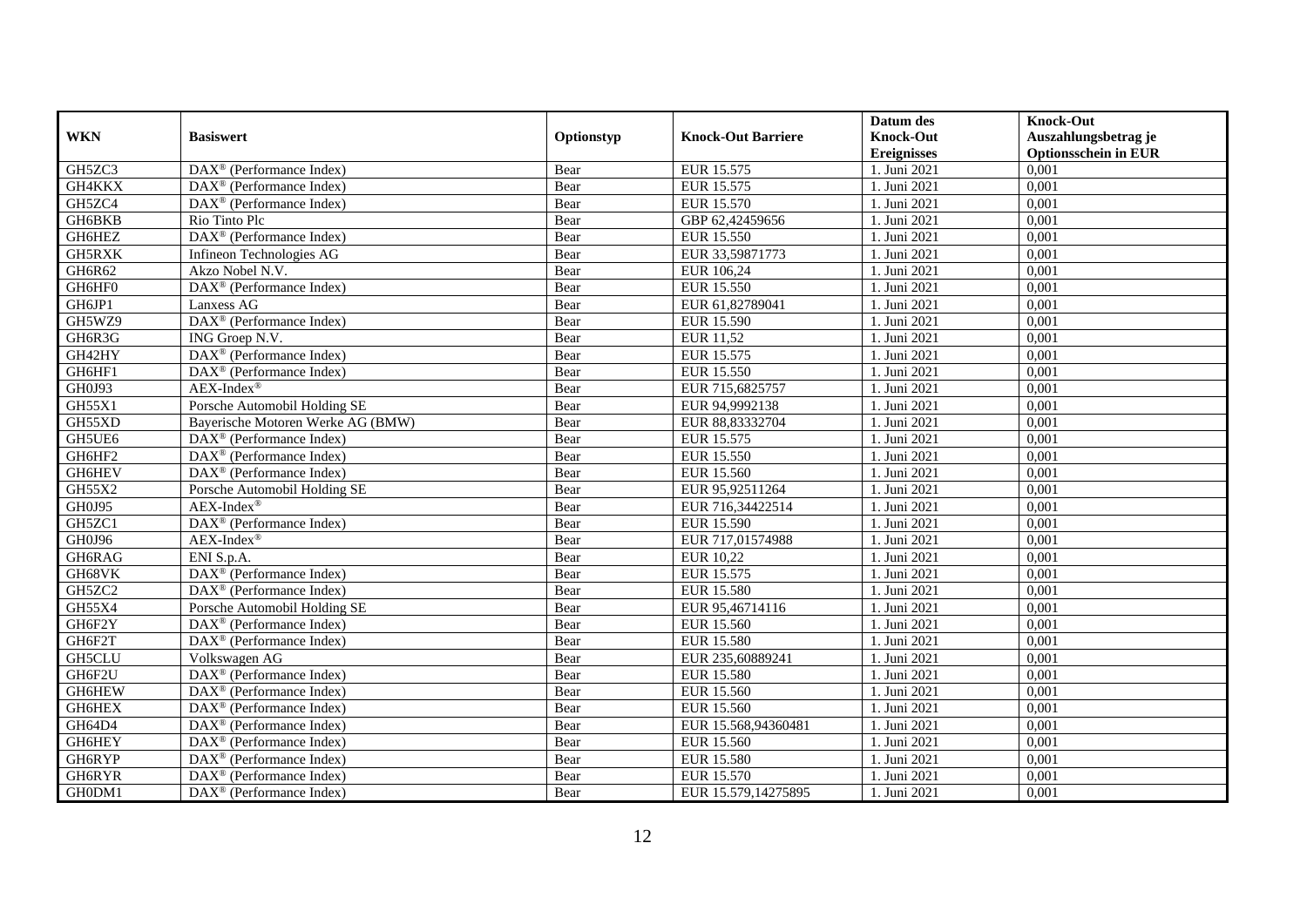| WKN | Basiswert | Optionstyp | Knock-Out Barriere | Datum des Knock-Out Ereignisses | Knock-Out Auszahlungsbetrag je Optionsschein in EUR |
|---|---|---|---|---|---|
| GH5ZC3 | DAX® (Performance Index) | Bear | EUR 15.575 | 1. Juni 2021 | 0,001 |
| GH4KKX | DAX® (Performance Index) | Bear | EUR 15.575 | 1. Juni 2021 | 0,001 |
| GH5ZC4 | DAX® (Performance Index) | Bear | EUR 15.570 | 1. Juni 2021 | 0,001 |
| GH6BKB | Rio Tinto Plc | Bear | GBP 62,42459656 | 1. Juni 2021 | 0,001 |
| GH6HEZ | DAX® (Performance Index) | Bear | EUR 15.550 | 1. Juni 2021 | 0,001 |
| GH5RXK | Infineon Technologies AG | Bear | EUR 33,59871773 | 1. Juni 2021 | 0,001 |
| GH6R62 | Akzo Nobel N.V. | Bear | EUR 106,24 | 1. Juni 2021 | 0,001 |
| GH6HF0 | DAX® (Performance Index) | Bear | EUR 15.550 | 1. Juni 2021 | 0,001 |
| GH6JP1 | Lanxess AG | Bear | EUR 61,82789041 | 1. Juni 2021 | 0,001 |
| GH5WZ9 | DAX® (Performance Index) | Bear | EUR 15.590 | 1. Juni 2021 | 0,001 |
| GH6R3G | ING Groep N.V. | Bear | EUR 11,52 | 1. Juni 2021 | 0,001 |
| GH42HY | DAX® (Performance Index) | Bear | EUR 15.575 | 1. Juni 2021 | 0,001 |
| GH6HF1 | DAX® (Performance Index) | Bear | EUR 15.550 | 1. Juni 2021 | 0,001 |
| GH0J93 | AEX-Index® | Bear | EUR 715,6825757 | 1. Juni 2021 | 0,001 |
| GH55X1 | Porsche Automobil Holding SE | Bear | EUR 94,9992138 | 1. Juni 2021 | 0,001 |
| GH55XD | Bayerische Motoren Werke AG (BMW) | Bear | EUR 88,83332704 | 1. Juni 2021 | 0,001 |
| GH5UE6 | DAX® (Performance Index) | Bear | EUR 15.575 | 1. Juni 2021 | 0,001 |
| GH6HF2 | DAX® (Performance Index) | Bear | EUR 15.550 | 1. Juni 2021 | 0,001 |
| GH6HEV | DAX® (Performance Index) | Bear | EUR 15.560 | 1. Juni 2021 | 0,001 |
| GH55X2 | Porsche Automobil Holding SE | Bear | EUR 95,92511264 | 1. Juni 2021 | 0,001 |
| GH0J95 | AEX-Index® | Bear | EUR 716,34422514 | 1. Juni 2021 | 0,001 |
| GH5ZC1 | DAX® (Performance Index) | Bear | EUR 15.590 | 1. Juni 2021 | 0,001 |
| GH0J96 | AEX-Index® | Bear | EUR 717,01574988 | 1. Juni 2021 | 0,001 |
| GH6RAG | ENI S.p.A. | Bear | EUR 10,22 | 1. Juni 2021 | 0,001 |
| GH68VK | DAX® (Performance Index) | Bear | EUR 15.575 | 1. Juni 2021 | 0,001 |
| GH5ZC2 | DAX® (Performance Index) | Bear | EUR 15.580 | 1. Juni 2021 | 0,001 |
| GH55X4 | Porsche Automobil Holding SE | Bear | EUR 95,46714116 | 1. Juni 2021 | 0,001 |
| GH6F2Y | DAX® (Performance Index) | Bear | EUR 15.560 | 1. Juni 2021 | 0,001 |
| GH6F2T | DAX® (Performance Index) | Bear | EUR 15.580 | 1. Juni 2021 | 0,001 |
| GH5CLU | Volkswagen AG | Bear | EUR 235,60889241 | 1. Juni 2021 | 0,001 |
| GH6F2U | DAX® (Performance Index) | Bear | EUR 15.580 | 1. Juni 2021 | 0,001 |
| GH6HEW | DAX® (Performance Index) | Bear | EUR 15.560 | 1. Juni 2021 | 0,001 |
| GH6HEX | DAX® (Performance Index) | Bear | EUR 15.560 | 1. Juni 2021 | 0,001 |
| GH64D4 | DAX® (Performance Index) | Bear | EUR 15.568,94360481 | 1. Juni 2021 | 0,001 |
| GH6HEY | DAX® (Performance Index) | Bear | EUR 15.560 | 1. Juni 2021 | 0,001 |
| GH6RYP | DAX® (Performance Index) | Bear | EUR 15.580 | 1. Juni 2021 | 0,001 |
| GH6RYR | DAX® (Performance Index) | Bear | EUR 15.570 | 1. Juni 2021 | 0,001 |
| GH0DM1 | DAX® (Performance Index) | Bear | EUR 15.579,14275895 | 1. Juni 2021 | 0,001 |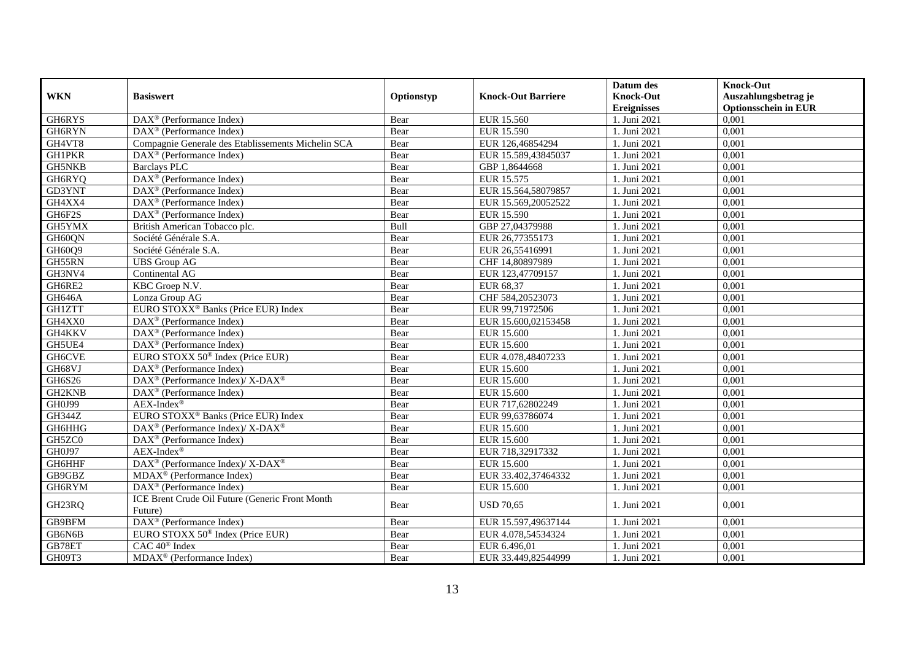| WKN | Basiswert | Optionstyp | Knock-Out Barriere | Datum des Knock-Out Ereignisses | Knock-Out Auszahlungsbetrag je Optionsschein in EUR |
|---|---|---|---|---|---|
| GH6RYS | DAX® (Performance Index) | Bear | EUR 15.560 | 1. Juni 2021 | 0,001 |
| GH6RYN | DAX® (Performance Index) | Bear | EUR 15.590 | 1. Juni 2021 | 0,001 |
| GH4VT8 | Compagnie Generale des Etablissements Michelin SCA | Bear | EUR 126,46854294 | 1. Juni 2021 | 0,001 |
| GH1PKR | DAX® (Performance Index) | Bear | EUR 15.589,43845037 | 1. Juni 2021 | 0,001 |
| GH5NKB | Barclays PLC | Bear | GBP 1,8644668 | 1. Juni 2021 | 0,001 |
| GH6RYQ | DAX® (Performance Index) | Bear | EUR 15.575 | 1. Juni 2021 | 0,001 |
| GD3YNT | DAX® (Performance Index) | Bear | EUR 15.564,58079857 | 1. Juni 2021 | 0,001 |
| GH4XX4 | DAX® (Performance Index) | Bear | EUR 15.569,20052522 | 1. Juni 2021 | 0,001 |
| GH6F2S | DAX® (Performance Index) | Bear | EUR 15.590 | 1. Juni 2021 | 0,001 |
| GH5YMX | British American Tobacco plc. | Bull | GBP 27,04379988 | 1. Juni 2021 | 0,001 |
| GH60QN | Société Générale S.A. | Bear | EUR 26,77355173 | 1. Juni 2021 | 0,001 |
| GH60Q9 | Société Générale S.A. | Bear | EUR 26,55416991 | 1. Juni 2021 | 0,001 |
| GH55RN | UBS Group AG | Bear | CHF 14,80897989 | 1. Juni 2021 | 0,001 |
| GH3NV4 | Continental AG | Bear | EUR 123,47709157 | 1. Juni 2021 | 0,001 |
| GH6RE2 | KBC Groep N.V. | Bear | EUR 68,37 | 1. Juni 2021 | 0,001 |
| GH646A | Lonza Group AG | Bear | CHF 584,20523073 | 1. Juni 2021 | 0,001 |
| GH1ZTT | EURO STOXX® Banks (Price EUR) Index | Bear | EUR 99,71972506 | 1. Juni 2021 | 0,001 |
| GH4XX0 | DAX® (Performance Index) | Bear | EUR 15.600,02153458 | 1. Juni 2021 | 0,001 |
| GH4KKV | DAX® (Performance Index) | Bear | EUR 15.600 | 1. Juni 2021 | 0,001 |
| GH5UE4 | DAX® (Performance Index) | Bear | EUR 15.600 | 1. Juni 2021 | 0,001 |
| GH6CVE | EURO STOXX 50® Index (Price EUR) | Bear | EUR 4.078,48407233 | 1. Juni 2021 | 0,001 |
| GH68VJ | DAX® (Performance Index) | Bear | EUR 15.600 | 1. Juni 2021 | 0,001 |
| GH6S26 | DAX® (Performance Index)/ X-DAX® | Bear | EUR 15.600 | 1. Juni 2021 | 0,001 |
| GH2KNB | DAX® (Performance Index) | Bear | EUR 15.600 | 1. Juni 2021 | 0,001 |
| GH0J99 | AEX-Index® | Bear | EUR 717,62802249 | 1. Juni 2021 | 0,001 |
| GH344Z | EURO STOXX® Banks (Price EUR) Index | Bear | EUR 99,63786074 | 1. Juni 2021 | 0,001 |
| GH6HHG | DAX® (Performance Index)/ X-DAX® | Bear | EUR 15.600 | 1. Juni 2021 | 0,001 |
| GH5ZC0 | DAX® (Performance Index) | Bear | EUR 15.600 | 1. Juni 2021 | 0,001 |
| GH0J97 | AEX-Index® | Bear | EUR 718,32917332 | 1. Juni 2021 | 0,001 |
| GH6HHF | DAX® (Performance Index)/ X-DAX® | Bear | EUR 15.600 | 1. Juni 2021 | 0,001 |
| GB9GBZ | MDAX® (Performance Index) | Bear | EUR 33.402,37464332 | 1. Juni 2021 | 0,001 |
| GH6RYM | DAX® (Performance Index) | Bear | EUR 15.600 | 1. Juni 2021 | 0,001 |
| GH23RQ | ICE Brent Crude Oil Future (Generic Front Month Future) | Bear | USD 70,65 | 1. Juni 2021 | 0,001 |
| GB9BFM | DAX® (Performance Index) | Bear | EUR 15.597,49637144 | 1. Juni 2021 | 0,001 |
| GB6N6B | EURO STOXX 50® Index (Price EUR) | Bear | EUR 4.078,54534324 | 1. Juni 2021 | 0,001 |
| GB78ET | CAC 40® Index | Bear | EUR 6.496,01 | 1. Juni 2021 | 0,001 |
| GH09T3 | MDAX® (Performance Index) | Bear | EUR 33.449,82544999 | 1. Juni 2021 | 0,001 |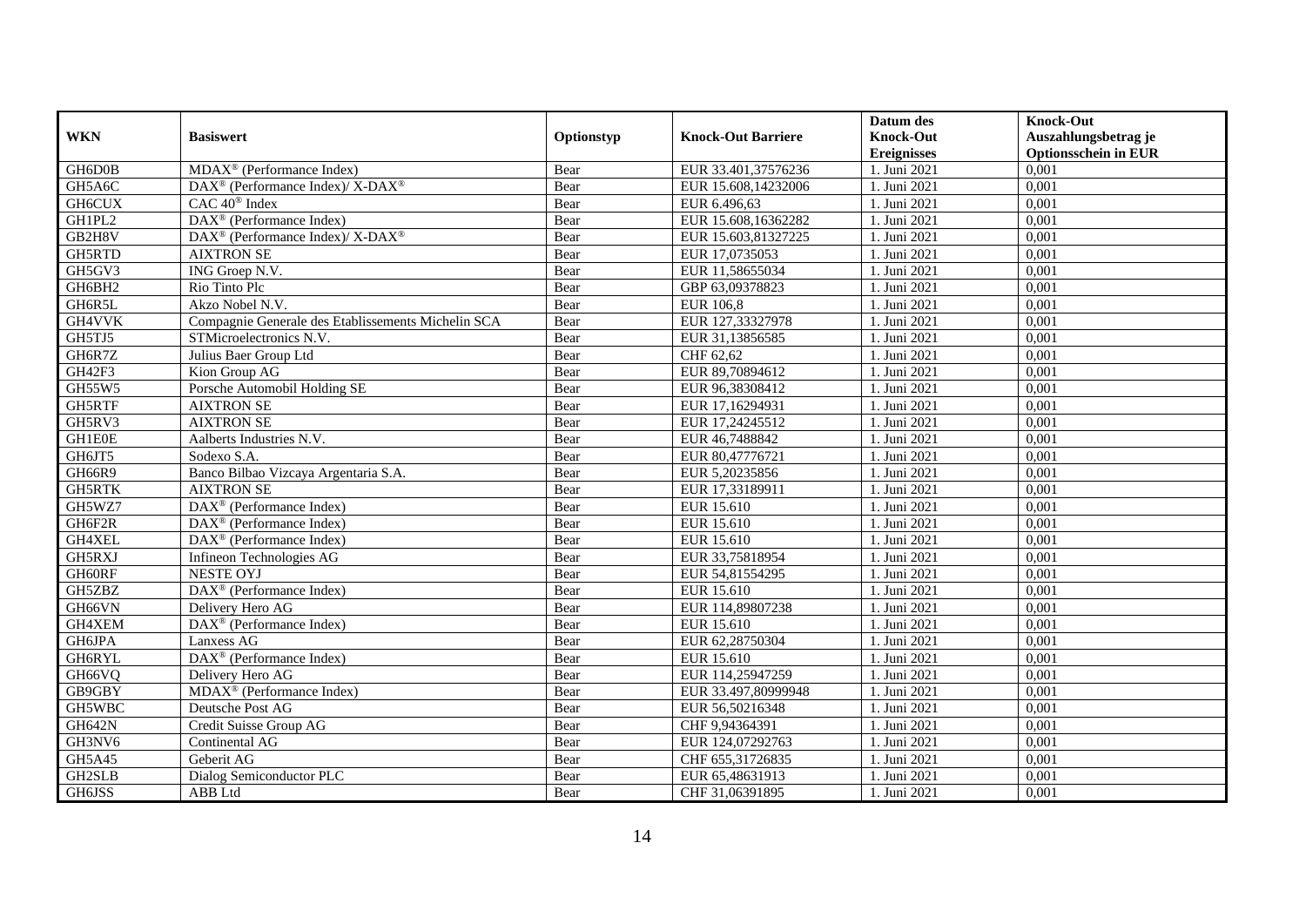| WKN | Basiswert | Optionstyp | Knock-Out Barriere | Datum des Knock-Out Ereignisses | Knock-Out Auszahlungsbetrag je Optionsschein in EUR |
|---|---|---|---|---|---|
| GH6D0B | MDAX® (Performance Index) | Bear | EUR 33.401,37576236 | 1. Juni 2021 | 0,001 |
| GH5A6C | DAX® (Performance Index)/ X-DAX® | Bear | EUR 15.608,14232006 | 1. Juni 2021 | 0,001 |
| GH6CUX | CAC 40® Index | Bear | EUR 6.496,63 | 1. Juni 2021 | 0,001 |
| GH1PL2 | DAX® (Performance Index) | Bear | EUR 15.608,16362282 | 1. Juni 2021 | 0,001 |
| GB2H8V | DAX® (Performance Index)/ X-DAX® | Bear | EUR 15.603,81327225 | 1. Juni 2021 | 0,001 |
| GH5RTD | AIXTRON SE | Bear | EUR 17,0735053 | 1. Juni 2021 | 0,001 |
| GH5GV3 | ING Groep N.V. | Bear | EUR 11,58655034 | 1. Juni 2021 | 0,001 |
| GH6BH2 | Rio Tinto Plc | Bear | GBP 63,09378823 | 1. Juni 2021 | 0,001 |
| GH6R5L | Akzo Nobel N.V. | Bear | EUR 106,8 | 1. Juni 2021 | 0,001 |
| GH4VVK | Compagnie Generale des Etablissements Michelin SCA | Bear | EUR 127,33327978 | 1. Juni 2021 | 0,001 |
| GH5TJ5 | STMicroelectronics N.V. | Bear | EUR 31,13856585 | 1. Juni 2021 | 0,001 |
| GH6R7Z | Julius Baer Group Ltd | Bear | CHF 62,62 | 1. Juni 2021 | 0,001 |
| GH42F3 | Kion Group AG | Bear | EUR 89,70894612 | 1. Juni 2021 | 0,001 |
| GH55W5 | Porsche Automobil Holding SE | Bear | EUR 96,38308412 | 1. Juni 2021 | 0,001 |
| GH5RTF | AIXTRON SE | Bear | EUR 17,16294931 | 1. Juni 2021 | 0,001 |
| GH5RV3 | AIXTRON SE | Bear | EUR 17,24245512 | 1. Juni 2021 | 0,001 |
| GH1E0E | Aalberts Industries N.V. | Bear | EUR 46,7488842 | 1. Juni 2021 | 0,001 |
| GH6JT5 | Sodexo S.A. | Bear | EUR 80,47776721 | 1. Juni 2021 | 0,001 |
| GH66R9 | Banco Bilbao Vizcaya Argentaria S.A. | Bear | EUR 5,20235856 | 1. Juni 2021 | 0,001 |
| GH5RTK | AIXTRON SE | Bear | EUR 17,33189911 | 1. Juni 2021 | 0,001 |
| GH5WZ7 | DAX® (Performance Index) | Bear | EUR 15.610 | 1. Juni 2021 | 0,001 |
| GH6F2R | DAX® (Performance Index) | Bear | EUR 15.610 | 1. Juni 2021 | 0,001 |
| GH4XEL | DAX® (Performance Index) | Bear | EUR 15.610 | 1. Juni 2021 | 0,001 |
| GH5RXJ | Infineon Technologies AG | Bear | EUR 33,75818954 | 1. Juni 2021 | 0,001 |
| GH60RF | NESTE OYJ | Bear | EUR 54,81554295 | 1. Juni 2021 | 0,001 |
| GH5ZBZ | DAX® (Performance Index) | Bear | EUR 15.610 | 1. Juni 2021 | 0,001 |
| GH66VN | Delivery Hero AG | Bear | EUR 114,89807238 | 1. Juni 2021 | 0,001 |
| GH4XEM | DAX® (Performance Index) | Bear | EUR 15.610 | 1. Juni 2021 | 0,001 |
| GH6JPA | Lanxess AG | Bear | EUR 62,28750304 | 1. Juni 2021 | 0,001 |
| GH6RYL | DAX® (Performance Index) | Bear | EUR 15.610 | 1. Juni 2021 | 0,001 |
| GH66VQ | Delivery Hero AG | Bear | EUR 114,25947259 | 1. Juni 2021 | 0,001 |
| GB9GBY | MDAX® (Performance Index) | Bear | EUR 33.497,80999948 | 1. Juni 2021 | 0,001 |
| GH5WBC | Deutsche Post AG | Bear | EUR 56,50216348 | 1. Juni 2021 | 0,001 |
| GH642N | Credit Suisse Group AG | Bear | CHF 9,94364391 | 1. Juni 2021 | 0,001 |
| GH3NV6 | Continental AG | Bear | EUR 124,07292763 | 1. Juni 2021 | 0,001 |
| GH5A45 | Geberit AG | Bear | CHF 655,31726835 | 1. Juni 2021 | 0,001 |
| GH2SLB | Dialog Semiconductor PLC | Bear | EUR 65,48631913 | 1. Juni 2021 | 0,001 |
| GH6JSS | ABB Ltd | Bear | CHF 31,06391895 | 1. Juni 2021 | 0,001 |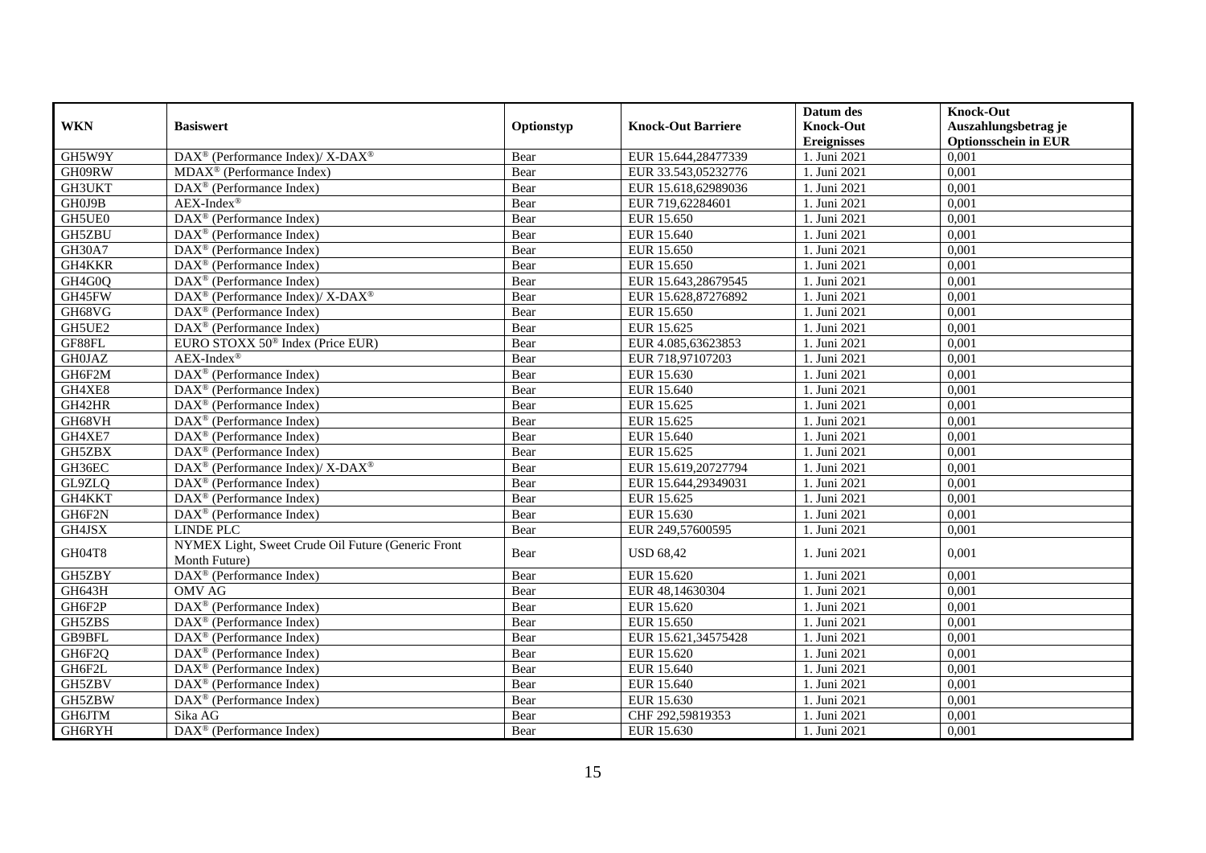| WKN | Basiswert | Optionstyp | Knock-Out Barriere | Datum des Knock-Out Ereignisses | Knock-Out Auszahlungsbetrag je Optionsschein in EUR |
|---|---|---|---|---|---|
| GH5W9Y | DAX® (Performance Index)/ X-DAX® | Bear | EUR 15.644,28477339 | 1. Juni 2021 | 0,001 |
| GH09RW | MDAX® (Performance Index) | Bear | EUR 33.543,05232776 | 1. Juni 2021 | 0,001 |
| GH3UKT | DAX® (Performance Index) | Bear | EUR 15.618,62989036 | 1. Juni 2021 | 0,001 |
| GH0J9B | AEX-Index® | Bear | EUR 719,62284601 | 1. Juni 2021 | 0,001 |
| GH5UE0 | DAX® (Performance Index) | Bear | EUR 15.650 | 1. Juni 2021 | 0,001 |
| GH5ZBU | DAX® (Performance Index) | Bear | EUR 15.640 | 1. Juni 2021 | 0,001 |
| GH30A7 | DAX® (Performance Index) | Bear | EUR 15.650 | 1. Juni 2021 | 0,001 |
| GH4KKR | DAX® (Performance Index) | Bear | EUR 15.650 | 1. Juni 2021 | 0,001 |
| GH4G0Q | DAX® (Performance Index) | Bear | EUR 15.643,28679545 | 1. Juni 2021 | 0,001 |
| GH45FW | DAX® (Performance Index)/ X-DAX® | Bear | EUR 15.628,87276892 | 1. Juni 2021 | 0,001 |
| GH68VG | DAX® (Performance Index) | Bear | EUR 15.650 | 1. Juni 2021 | 0,001 |
| GH5UE2 | DAX® (Performance Index) | Bear | EUR 15.625 | 1. Juni 2021 | 0,001 |
| GF88FL | EURO STOXX 50® Index (Price EUR) | Bear | EUR 4.085,63623853 | 1. Juni 2021 | 0,001 |
| GH0JAZ | AEX-Index® | Bear | EUR 718,97107203 | 1. Juni 2021 | 0,001 |
| GH6F2M | DAX® (Performance Index) | Bear | EUR 15.630 | 1. Juni 2021 | 0,001 |
| GH4XE8 | DAX® (Performance Index) | Bear | EUR 15.640 | 1. Juni 2021 | 0,001 |
| GH42HR | DAX® (Performance Index) | Bear | EUR 15.625 | 1. Juni 2021 | 0,001 |
| GH68VH | DAX® (Performance Index) | Bear | EUR 15.625 | 1. Juni 2021 | 0,001 |
| GH4XE7 | DAX® (Performance Index) | Bear | EUR 15.640 | 1. Juni 2021 | 0,001 |
| GH5ZBX | DAX® (Performance Index) | Bear | EUR 15.625 | 1. Juni 2021 | 0,001 |
| GH36EC | DAX® (Performance Index)/ X-DAX® | Bear | EUR 15.619,20727794 | 1. Juni 2021 | 0,001 |
| GL9ZLQ | DAX® (Performance Index) | Bear | EUR 15.644,29349031 | 1. Juni 2021 | 0,001 |
| GH4KKT | DAX® (Performance Index) | Bear | EUR 15.625 | 1. Juni 2021 | 0,001 |
| GH6F2N | DAX® (Performance Index) | Bear | EUR 15.630 | 1. Juni 2021 | 0,001 |
| GH4JSX | LINDE PLC | Bear | EUR 249,57600595 | 1. Juni 2021 | 0,001 |
| GH04T8 | NYMEX Light, Sweet Crude Oil Future (Generic Front Month Future) | Bear | USD 68,42 | 1. Juni 2021 | 0,001 |
| GH5ZBY | DAX® (Performance Index) | Bear | EUR 15.620 | 1. Juni 2021 | 0,001 |
| GH643H | OMV AG | Bear | EUR 48,14630304 | 1. Juni 2021 | 0,001 |
| GH6F2P | DAX® (Performance Index) | Bear | EUR 15.620 | 1. Juni 2021 | 0,001 |
| GH5ZBS | DAX® (Performance Index) | Bear | EUR 15.650 | 1. Juni 2021 | 0,001 |
| GB9BFL | DAX® (Performance Index) | Bear | EUR 15.621,34575428 | 1. Juni 2021 | 0,001 |
| GH6F2Q | DAX® (Performance Index) | Bear | EUR 15.620 | 1. Juni 2021 | 0,001 |
| GH6F2L | DAX® (Performance Index) | Bear | EUR 15.640 | 1. Juni 2021 | 0,001 |
| GH5ZBV | DAX® (Performance Index) | Bear | EUR 15.640 | 1. Juni 2021 | 0,001 |
| GH5ZBW | DAX® (Performance Index) | Bear | EUR 15.630 | 1. Juni 2021 | 0,001 |
| GH6JTM | Sika AG | Bear | CHF 292,59819353 | 1. Juni 2021 | 0,001 |
| GH6RYH | DAX® (Performance Index) | Bear | EUR 15.630 | 1. Juni 2021 | 0,001 |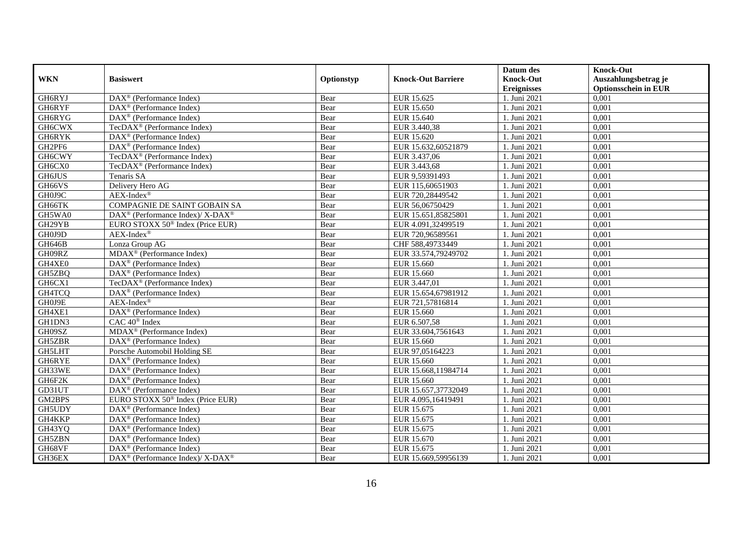| WKN | Basiswert | Optionstyp | Knock-Out Barriere | Datum des Knock-Out Ereignisses | Knock-Out Auszahlungsbetrag je Optionsschein in EUR |
|---|---|---|---|---|---|
| GH6RYJ | DAX® (Performance Index) | Bear | EUR 15.625 | 1. Juni 2021 | 0,001 |
| GH6RYF | DAX® (Performance Index) | Bear | EUR 15.650 | 1. Juni 2021 | 0,001 |
| GH6RYG | DAX® (Performance Index) | Bear | EUR 15.640 | 1. Juni 2021 | 0,001 |
| GH6CWX | TecDAX® (Performance Index) | Bear | EUR 3.440,38 | 1. Juni 2021 | 0,001 |
| GH6RYK | DAX® (Performance Index) | Bear | EUR 15.620 | 1. Juni 2021 | 0,001 |
| GH2PF6 | DAX® (Performance Index) | Bear | EUR 15.632,60521879 | 1. Juni 2021 | 0,001 |
| GH6CWY | TecDAX® (Performance Index) | Bear | EUR 3.437,06 | 1. Juni 2021 | 0,001 |
| GH6CX0 | TecDAX® (Performance Index) | Bear | EUR 3.443,68 | 1. Juni 2021 | 0,001 |
| GH6JUS | Tenaris SA | Bear | EUR 9,59391493 | 1. Juni 2021 | 0,001 |
| GH66VS | Delivery Hero AG | Bear | EUR 115,60651903 | 1. Juni 2021 | 0,001 |
| GH0J9C | AEX-Index® | Bear | EUR 720,28449542 | 1. Juni 2021 | 0,001 |
| GH66TK | COMPAGNIE DE SAINT GOBAIN SA | Bear | EUR 56,06750429 | 1. Juni 2021 | 0,001 |
| GH5WA0 | DAX® (Performance Index)/ X-DAX® | Bear | EUR 15.651,85825801 | 1. Juni 2021 | 0,001 |
| GH29YB | EURO STOXX 50® Index (Price EUR) | Bear | EUR 4.091,32499519 | 1. Juni 2021 | 0,001 |
| GH0J9D | AEX-Index® | Bear | EUR 720,96589561 | 1. Juni 2021 | 0,001 |
| GH646B | Lonza Group AG | Bear | CHF 588,49733449 | 1. Juni 2021 | 0,001 |
| GH09RZ | MDAX® (Performance Index) | Bear | EUR 33.574,79249702 | 1. Juni 2021 | 0,001 |
| GH4XE0 | DAX® (Performance Index) | Bear | EUR 15.660 | 1. Juni 2021 | 0,001 |
| GH5ZBQ | DAX® (Performance Index) | Bear | EUR 15.660 | 1. Juni 2021 | 0,001 |
| GH6CX1 | TecDAX® (Performance Index) | Bear | EUR 3.447,01 | 1. Juni 2021 | 0,001 |
| GH4TCQ | DAX® (Performance Index) | Bear | EUR 15.654,67981912 | 1. Juni 2021 | 0,001 |
| GH0J9E | AEX-Index® | Bear | EUR 721,57816814 | 1. Juni 2021 | 0,001 |
| GH4XE1 | DAX® (Performance Index) | Bear | EUR 15.660 | 1. Juni 2021 | 0,001 |
| GH1DN3 | CAC 40® Index | Bear | EUR 6.507,58 | 1. Juni 2021 | 0,001 |
| GH09SZ | MDAX® (Performance Index) | Bear | EUR 33.604,7561643 | 1. Juni 2021 | 0,001 |
| GH5ZBR | DAX® (Performance Index) | Bear | EUR 15.660 | 1. Juni 2021 | 0,001 |
| GH5LHT | Porsche Automobil Holding SE | Bear | EUR 97,05164223 | 1. Juni 2021 | 0,001 |
| GH6RYE | DAX® (Performance Index) | Bear | EUR 15.660 | 1. Juni 2021 | 0,001 |
| GH33WE | DAX® (Performance Index) | Bear | EUR 15.668,11984714 | 1. Juni 2021 | 0,001 |
| GH6F2K | DAX® (Performance Index) | Bear | EUR 15.660 | 1. Juni 2021 | 0,001 |
| GD31UT | DAX® (Performance Index) | Bear | EUR 15.657,37732049 | 1. Juni 2021 | 0,001 |
| GM2BPS | EURO STOXX 50® Index (Price EUR) | Bear | EUR 4.095,16419491 | 1. Juni 2021 | 0,001 |
| GH5UDY | DAX® (Performance Index) | Bear | EUR 15.675 | 1. Juni 2021 | 0,001 |
| GH4KKP | DAX® (Performance Index) | Bear | EUR 15.675 | 1. Juni 2021 | 0,001 |
| GH43YQ | DAX® (Performance Index) | Bear | EUR 15.675 | 1. Juni 2021 | 0,001 |
| GH5ZBN | DAX® (Performance Index) | Bear | EUR 15.670 | 1. Juni 2021 | 0,001 |
| GH68VF | DAX® (Performance Index) | Bear | EUR 15.675 | 1. Juni 2021 | 0,001 |
| GH36EX | DAX® (Performance Index)/ X-DAX® | Bear | EUR 15.669,59956139 | 1. Juni 2021 | 0,001 |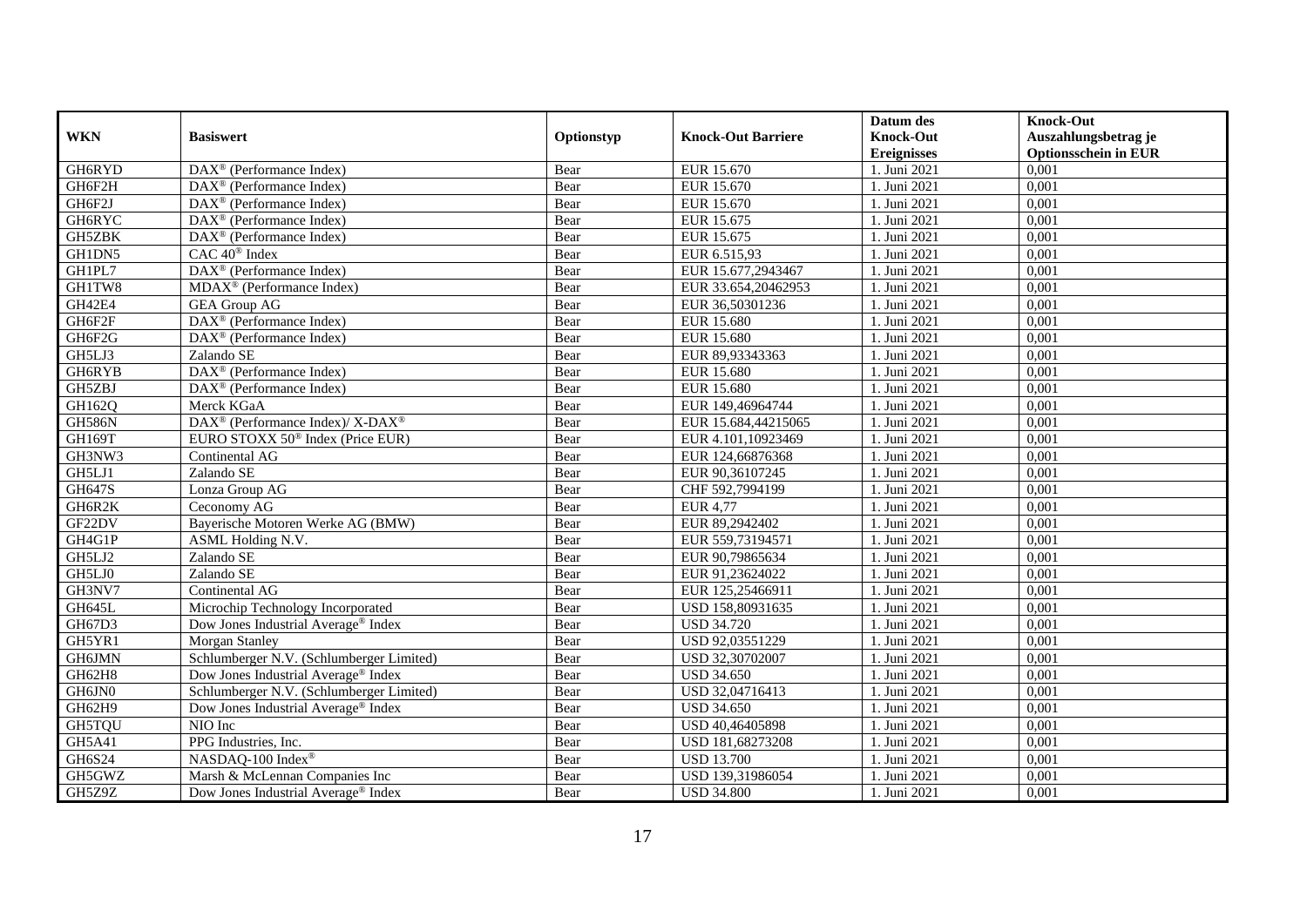| WKN | Basiswert | Optionstyp | Knock-Out Barriere | Datum des Knock-Out Ereignisses | Knock-Out Auszahlungsbetrag je Optionsschein in EUR |
|---|---|---|---|---|---|
| GH6RYD | DAX® (Performance Index) | Bear | EUR 15.670 | 1. Juni 2021 | 0,001 |
| GH6F2H | DAX® (Performance Index) | Bear | EUR 15.670 | 1. Juni 2021 | 0,001 |
| GH6F2J | DAX® (Performance Index) | Bear | EUR 15.670 | 1. Juni 2021 | 0,001 |
| GH6RYC | DAX® (Performance Index) | Bear | EUR 15.675 | 1. Juni 2021 | 0,001 |
| GH5ZBK | DAX® (Performance Index) | Bear | EUR 15.675 | 1. Juni 2021 | 0,001 |
| GH1DN5 | CAC 40® Index | Bear | EUR 6.515,93 | 1. Juni 2021 | 0,001 |
| GH1PL7 | DAX® (Performance Index) | Bear | EUR 15.677,2943467 | 1. Juni 2021 | 0,001 |
| GH1TW8 | MDAX® (Performance Index) | Bear | EUR 33.654,20462953 | 1. Juni 2021 | 0,001 |
| GH42E4 | GEA Group AG | Bear | EUR 36,50301236 | 1. Juni 2021 | 0,001 |
| GH6F2F | DAX® (Performance Index) | Bear | EUR 15.680 | 1. Juni 2021 | 0,001 |
| GH6F2G | DAX® (Performance Index) | Bear | EUR 15.680 | 1. Juni 2021 | 0,001 |
| GH5LJ3 | Zalando SE | Bear | EUR 89,93343363 | 1. Juni 2021 | 0,001 |
| GH6RYB | DAX® (Performance Index) | Bear | EUR 15.680 | 1. Juni 2021 | 0,001 |
| GH5ZBJ | DAX® (Performance Index) | Bear | EUR 15.680 | 1. Juni 2021 | 0,001 |
| GH162Q | Merck KGaA | Bear | EUR 149,46964744 | 1. Juni 2021 | 0,001 |
| GH586N | DAX® (Performance Index)/ X-DAX® | Bear | EUR 15.684,44215065 | 1. Juni 2021 | 0,001 |
| GH169T | EURO STOXX 50® Index (Price EUR) | Bear | EUR 4.101,10923469 | 1. Juni 2021 | 0,001 |
| GH3NW3 | Continental AG | Bear | EUR 124,66876368 | 1. Juni 2021 | 0,001 |
| GH5LJ1 | Zalando SE | Bear | EUR 90,36107245 | 1. Juni 2021 | 0,001 |
| GH647S | Lonza Group AG | Bear | CHF 592,7994199 | 1. Juni 2021 | 0,001 |
| GH6R2K | Ceconomy AG | Bear | EUR 4,77 | 1. Juni 2021 | 0,001 |
| GF22DV | Bayerische Motoren Werke AG (BMW) | Bear | EUR 89,2942402 | 1. Juni 2021 | 0,001 |
| GH4G1P | ASML Holding N.V. | Bear | EUR 559,73194571 | 1. Juni 2021 | 0,001 |
| GH5LJ2 | Zalando SE | Bear | EUR 90,79865634 | 1. Juni 2021 | 0,001 |
| GH5LJ0 | Zalando SE | Bear | EUR 91,23624022 | 1. Juni 2021 | 0,001 |
| GH3NV7 | Continental AG | Bear | EUR 125,25466911 | 1. Juni 2021 | 0,001 |
| GH645L | Microchip Technology Incorporated | Bear | USD 158,80931635 | 1. Juni 2021 | 0,001 |
| GH67D3 | Dow Jones Industrial Average® Index | Bear | USD 34.720 | 1. Juni 2021 | 0,001 |
| GH5YR1 | Morgan Stanley | Bear | USD 92,03551229 | 1. Juni 2021 | 0,001 |
| GH6JMN | Schlumberger N.V. (Schlumberger Limited) | Bear | USD 32,30702007 | 1. Juni 2021 | 0,001 |
| GH62H8 | Dow Jones Industrial Average® Index | Bear | USD 34.650 | 1. Juni 2021 | 0,001 |
| GH6JN0 | Schlumberger N.V. (Schlumberger Limited) | Bear | USD 32,04716413 | 1. Juni 2021 | 0,001 |
| GH62H9 | Dow Jones Industrial Average® Index | Bear | USD 34.650 | 1. Juni 2021 | 0,001 |
| GH5TQU | NIO Inc | Bear | USD 40,46405898 | 1. Juni 2021 | 0,001 |
| GH5A41 | PPG Industries, Inc. | Bear | USD 181,68273208 | 1. Juni 2021 | 0,001 |
| GH6S24 | NASDAQ-100 Index® | Bear | USD 13.700 | 1. Juni 2021 | 0,001 |
| GH5GWZ | Marsh & McLennan Companies Inc | Bear | USD 139,31986054 | 1. Juni 2021 | 0,001 |
| GH5Z9Z | Dow Jones Industrial Average® Index | Bear | USD 34.800 | 1. Juni 2021 | 0,001 |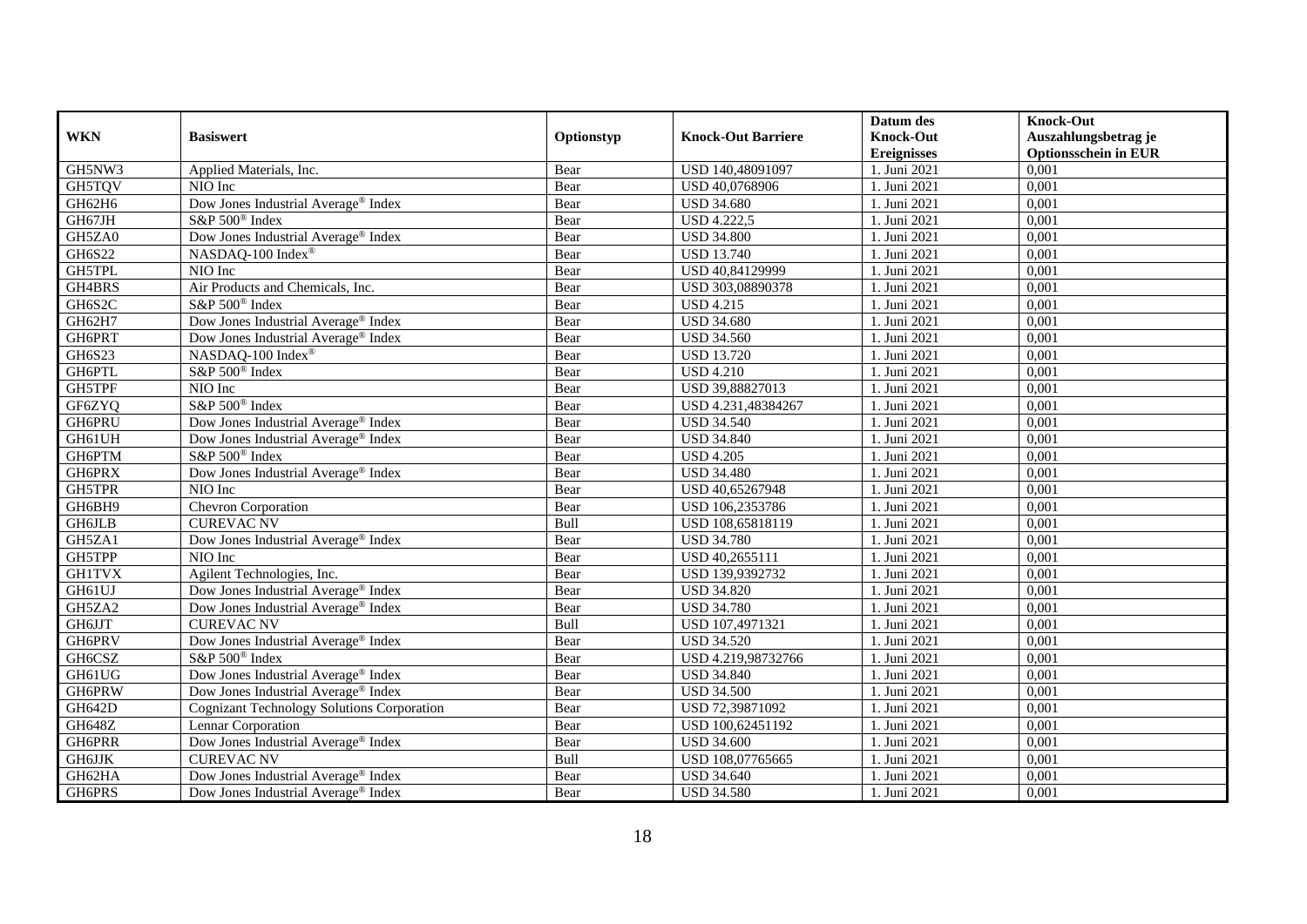| WKN | Basiswert | Optionstyp | Knock-Out Barriere | Datum des Knock-Out Ereignisses | Knock-Out Auszahlungsbetrag je Optionsschein in EUR |
|---|---|---|---|---|---|
| GH5NW3 | Applied Materials, Inc. | Bear | USD 140,48091097 | 1. Juni 2021 | 0,001 |
| GH5TQV | NIO Inc | Bear | USD 40,0768906 | 1. Juni 2021 | 0,001 |
| GH62H6 | Dow Jones Industrial Average® Index | Bear | USD 34.680 | 1. Juni 2021 | 0,001 |
| GH67JH | S&P 500® Index | Bear | USD 4.222,5 | 1. Juni 2021 | 0,001 |
| GH5ZA0 | Dow Jones Industrial Average® Index | Bear | USD 34.800 | 1. Juni 2021 | 0,001 |
| GH6S22 | NASDAQ-100 Index® | Bear | USD 13.740 | 1. Juni 2021 | 0,001 |
| GH5TPL | NIO Inc | Bear | USD 40,84129999 | 1. Juni 2021 | 0,001 |
| GH4BRS | Air Products and Chemicals, Inc. | Bear | USD 303,08890378 | 1. Juni 2021 | 0,001 |
| GH6S2C | S&P 500® Index | Bear | USD 4.215 | 1. Juni 2021 | 0,001 |
| GH62H7 | Dow Jones Industrial Average® Index | Bear | USD 34.680 | 1. Juni 2021 | 0,001 |
| GH6PRT | Dow Jones Industrial Average® Index | Bear | USD 34.560 | 1. Juni 2021 | 0,001 |
| GH6S23 | NASDAQ-100 Index® | Bear | USD 13.720 | 1. Juni 2021 | 0,001 |
| GH6PTL | S&P 500® Index | Bear | USD 4.210 | 1. Juni 2021 | 0,001 |
| GH5TPF | NIO Inc | Bear | USD 39,88827013 | 1. Juni 2021 | 0,001 |
| GF6ZYQ | S&P 500® Index | Bear | USD 4.231,48384267 | 1. Juni 2021 | 0,001 |
| GH6PRU | Dow Jones Industrial Average® Index | Bear | USD 34.540 | 1. Juni 2021 | 0,001 |
| GH61UH | Dow Jones Industrial Average® Index | Bear | USD 34.840 | 1. Juni 2021 | 0,001 |
| GH6PTM | S&P 500® Index | Bear | USD 4.205 | 1. Juni 2021 | 0,001 |
| GH6PRX | Dow Jones Industrial Average® Index | Bear | USD 34.480 | 1. Juni 2021 | 0,001 |
| GH5TPR | NIO Inc | Bear | USD 40,65267948 | 1. Juni 2021 | 0,001 |
| GH6BH9 | Chevron Corporation | Bear | USD 106,2353786 | 1. Juni 2021 | 0,001 |
| GH6JLB | CUREVAC NV | Bull | USD 108,65818119 | 1. Juni 2021 | 0,001 |
| GH5ZA1 | Dow Jones Industrial Average® Index | Bear | USD 34.780 | 1. Juni 2021 | 0,001 |
| GH5TPP | NIO Inc | Bear | USD 40,2655111 | 1. Juni 2021 | 0,001 |
| GH1TVX | Agilent Technologies, Inc. | Bear | USD 139,9392732 | 1. Juni 2021 | 0,001 |
| GH61UJ | Dow Jones Industrial Average® Index | Bear | USD 34.820 | 1. Juni 2021 | 0,001 |
| GH5ZA2 | Dow Jones Industrial Average® Index | Bear | USD 34.780 | 1. Juni 2021 | 0,001 |
| GH6JJT | CUREVAC NV | Bull | USD 107,4971321 | 1. Juni 2021 | 0,001 |
| GH6PRV | Dow Jones Industrial Average® Index | Bear | USD 34.520 | 1. Juni 2021 | 0,001 |
| GH6CSZ | S&P 500® Index | Bear | USD 4.219,98732766 | 1. Juni 2021 | 0,001 |
| GH61UG | Dow Jones Industrial Average® Index | Bear | USD 34.840 | 1. Juni 2021 | 0,001 |
| GH6PRW | Dow Jones Industrial Average® Index | Bear | USD 34.500 | 1. Juni 2021 | 0,001 |
| GH642D | Cognizant Technology Solutions Corporation | Bear | USD 72,39871092 | 1. Juni 2021 | 0,001 |
| GH648Z | Lennar Corporation | Bear | USD 100,62451192 | 1. Juni 2021 | 0,001 |
| GH6PRR | Dow Jones Industrial Average® Index | Bear | USD 34.600 | 1. Juni 2021 | 0,001 |
| GH6JJK | CUREVAC NV | Bull | USD 108,07765665 | 1. Juni 2021 | 0,001 |
| GH62HA | Dow Jones Industrial Average® Index | Bear | USD 34.640 | 1. Juni 2021 | 0,001 |
| GH6PRS | Dow Jones Industrial Average® Index | Bear | USD 34.580 | 1. Juni 2021 | 0,001 |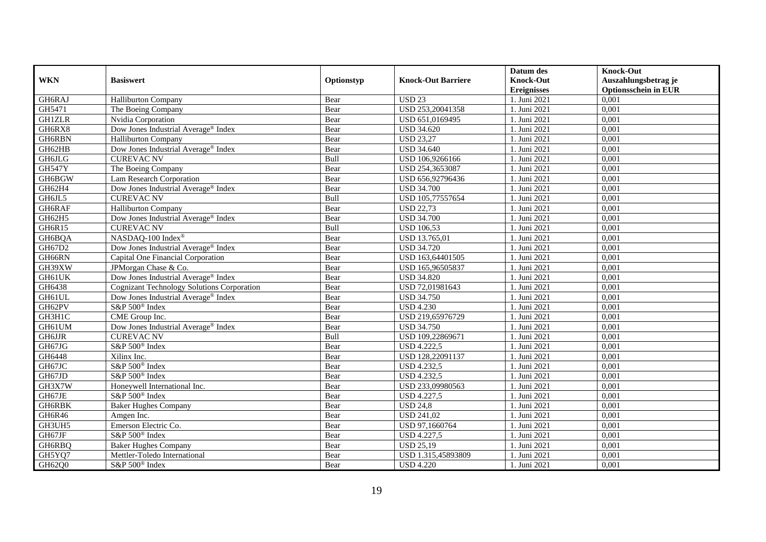| WKN | Basiswert | Optionstyp | Knock-Out Barriere | Datum des Knock-Out Ereignisses | Knock-Out Auszahlungsbetrag je Optionsschein in EUR |
|---|---|---|---|---|---|
| GH6RAJ | Halliburton Company | Bear | USD 23 | 1. Juni 2021 | 0,001 |
| GH5471 | The Boeing Company | Bear | USD 253,20041358 | 1. Juni 2021 | 0,001 |
| GH1ZLR | Nvidia Corporation | Bear | USD 651,0169495 | 1. Juni 2021 | 0,001 |
| GH6RX8 | Dow Jones Industrial Average® Index | Bear | USD 34.620 | 1. Juni 2021 | 0,001 |
| GH6RBN | Halliburton Company | Bear | USD 23,27 | 1. Juni 2021 | 0,001 |
| GH62HB | Dow Jones Industrial Average® Index | Bear | USD 34.640 | 1. Juni 2021 | 0,001 |
| GH6JLG | CUREVAC NV | Bull | USD 106,9266166 | 1. Juni 2021 | 0,001 |
| GH547Y | The Boeing Company | Bear | USD 254,3653087 | 1. Juni 2021 | 0,001 |
| GH6BGW | Lam Research Corporation | Bear | USD 656,92796436 | 1. Juni 2021 | 0,001 |
| GH62H4 | Dow Jones Industrial Average® Index | Bear | USD 34.700 | 1. Juni 2021 | 0,001 |
| GH6JL5 | CUREVAC NV | Bull | USD 105,77557654 | 1. Juni 2021 | 0,001 |
| GH6RAF | Halliburton Company | Bear | USD 22,73 | 1. Juni 2021 | 0,001 |
| GH62H5 | Dow Jones Industrial Average® Index | Bear | USD 34.700 | 1. Juni 2021 | 0,001 |
| GH6R15 | CUREVAC NV | Bull | USD 106,53 | 1. Juni 2021 | 0,001 |
| GH6BQA | NASDAQ-100 Index® | Bear | USD 13.765,01 | 1. Juni 2021 | 0,001 |
| GH67D2 | Dow Jones Industrial Average® Index | Bear | USD 34.720 | 1. Juni 2021 | 0,001 |
| GH66RN | Capital One Financial Corporation | Bear | USD 163,64401505 | 1. Juni 2021 | 0,001 |
| GH39XW | JPMorgan Chase & Co. | Bear | USD 165,96505837 | 1. Juni 2021 | 0,001 |
| GH61UK | Dow Jones Industrial Average® Index | Bear | USD 34.820 | 1. Juni 2021 | 0,001 |
| GH6438 | Cognizant Technology Solutions Corporation | Bear | USD 72,01981643 | 1. Juni 2021 | 0,001 |
| GH61UL | Dow Jones Industrial Average® Index | Bear | USD 34.750 | 1. Juni 2021 | 0,001 |
| GH62PV | S&P 500® Index | Bear | USD 4.230 | 1. Juni 2021 | 0,001 |
| GH3H1C | CME Group Inc. | Bear | USD 219,65976729 | 1. Juni 2021 | 0,001 |
| GH61UM | Dow Jones Industrial Average® Index | Bear | USD 34.750 | 1. Juni 2021 | 0,001 |
| GH6JJR | CUREVAC NV | Bull | USD 109,22869671 | 1. Juni 2021 | 0,001 |
| GH67JG | S&P 500® Index | Bear | USD 4.222,5 | 1. Juni 2021 | 0,001 |
| GH6448 | Xilinx Inc. | Bear | USD 128,22091137 | 1. Juni 2021 | 0,001 |
| GH67JC | S&P 500® Index | Bear | USD 4.232,5 | 1. Juni 2021 | 0,001 |
| GH67JD | S&P 500® Index | Bear | USD 4.232,5 | 1. Juni 2021 | 0,001 |
| GH3X7W | Honeywell International Inc. | Bear | USD 233,09980563 | 1. Juni 2021 | 0,001 |
| GH67JE | S&P 500® Index | Bear | USD 4.227,5 | 1. Juni 2021 | 0,001 |
| GH6RBK | Baker Hughes Company | Bear | USD 24,8 | 1. Juni 2021 | 0,001 |
| GH6R46 | Amgen Inc. | Bear | USD 241,02 | 1. Juni 2021 | 0,001 |
| GH3UH5 | Emerson Electric Co. | Bear | USD 97,1660764 | 1. Juni 2021 | 0,001 |
| GH67JF | S&P 500® Index | Bear | USD 4.227,5 | 1. Juni 2021 | 0,001 |
| GH6RBQ | Baker Hughes Company | Bear | USD 25,19 | 1. Juni 2021 | 0,001 |
| GH5YQ7 | Mettler-Toledo International | Bear | USD 1.315,45893809 | 1. Juni 2021 | 0,001 |
| GH62Q0 | S&P 500® Index | Bear | USD 4.220 | 1. Juni 2021 | 0,001 |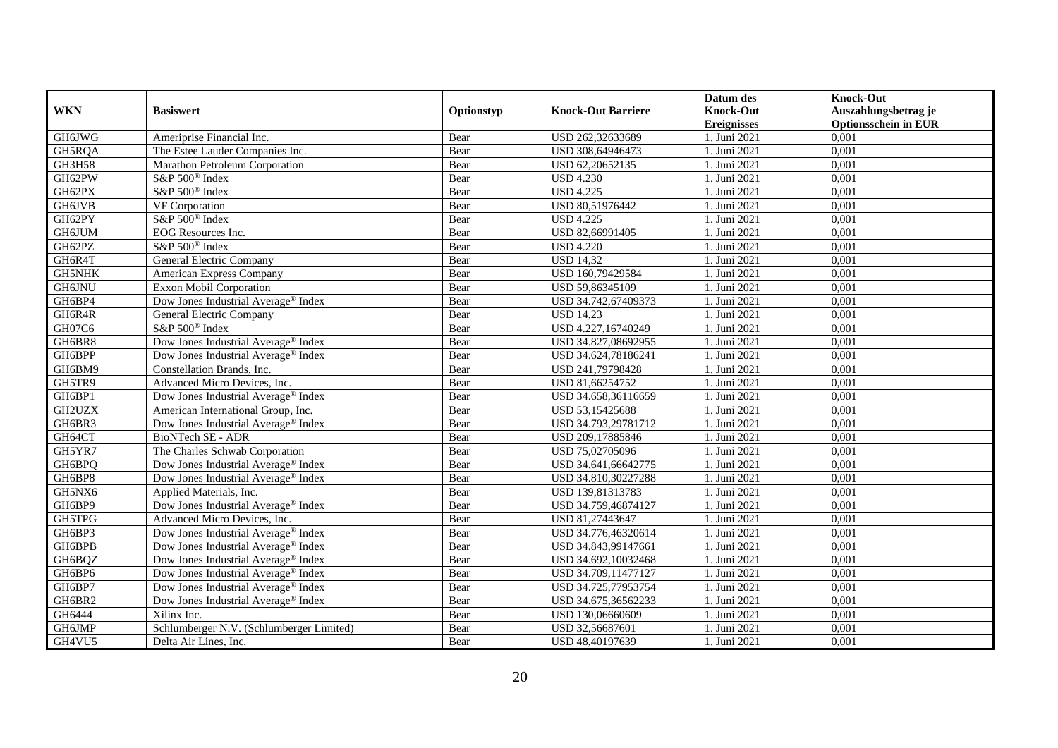| WKN | Basiswert | Optionstyp | Knock-Out Barriere | Datum des Knock-Out Ereignisses | Knock-Out Auszahlungsbetrag je Optionsschein in EUR |
|---|---|---|---|---|---|
| GH6JWG | Ameriprise Financial Inc. | Bear | USD 262,32633689 | 1. Juni 2021 | 0,001 |
| GH5RQA | The Estee Lauder Companies Inc. | Bear | USD 308,64946473 | 1. Juni 2021 | 0,001 |
| GH3H58 | Marathon Petroleum Corporation | Bear | USD 62,20652135 | 1. Juni 2021 | 0,001 |
| GH62PW | S&P 500® Index | Bear | USD 4.230 | 1. Juni 2021 | 0,001 |
| GH62PX | S&P 500® Index | Bear | USD 4.225 | 1. Juni 2021 | 0,001 |
| GH6JVB | VF Corporation | Bear | USD 80,51976442 | 1. Juni 2021 | 0,001 |
| GH62PY | S&P 500® Index | Bear | USD 4.225 | 1. Juni 2021 | 0,001 |
| GH6JUM | EOG Resources Inc. | Bear | USD 82,66991405 | 1. Juni 2021 | 0,001 |
| GH62PZ | S&P 500® Index | Bear | USD 4.220 | 1. Juni 2021 | 0,001 |
| GH6R4T | General Electric Company | Bear | USD 14,32 | 1. Juni 2021 | 0,001 |
| GH5NHK | American Express Company | Bear | USD 160,79429584 | 1. Juni 2021 | 0,001 |
| GH6JNU | Exxon Mobil Corporation | Bear | USD 59,86345109 | 1. Juni 2021 | 0,001 |
| GH6BP4 | Dow Jones Industrial Average® Index | Bear | USD 34.742,67409373 | 1. Juni 2021 | 0,001 |
| GH6R4R | General Electric Company | Bear | USD 14,23 | 1. Juni 2021 | 0,001 |
| GH07C6 | S&P 500® Index | Bear | USD 4.227,16740249 | 1. Juni 2021 | 0,001 |
| GH6BR8 | Dow Jones Industrial Average® Index | Bear | USD 34.827,08692955 | 1. Juni 2021 | 0,001 |
| GH6BPP | Dow Jones Industrial Average® Index | Bear | USD 34.624,78186241 | 1. Juni 2021 | 0,001 |
| GH6BM9 | Constellation Brands, Inc. | Bear | USD 241,79798428 | 1. Juni 2021 | 0,001 |
| GH5TR9 | Advanced Micro Devices, Inc. | Bear | USD 81,66254752 | 1. Juni 2021 | 0,001 |
| GH6BP1 | Dow Jones Industrial Average® Index | Bear | USD 34.658,36116659 | 1. Juni 2021 | 0,001 |
| GH2UZX | American International Group, Inc. | Bear | USD 53,15425688 | 1. Juni 2021 | 0,001 |
| GH6BR3 | Dow Jones Industrial Average® Index | Bear | USD 34.793,29781712 | 1. Juni 2021 | 0,001 |
| GH64CT | BioNTech SE - ADR | Bear | USD 209,17885846 | 1. Juni 2021 | 0,001 |
| GH5YR7 | The Charles Schwab Corporation | Bear | USD 75,02705096 | 1. Juni 2021 | 0,001 |
| GH6BPQ | Dow Jones Industrial Average® Index | Bear | USD 34.641,66642775 | 1. Juni 2021 | 0,001 |
| GH6BP8 | Dow Jones Industrial Average® Index | Bear | USD 34.810,30227288 | 1. Juni 2021 | 0,001 |
| GH5NX6 | Applied Materials, Inc. | Bear | USD 139,81313783 | 1. Juni 2021 | 0,001 |
| GH6BP9 | Dow Jones Industrial Average® Index | Bear | USD 34.759,46874127 | 1. Juni 2021 | 0,001 |
| GH5TPG | Advanced Micro Devices, Inc. | Bear | USD 81,27443647 | 1. Juni 2021 | 0,001 |
| GH6BP3 | Dow Jones Industrial Average® Index | Bear | USD 34.776,46320614 | 1. Juni 2021 | 0,001 |
| GH6BPB | Dow Jones Industrial Average® Index | Bear | USD 34.843,99147661 | 1. Juni 2021 | 0,001 |
| GH6BQZ | Dow Jones Industrial Average® Index | Bear | USD 34.692,10032468 | 1. Juni 2021 | 0,001 |
| GH6BP6 | Dow Jones Industrial Average® Index | Bear | USD 34.709,11477127 | 1. Juni 2021 | 0,001 |
| GH6BP7 | Dow Jones Industrial Average® Index | Bear | USD 34.725,77953754 | 1. Juni 2021 | 0,001 |
| GH6BR2 | Dow Jones Industrial Average® Index | Bear | USD 34.675,36562233 | 1. Juni 2021 | 0,001 |
| GH6444 | Xilinx Inc. | Bear | USD 130,06660609 | 1. Juni 2021 | 0,001 |
| GH6JMP | Schlumberger N.V. (Schlumberger Limited) | Bear | USD 32,56687601 | 1. Juni 2021 | 0,001 |
| GH4VU5 | Delta Air Lines, Inc. | Bear | USD 48,40197639 | 1. Juni 2021 | 0,001 |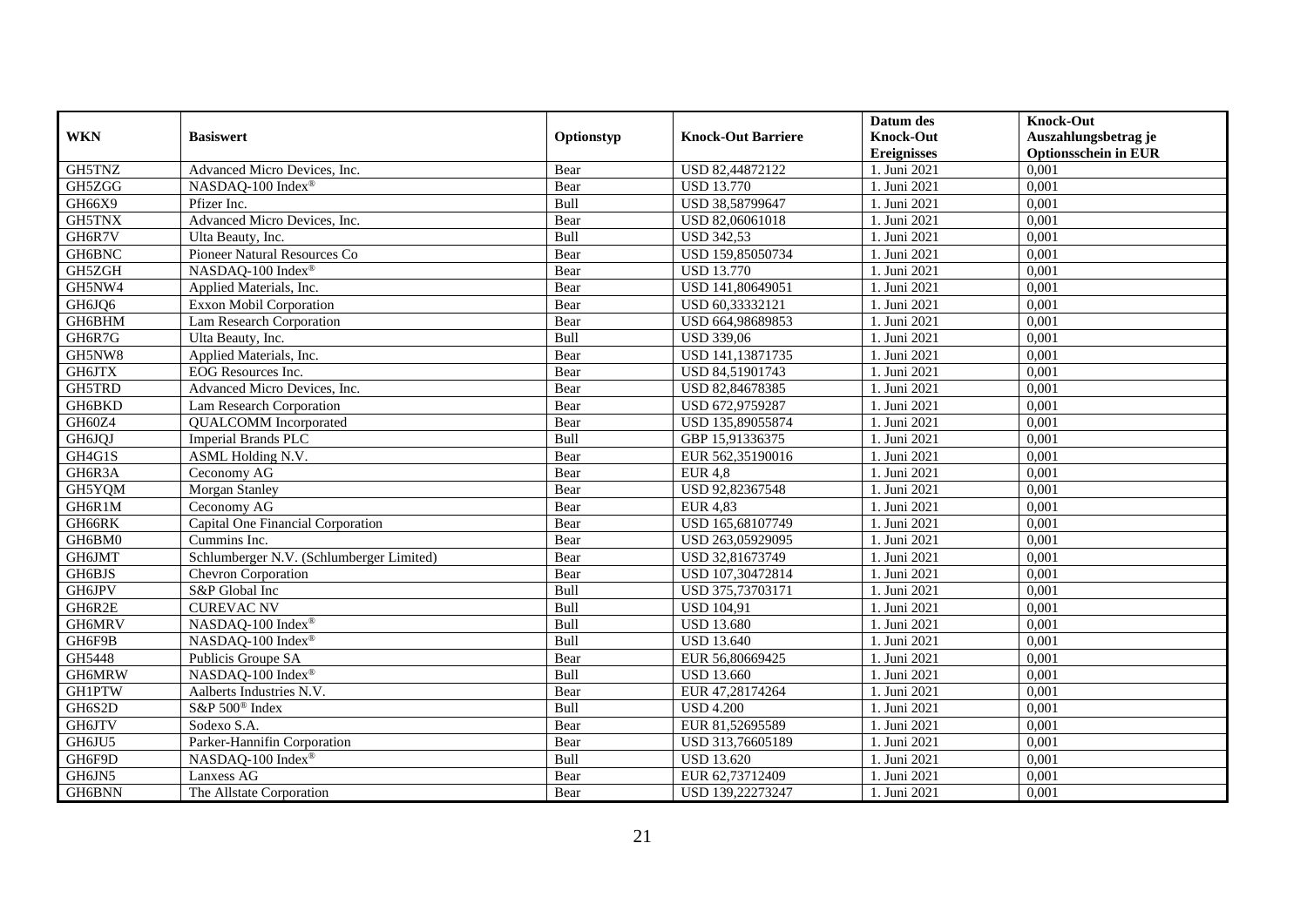| WKN | Basiswert | Optionstyp | Knock-Out Barriere | Datum des Knock-Out Ereignisses | Knock-Out Auszahlungsbetrag je Optionsschein in EUR |
|---|---|---|---|---|---|
| GH5TNZ | Advanced Micro Devices, Inc. | Bear | USD 82,44872122 | 1. Juni 2021 | 0,001 |
| GH5ZGG | NASDAQ-100 Index® | Bear | USD 13.770 | 1. Juni 2021 | 0,001 |
| GH66X9 | Pfizer Inc. | Bull | USD 38,58799647 | 1. Juni 2021 | 0,001 |
| GH5TNX | Advanced Micro Devices, Inc. | Bear | USD 82,06061018 | 1. Juni 2021 | 0,001 |
| GH6R7V | Ulta Beauty, Inc. | Bull | USD 342,53 | 1. Juni 2021 | 0,001 |
| GH6BNC | Pioneer Natural Resources Co | Bear | USD 159,85050734 | 1. Juni 2021 | 0,001 |
| GH5ZGH | NASDAQ-100 Index® | Bear | USD 13.770 | 1. Juni 2021 | 0,001 |
| GH5NW4 | Applied Materials, Inc. | Bear | USD 141,80649051 | 1. Juni 2021 | 0,001 |
| GH6JQ6 | Exxon Mobil Corporation | Bear | USD 60,33332121 | 1. Juni 2021 | 0,001 |
| GH6BHM | Lam Research Corporation | Bear | USD 664,98689853 | 1. Juni 2021 | 0,001 |
| GH6R7G | Ulta Beauty, Inc. | Bull | USD 339,06 | 1. Juni 2021 | 0,001 |
| GH5NW8 | Applied Materials, Inc. | Bear | USD 141,13871735 | 1. Juni 2021 | 0,001 |
| GH6JTX | EOG Resources Inc. | Bear | USD 84,51901743 | 1. Juni 2021 | 0,001 |
| GH5TRD | Advanced Micro Devices, Inc. | Bear | USD 82,84678385 | 1. Juni 2021 | 0,001 |
| GH6BKD | Lam Research Corporation | Bear | USD 672,9759287 | 1. Juni 2021 | 0,001 |
| GH60Z4 | QUALCOMM Incorporated | Bear | USD 135,89055874 | 1. Juni 2021 | 0,001 |
| GH6JQJ | Imperial Brands PLC | Bull | GBP 15,91336375 | 1. Juni 2021 | 0,001 |
| GH4G1S | ASML Holding N.V. | Bear | EUR 562,35190016 | 1. Juni 2021 | 0,001 |
| GH6R3A | Ceconomy AG | Bear | EUR 4,8 | 1. Juni 2021 | 0,001 |
| GH5YQM | Morgan Stanley | Bear | USD 92,82367548 | 1. Juni 2021 | 0,001 |
| GH6R1M | Ceconomy AG | Bear | EUR 4,83 | 1. Juni 2021 | 0,001 |
| GH66RK | Capital One Financial Corporation | Bear | USD 165,68107749 | 1. Juni 2021 | 0,001 |
| GH6BM0 | Cummins Inc. | Bear | USD 263,05929095 | 1. Juni 2021 | 0,001 |
| GH6JMT | Schlumberger N.V. (Schlumberger Limited) | Bear | USD 32,81673749 | 1. Juni 2021 | 0,001 |
| GH6BJS | Chevron Corporation | Bear | USD 107,30472814 | 1. Juni 2021 | 0,001 |
| GH6JPV | S&P Global Inc | Bull | USD 375,73703171 | 1. Juni 2021 | 0,001 |
| GH6R2E | CUREVAC NV | Bull | USD 104,91 | 1. Juni 2021 | 0,001 |
| GH6MRV | NASDAQ-100 Index® | Bull | USD 13.680 | 1. Juni 2021 | 0,001 |
| GH6F9B | NASDAQ-100 Index® | Bull | USD 13.640 | 1. Juni 2021 | 0,001 |
| GH5448 | Publicis Groupe SA | Bear | EUR 56,80669425 | 1. Juni 2021 | 0,001 |
| GH6MRW | NASDAQ-100 Index® | Bull | USD 13.660 | 1. Juni 2021 | 0,001 |
| GH1PTW | Aalberts Industries N.V. | Bear | EUR 47,28174264 | 1. Juni 2021 | 0,001 |
| GH6S2D | S&P 500® Index | Bull | USD 4.200 | 1. Juni 2021 | 0,001 |
| GH6JTV | Sodexo S.A. | Bear | EUR 81,52695589 | 1. Juni 2021 | 0,001 |
| GH6JU5 | Parker-Hannifin Corporation | Bear | USD 313,76605189 | 1. Juni 2021 | 0,001 |
| GH6F9D | NASDAQ-100 Index® | Bull | USD 13.620 | 1. Juni 2021 | 0,001 |
| GH6JN5 | Lanxess AG | Bear | EUR 62,73712409 | 1. Juni 2021 | 0,001 |
| GH6BNN | The Allstate Corporation | Bear | USD 139,22273247 | 1. Juni 2021 | 0,001 |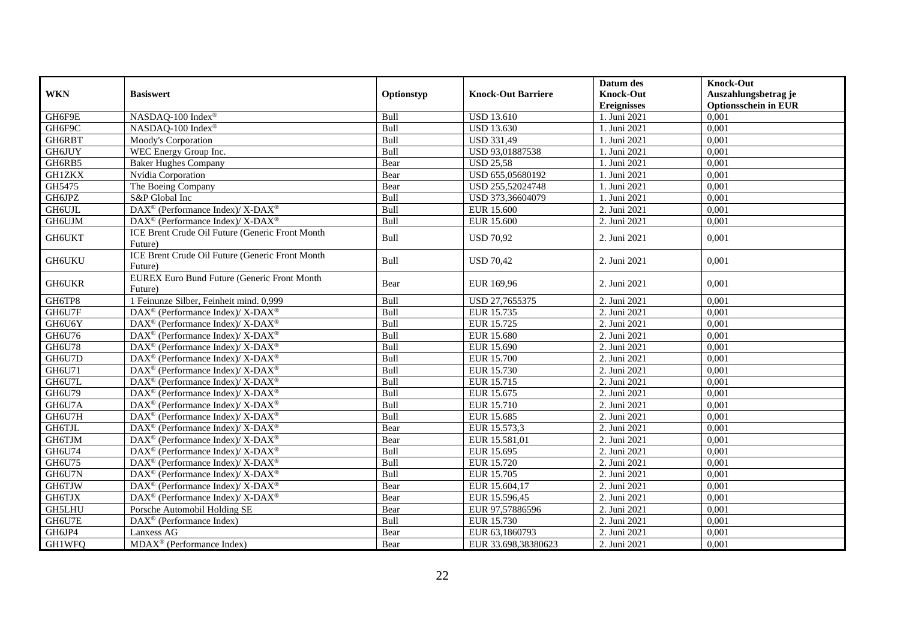| WKN | Basiswert | Optionstyp | Knock-Out Barriere | Datum des Knock-Out Ereignisses | Knock-Out Auszahlungsbetrag je Optionsschein in EUR |
|---|---|---|---|---|---|
| GH6F9E | NASDAQ-100 Index® | Bull | USD 13.610 | 1. Juni 2021 | 0,001 |
| GH6F9C | NASDAQ-100 Index® | Bull | USD 13.630 | 1. Juni 2021 | 0,001 |
| GH6RBT | Moody's Corporation | Bull | USD 331,49 | 1. Juni 2021 | 0,001 |
| GH6JUY | WEC Energy Group Inc. | Bull | USD 93,01887538 | 1. Juni 2021 | 0,001 |
| GH6RB5 | Baker Hughes Company | Bear | USD 25,58 | 1. Juni 2021 | 0,001 |
| GH1ZKX | Nvidia Corporation | Bear | USD 655,05680192 | 1. Juni 2021 | 0,001 |
| GH5475 | The Boeing Company | Bear | USD 255,52024748 | 1. Juni 2021 | 0,001 |
| GH6JPZ | S&P Global Inc | Bull | USD 373,36604079 | 1. Juni 2021 | 0,001 |
| GH6UJL | DAX® (Performance Index)/ X-DAX® | Bull | EUR 15.600 | 2. Juni 2021 | 0,001 |
| GH6UJM | DAX® (Performance Index)/ X-DAX® | Bull | EUR 15.600 | 2. Juni 2021 | 0,001 |
| GH6UKT | ICE Brent Crude Oil Future (Generic Front Month Future) | Bull | USD 70,92 | 2. Juni 2021 | 0,001 |
| GH6UKU | ICE Brent Crude Oil Future (Generic Front Month Future) | Bull | USD 70,42 | 2. Juni 2021 | 0,001 |
| GH6UKR | EUREX Euro Bund Future (Generic Front Month Future) | Bear | EUR 169,96 | 2. Juni 2021 | 0,001 |
| GH6TP8 | 1 Feinunze Silber, Feinheit mind. 0,999 | Bull | USD 27,7655375 | 2. Juni 2021 | 0,001 |
| GH6U7F | DAX® (Performance Index)/ X-DAX® | Bull | EUR 15.735 | 2. Juni 2021 | 0,001 |
| GH6U6Y | DAX® (Performance Index)/ X-DAX® | Bull | EUR 15.725 | 2. Juni 2021 | 0,001 |
| GH6U76 | DAX® (Performance Index)/ X-DAX® | Bull | EUR 15.680 | 2. Juni 2021 | 0,001 |
| GH6U78 | DAX® (Performance Index)/ X-DAX® | Bull | EUR 15.690 | 2. Juni 2021 | 0,001 |
| GH6U7D | DAX® (Performance Index)/ X-DAX® | Bull | EUR 15.700 | 2. Juni 2021 | 0,001 |
| GH6U71 | DAX® (Performance Index)/ X-DAX® | Bull | EUR 15.730 | 2. Juni 2021 | 0,001 |
| GH6U7L | DAX® (Performance Index)/ X-DAX® | Bull | EUR 15.715 | 2. Juni 2021 | 0,001 |
| GH6U79 | DAX® (Performance Index)/ X-DAX® | Bull | EUR 15.675 | 2. Juni 2021 | 0,001 |
| GH6U7A | DAX® (Performance Index)/ X-DAX® | Bull | EUR 15.710 | 2. Juni 2021 | 0,001 |
| GH6U7H | DAX® (Performance Index)/ X-DAX® | Bull | EUR 15.685 | 2. Juni 2021 | 0,001 |
| GH6TJL | DAX® (Performance Index)/ X-DAX® | Bear | EUR 15.573,3 | 2. Juni 2021 | 0,001 |
| GH6TJM | DAX® (Performance Index)/ X-DAX® | Bear | EUR 15.581,01 | 2. Juni 2021 | 0,001 |
| GH6U74 | DAX® (Performance Index)/ X-DAX® | Bull | EUR 15.695 | 2. Juni 2021 | 0,001 |
| GH6U75 | DAX® (Performance Index)/ X-DAX® | Bull | EUR 15.720 | 2. Juni 2021 | 0,001 |
| GH6U7N | DAX® (Performance Index)/ X-DAX® | Bull | EUR 15.705 | 2. Juni 2021 | 0,001 |
| GH6TJW | DAX® (Performance Index)/ X-DAX® | Bear | EUR 15.604,17 | 2. Juni 2021 | 0,001 |
| GH6TJX | DAX® (Performance Index)/ X-DAX® | Bear | EUR 15.596,45 | 2. Juni 2021 | 0,001 |
| GH5LHU | Porsche Automobil Holding SE | Bear | EUR 97,57886596 | 2. Juni 2021 | 0,001 |
| GH6U7E | DAX® (Performance Index) | Bull | EUR 15.730 | 2. Juni 2021 | 0,001 |
| GH6JP4 | Lanxess AG | Bear | EUR 63,1860793 | 2. Juni 2021 | 0,001 |
| GH1WFQ | MDAX® (Performance Index) | Bear | EUR 33.698,38380623 | 2. Juni 2021 | 0,001 |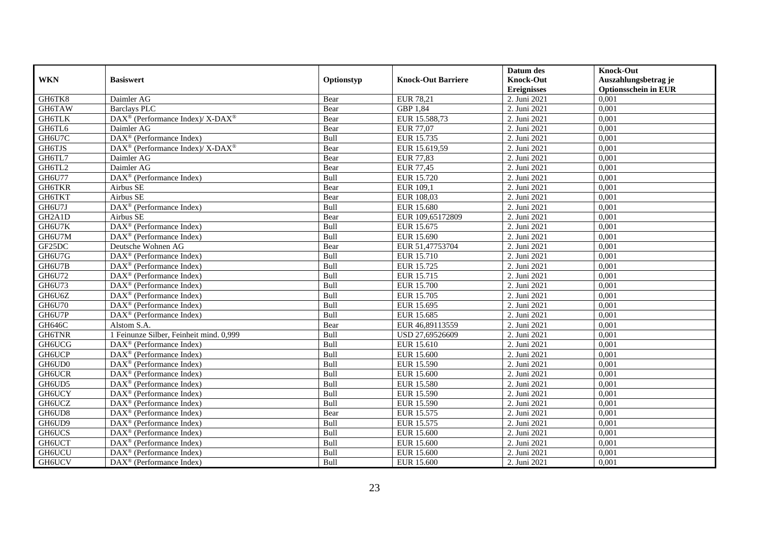| WKN | Basiswert | Optionstyp | Knock-Out Barriere | Datum des Knock-Out Ereignisses | Knock-Out Auszahlungsbetrag je Optionsschein in EUR |
|---|---|---|---|---|---|
| GH6TK8 | Daimler AG | Bear | EUR 78,21 | 2. Juni 2021 | 0,001 |
| GH6TAW | Barclays PLC | Bear | GBP 1,84 | 2. Juni 2021 | 0,001 |
| GH6TLK | DAX® (Performance Index)/ X-DAX® | Bear | EUR 15.588,73 | 2. Juni 2021 | 0,001 |
| GH6TL6 | Daimler AG | Bear | EUR 77,07 | 2. Juni 2021 | 0,001 |
| GH6U7C | DAX® (Performance Index) | Bull | EUR 15.735 | 2. Juni 2021 | 0,001 |
| GH6TJS | DAX® (Performance Index)/ X-DAX® | Bear | EUR 15.619,59 | 2. Juni 2021 | 0,001 |
| GH6TL7 | Daimler AG | Bear | EUR 77,83 | 2. Juni 2021 | 0,001 |
| GH6TL2 | Daimler AG | Bear | EUR 77,45 | 2. Juni 2021 | 0,001 |
| GH6U77 | DAX® (Performance Index) | Bull | EUR 15.720 | 2. Juni 2021 | 0,001 |
| GH6TKR | Airbus SE | Bear | EUR 109,1 | 2. Juni 2021 | 0,001 |
| GH6TKT | Airbus SE | Bear | EUR 108,03 | 2. Juni 2021 | 0,001 |
| GH6U7J | DAX® (Performance Index) | Bull | EUR 15.680 | 2. Juni 2021 | 0,001 |
| GH2A1D | Airbus SE | Bear | EUR 109,65172809 | 2. Juni 2021 | 0,001 |
| GH6U7K | DAX® (Performance Index) | Bull | EUR 15.675 | 2. Juni 2021 | 0,001 |
| GH6U7M | DAX® (Performance Index) | Bull | EUR 15.690 | 2. Juni 2021 | 0,001 |
| GF25DC | Deutsche Wohnen AG | Bear | EUR 51,47753704 | 2. Juni 2021 | 0,001 |
| GH6U7G | DAX® (Performance Index) | Bull | EUR 15.710 | 2. Juni 2021 | 0,001 |
| GH6U7B | DAX® (Performance Index) | Bull | EUR 15.725 | 2. Juni 2021 | 0,001 |
| GH6U72 | DAX® (Performance Index) | Bull | EUR 15.715 | 2. Juni 2021 | 0,001 |
| GH6U73 | DAX® (Performance Index) | Bull | EUR 15.700 | 2. Juni 2021 | 0,001 |
| GH6U6Z | DAX® (Performance Index) | Bull | EUR 15.705 | 2. Juni 2021 | 0,001 |
| GH6U70 | DAX® (Performance Index) | Bull | EUR 15.695 | 2. Juni 2021 | 0,001 |
| GH6U7P | DAX® (Performance Index) | Bull | EUR 15.685 | 2. Juni 2021 | 0,001 |
| GH646C | Alstom S.A. | Bear | EUR 46,89113559 | 2. Juni 2021 | 0,001 |
| GH6TNR | 1 Feinunze Silber, Feinheit mind. 0,999 | Bull | USD 27,69526609 | 2. Juni 2021 | 0,001 |
| GH6UCG | DAX® (Performance Index) | Bull | EUR 15.610 | 2. Juni 2021 | 0,001 |
| GH6UCP | DAX® (Performance Index) | Bull | EUR 15.600 | 2. Juni 2021 | 0,001 |
| GH6UD0 | DAX® (Performance Index) | Bull | EUR 15.590 | 2. Juni 2021 | 0,001 |
| GH6UCR | DAX® (Performance Index) | Bull | EUR 15.600 | 2. Juni 2021 | 0,001 |
| GH6UD5 | DAX® (Performance Index) | Bull | EUR 15.580 | 2. Juni 2021 | 0,001 |
| GH6UCY | DAX® (Performance Index) | Bull | EUR 15.590 | 2. Juni 2021 | 0,001 |
| GH6UCZ | DAX® (Performance Index) | Bull | EUR 15.590 | 2. Juni 2021 | 0,001 |
| GH6UD8 | DAX® (Performance Index) | Bear | EUR 15.575 | 2. Juni 2021 | 0,001 |
| GH6UD9 | DAX® (Performance Index) | Bull | EUR 15.575 | 2. Juni 2021 | 0,001 |
| GH6UCS | DAX® (Performance Index) | Bull | EUR 15.600 | 2. Juni 2021 | 0,001 |
| GH6UCT | DAX® (Performance Index) | Bull | EUR 15.600 | 2. Juni 2021 | 0,001 |
| GH6UCU | DAX® (Performance Index) | Bull | EUR 15.600 | 2. Juni 2021 | 0,001 |
| GH6UCV | DAX® (Performance Index) | Bull | EUR 15.600 | 2. Juni 2021 | 0,001 |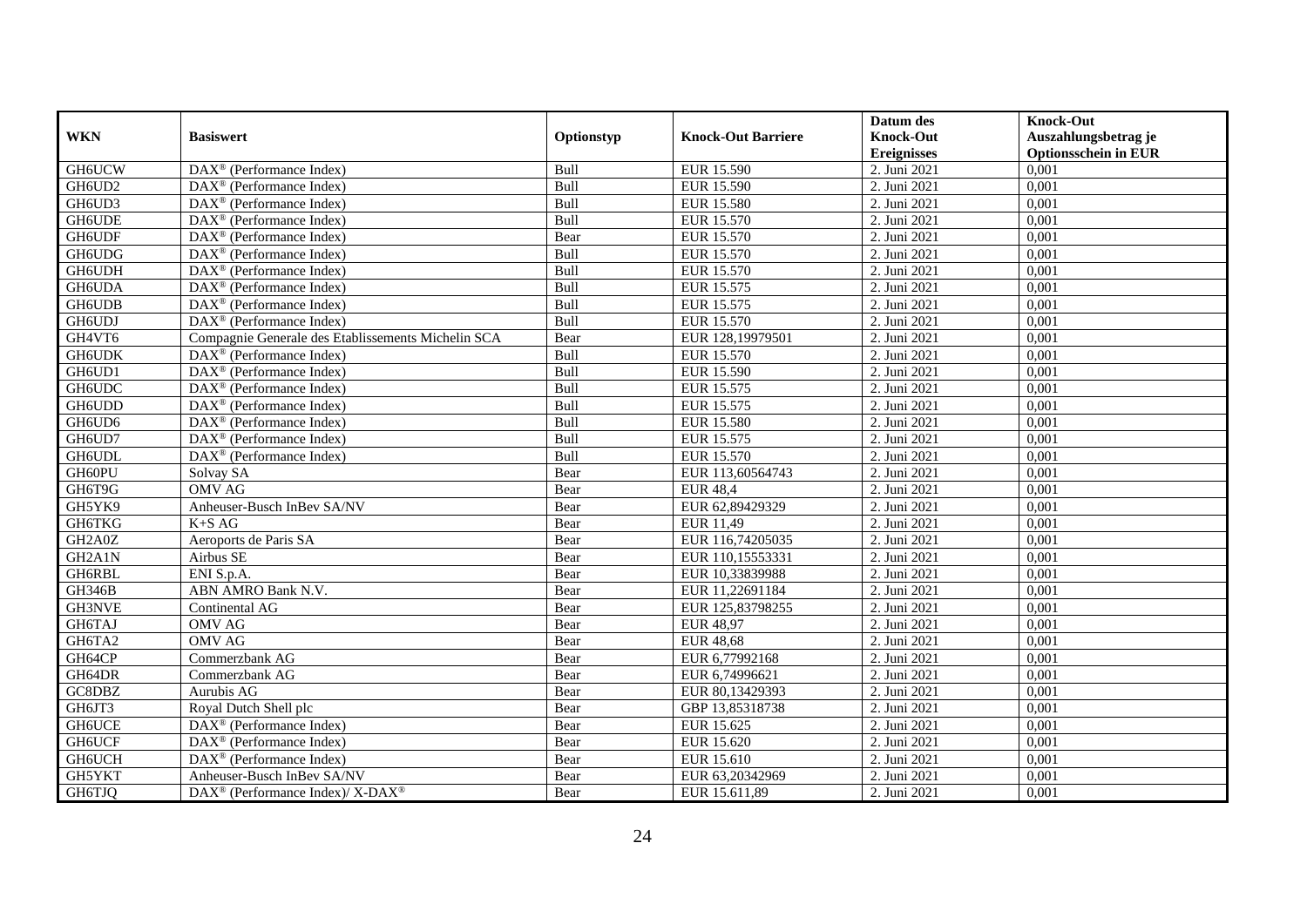| WKN | Basiswert | Optionstyp | Knock-Out Barriere | Datum des Knock-Out Ereignisses | Knock-Out Auszahlungsbetrag je Optionsschein in EUR |
|---|---|---|---|---|---|
| GH6UCW | DAX® (Performance Index) | Bull | EUR 15.590 | 2. Juni 2021 | 0,001 |
| GH6UD2 | DAX® (Performance Index) | Bull | EUR 15.590 | 2. Juni 2021 | 0,001 |
| GH6UD3 | DAX® (Performance Index) | Bull | EUR 15.580 | 2. Juni 2021 | 0,001 |
| GH6UDE | DAX® (Performance Index) | Bull | EUR 15.570 | 2. Juni 2021 | 0,001 |
| GH6UDF | DAX® (Performance Index) | Bear | EUR 15.570 | 2. Juni 2021 | 0,001 |
| GH6UDG | DAX® (Performance Index) | Bull | EUR 15.570 | 2. Juni 2021 | 0,001 |
| GH6UDH | DAX® (Performance Index) | Bull | EUR 15.570 | 2. Juni 2021 | 0,001 |
| GH6UDA | DAX® (Performance Index) | Bull | EUR 15.575 | 2. Juni 2021 | 0,001 |
| GH6UDB | DAX® (Performance Index) | Bull | EUR 15.575 | 2. Juni 2021 | 0,001 |
| GH6UDJ | DAX® (Performance Index) | Bull | EUR 15.570 | 2. Juni 2021 | 0,001 |
| GH4VT6 | Compagnie Generale des Etablissements Michelin SCA | Bear | EUR 128,19979501 | 2. Juni 2021 | 0,001 |
| GH6UDK | DAX® (Performance Index) | Bull | EUR 15.570 | 2. Juni 2021 | 0,001 |
| GH6UD1 | DAX® (Performance Index) | Bull | EUR 15.590 | 2. Juni 2021 | 0,001 |
| GH6UDC | DAX® (Performance Index) | Bull | EUR 15.575 | 2. Juni 2021 | 0,001 |
| GH6UDD | DAX® (Performance Index) | Bull | EUR 15.575 | 2. Juni 2021 | 0,001 |
| GH6UD6 | DAX® (Performance Index) | Bull | EUR 15.580 | 2. Juni 2021 | 0,001 |
| GH6UD7 | DAX® (Performance Index) | Bull | EUR 15.575 | 2. Juni 2021 | 0,001 |
| GH6UDL | DAX® (Performance Index) | Bull | EUR 15.570 | 2. Juni 2021 | 0,001 |
| GH60PU | Solvay SA | Bear | EUR 113,60564743 | 2. Juni 2021 | 0,001 |
| GH6T9G | OMV AG | Bear | EUR 48,4 | 2. Juni 2021 | 0,001 |
| GH5YK9 | Anheuser-Busch InBev SA/NV | Bear | EUR 62,89429329 | 2. Juni 2021 | 0,001 |
| GH6TKG | K+S AG | Bear | EUR 11,49 | 2. Juni 2021 | 0,001 |
| GH2A0Z | Aeroports de Paris SA | Bear | EUR 116,74205035 | 2. Juni 2021 | 0,001 |
| GH2A1N | Airbus SE | Bear | EUR 110,15553331 | 2. Juni 2021 | 0,001 |
| GH6RBL | ENI S.p.A. | Bear | EUR 10,33839988 | 2. Juni 2021 | 0,001 |
| GH346B | ABN AMRO Bank N.V. | Bear | EUR 11,22691184 | 2. Juni 2021 | 0,001 |
| GH3NVE | Continental AG | Bear | EUR 125,83798255 | 2. Juni 2021 | 0,001 |
| GH6TAJ | OMV AG | Bear | EUR 48,97 | 2. Juni 2021 | 0,001 |
| GH6TA2 | OMV AG | Bear | EUR 48,68 | 2. Juni 2021 | 0,001 |
| GH64CP | Commerzbank AG | Bear | EUR 6,77992168 | 2. Juni 2021 | 0,001 |
| GH64DR | Commerzbank AG | Bear | EUR 6,74996621 | 2. Juni 2021 | 0,001 |
| GC8DBZ | Aurubis AG | Bear | EUR 80,13429393 | 2. Juni 2021 | 0,001 |
| GH6JT3 | Royal Dutch Shell plc | Bear | GBP 13,85318738 | 2. Juni 2021 | 0,001 |
| GH6UCE | DAX® (Performance Index) | Bear | EUR 15.625 | 2. Juni 2021 | 0,001 |
| GH6UCF | DAX® (Performance Index) | Bear | EUR 15.620 | 2. Juni 2021 | 0,001 |
| GH6UCH | DAX® (Performance Index) | Bear | EUR 15.610 | 2. Juni 2021 | 0,001 |
| GH5YKT | Anheuser-Busch InBev SA/NV | Bear | EUR 63,20342969 | 2. Juni 2021 | 0,001 |
| GH6TJQ | DAX® (Performance Index)/ X-DAX® | Bear | EUR 15.611,89 | 2. Juni 2021 | 0,001 |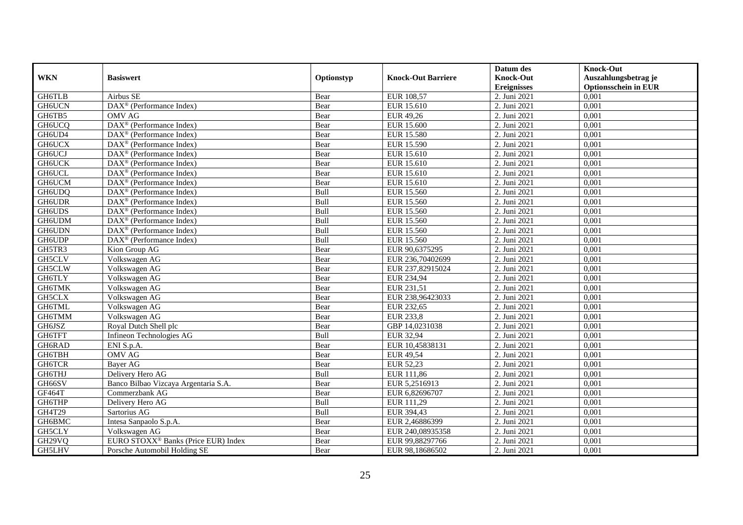| WKN | Basiswert | Optionstyp | Knock-Out Barriere | Datum des Knock-Out Ereignisses | Knock-Out Auszahlungsbetrag je Optionsschein in EUR |
|---|---|---|---|---|---|
| GH6TLB | Airbus SE | Bear | EUR 108,57 | 2. Juni 2021 | 0,001 |
| GH6UCN | DAX® (Performance Index) | Bear | EUR 15.610 | 2. Juni 2021 | 0,001 |
| GH6TB5 | OMV AG | Bear | EUR 49,26 | 2. Juni 2021 | 0,001 |
| GH6UCQ | DAX® (Performance Index) | Bear | EUR 15.600 | 2. Juni 2021 | 0,001 |
| GH6UD4 | DAX® (Performance Index) | Bear | EUR 15.580 | 2. Juni 2021 | 0,001 |
| GH6UCX | DAX® (Performance Index) | Bear | EUR 15.590 | 2. Juni 2021 | 0,001 |
| GH6UCJ | DAX® (Performance Index) | Bear | EUR 15.610 | 2. Juni 2021 | 0,001 |
| GH6UCK | DAX® (Performance Index) | Bear | EUR 15.610 | 2. Juni 2021 | 0,001 |
| GH6UCL | DAX® (Performance Index) | Bear | EUR 15.610 | 2. Juni 2021 | 0,001 |
| GH6UCM | DAX® (Performance Index) | Bear | EUR 15.610 | 2. Juni 2021 | 0,001 |
| GH6UDQ | DAX® (Performance Index) | Bull | EUR 15.560 | 2. Juni 2021 | 0,001 |
| GH6UDR | DAX® (Performance Index) | Bull | EUR 15.560 | 2. Juni 2021 | 0,001 |
| GH6UDS | DAX® (Performance Index) | Bull | EUR 15.560 | 2. Juni 2021 | 0,001 |
| GH6UDM | DAX® (Performance Index) | Bull | EUR 15.560 | 2. Juni 2021 | 0,001 |
| GH6UDN | DAX® (Performance Index) | Bull | EUR 15.560 | 2. Juni 2021 | 0,001 |
| GH6UDP | DAX® (Performance Index) | Bull | EUR 15.560 | 2. Juni 2021 | 0,001 |
| GH5TR3 | Kion Group AG | Bear | EUR 90,6375295 | 2. Juni 2021 | 0,001 |
| GH5CLV | Volkswagen AG | Bear | EUR 236,70402699 | 2. Juni 2021 | 0,001 |
| GH5CLW | Volkswagen AG | Bear | EUR 237,82915024 | 2. Juni 2021 | 0,001 |
| GH6TLY | Volkswagen AG | Bear | EUR 234,94 | 2. Juni 2021 | 0,001 |
| GH6TMK | Volkswagen AG | Bear | EUR 231,51 | 2. Juni 2021 | 0,001 |
| GH5CLX | Volkswagen AG | Bear | EUR 238,96423033 | 2. Juni 2021 | 0,001 |
| GH6TML | Volkswagen AG | Bear | EUR 232,65 | 2. Juni 2021 | 0,001 |
| GH6TMM | Volkswagen AG | Bear | EUR 233,8 | 2. Juni 2021 | 0,001 |
| GH6JSZ | Royal Dutch Shell plc | Bear | GBP 14,0231038 | 2. Juni 2021 | 0,001 |
| GH6TFT | Infineon Technologies AG | Bull | EUR 32,94 | 2. Juni 2021 | 0,001 |
| GH6RAD | ENI S.p.A. | Bear | EUR 10,45838131 | 2. Juni 2021 | 0,001 |
| GH6TBH | OMV AG | Bear | EUR 49,54 | 2. Juni 2021 | 0,001 |
| GH6TCR | Bayer AG | Bear | EUR 52,23 | 2. Juni 2021 | 0,001 |
| GH6THJ | Delivery Hero AG | Bull | EUR 111,86 | 2. Juni 2021 | 0,001 |
| GH66SV | Banco Bilbao Vizcaya Argentaria S.A. | Bear | EUR 5,2516913 | 2. Juni 2021 | 0,001 |
| GF464T | Commerzbank AG | Bear | EUR 6,82696707 | 2. Juni 2021 | 0,001 |
| GH6THP | Delivery Hero AG | Bull | EUR 111,29 | 2. Juni 2021 | 0,001 |
| GH4T29 | Sartorius AG | Bull | EUR 394,43 | 2. Juni 2021 | 0,001 |
| GH6BMC | Intesa Sanpaolo S.p.A. | Bear | EUR 2,46886399 | 2. Juni 2021 | 0,001 |
| GH5CLY | Volkswagen AG | Bear | EUR 240,08935358 | 2. Juni 2021 | 0,001 |
| GH29VQ | EURO STOXX® Banks (Price EUR) Index | Bear | EUR 99,88297766 | 2. Juni 2021 | 0,001 |
| GH5LHV | Porsche Automobil Holding SE | Bear | EUR 98,18686502 | 2. Juni 2021 | 0,001 |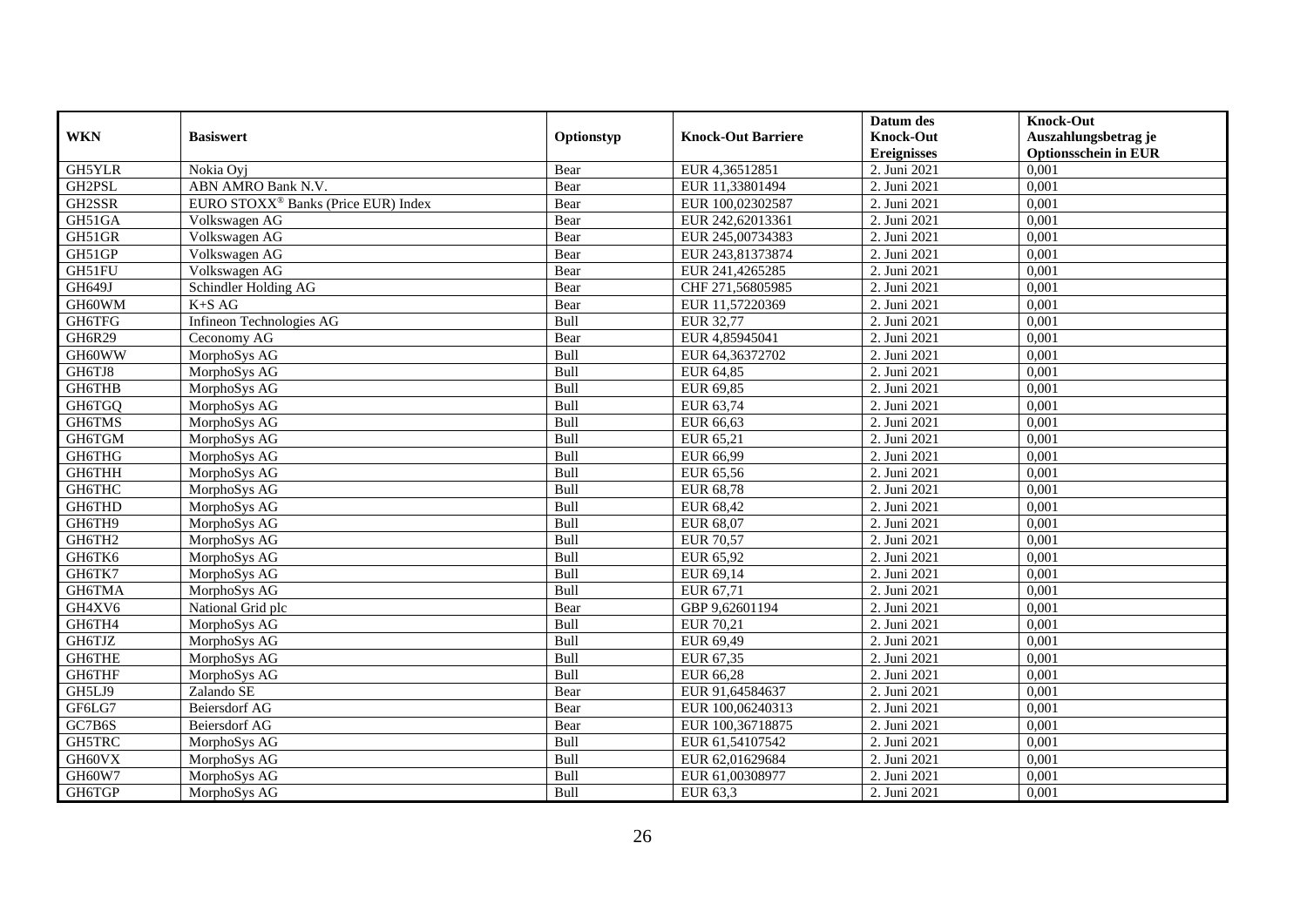| WKN | Basiswert | Optionstyp | Knock-Out Barriere | Datum des Knock-Out Ereignisses | Knock-Out Auszahlungsbetrag je Optionsschein in EUR |
|---|---|---|---|---|---|
| GH5YLR | Nokia Oyj | Bear | EUR 4,36512851 | 2. Juni 2021 | 0,001 |
| GH2PSL | ABN AMRO Bank N.V. | Bear | EUR 11,33801494 | 2. Juni 2021 | 0,001 |
| GH2SSR | EURO STOXX® Banks (Price EUR) Index | Bear | EUR 100,02302587 | 2. Juni 2021 | 0,001 |
| GH51GA | Volkswagen AG | Bear | EUR 242,62013361 | 2. Juni 2021 | 0,001 |
| GH51GR | Volkswagen AG | Bear | EUR 245,00734383 | 2. Juni 2021 | 0,001 |
| GH51GP | Volkswagen AG | Bear | EUR 243,81373874 | 2. Juni 2021 | 0,001 |
| GH51FU | Volkswagen AG | Bear | EUR 241,4265285 | 2. Juni 2021 | 0,001 |
| GH649J | Schindler Holding AG | Bear | CHF 271,56805985 | 2. Juni 2021 | 0,001 |
| GH60WM | K+S AG | Bear | EUR 11,57220369 | 2. Juni 2021 | 0,001 |
| GH6TFG | Infineon Technologies AG | Bull | EUR 32,77 | 2. Juni 2021 | 0,001 |
| GH6R29 | Ceconomy AG | Bear | EUR 4,85945041 | 2. Juni 2021 | 0,001 |
| GH60WW | MorphoSys AG | Bull | EUR 64,36372702 | 2. Juni 2021 | 0,001 |
| GH6TJ8 | MorphoSys AG | Bull | EUR 64,85 | 2. Juni 2021 | 0,001 |
| GH6THB | MorphoSys AG | Bull | EUR 69,85 | 2. Juni 2021 | 0,001 |
| GH6TGQ | MorphoSys AG | Bull | EUR 63,74 | 2. Juni 2021 | 0,001 |
| GH6TMS | MorphoSys AG | Bull | EUR 66,63 | 2. Juni 2021 | 0,001 |
| GH6TGM | MorphoSys AG | Bull | EUR 65,21 | 2. Juni 2021 | 0,001 |
| GH6THG | MorphoSys AG | Bull | EUR 66,99 | 2. Juni 2021 | 0,001 |
| GH6THH | MorphoSys AG | Bull | EUR 65,56 | 2. Juni 2021 | 0,001 |
| GH6THC | MorphoSys AG | Bull | EUR 68,78 | 2. Juni 2021 | 0,001 |
| GH6THD | MorphoSys AG | Bull | EUR 68,42 | 2. Juni 2021 | 0,001 |
| GH6TH9 | MorphoSys AG | Bull | EUR 68,07 | 2. Juni 2021 | 0,001 |
| GH6TH2 | MorphoSys AG | Bull | EUR 70,57 | 2. Juni 2021 | 0,001 |
| GH6TK6 | MorphoSys AG | Bull | EUR 65,92 | 2. Juni 2021 | 0,001 |
| GH6TK7 | MorphoSys AG | Bull | EUR 69,14 | 2. Juni 2021 | 0,001 |
| GH6TMA | MorphoSys AG | Bull | EUR 67,71 | 2. Juni 2021 | 0,001 |
| GH4XV6 | National Grid plc | Bear | GBP 9,62601194 | 2. Juni 2021 | 0,001 |
| GH6TH4 | MorphoSys AG | Bull | EUR 70,21 | 2. Juni 2021 | 0,001 |
| GH6TJZ | MorphoSys AG | Bull | EUR 69,49 | 2. Juni 2021 | 0,001 |
| GH6THE | MorphoSys AG | Bull | EUR 67,35 | 2. Juni 2021 | 0,001 |
| GH6THF | MorphoSys AG | Bull | EUR 66,28 | 2. Juni 2021 | 0,001 |
| GH5LJ9 | Zalando SE | Bear | EUR 91,64584637 | 2. Juni 2021 | 0,001 |
| GF6LG7 | Beiersdorf AG | Bear | EUR 100,06240313 | 2. Juni 2021 | 0,001 |
| GC7B6S | Beiersdorf AG | Bear | EUR 100,36718875 | 2. Juni 2021 | 0,001 |
| GH5TRC | MorphoSys AG | Bull | EUR 61,54107542 | 2. Juni 2021 | 0,001 |
| GH60VX | MorphoSys AG | Bull | EUR 62,01629684 | 2. Juni 2021 | 0,001 |
| GH60W7 | MorphoSys AG | Bull | EUR 61,00308977 | 2. Juni 2021 | 0,001 |
| GH6TGP | MorphoSys AG | Bull | EUR 63,3 | 2. Juni 2021 | 0,001 |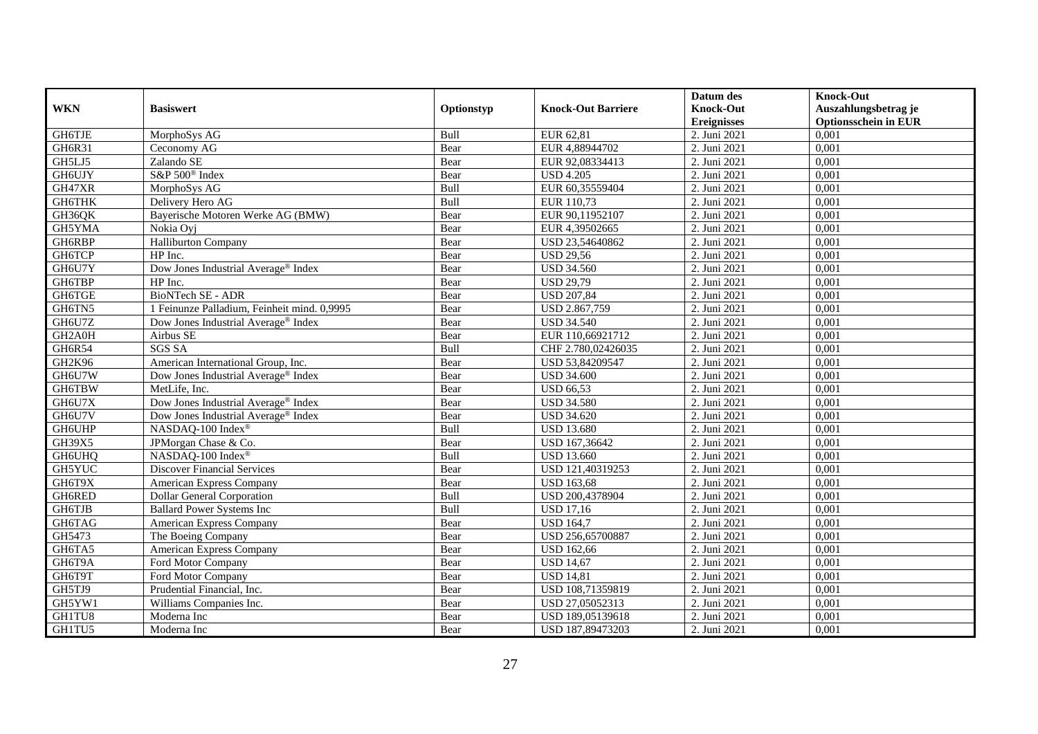| WKN | Basiswert | Optionstyp | Knock-Out Barriere | Datum des Knock-Out Ereignisses | Knock-Out Auszahlungsbetrag je Optionsschein in EUR |
|---|---|---|---|---|---|
| GH6TJE | MorphoSys AG | Bull | EUR 62,81 | 2. Juni 2021 | 0,001 |
| GH6R31 | Ceconomy AG | Bear | EUR 4,88944702 | 2. Juni 2021 | 0,001 |
| GH5LJ5 | Zalando SE | Bear | EUR 92,08334413 | 2. Juni 2021 | 0,001 |
| GH6UJY | S&P 500® Index | Bear | USD 4.205 | 2. Juni 2021 | 0,001 |
| GH47XR | MorphoSys AG | Bull | EUR 60,35559404 | 2. Juni 2021 | 0,001 |
| GH6THK | Delivery Hero AG | Bull | EUR 110,73 | 2. Juni 2021 | 0,001 |
| GH36QK | Bayerische Motoren Werke AG (BMW) | Bear | EUR 90,11952107 | 2. Juni 2021 | 0,001 |
| GH5YMA | Nokia Oyj | Bear | EUR 4,39502665 | 2. Juni 2021 | 0,001 |
| GH6RBP | Halliburton Company | Bear | USD 23,54640862 | 2. Juni 2021 | 0,001 |
| GH6TCP | HP Inc. | Bear | USD 29,56 | 2. Juni 2021 | 0,001 |
| GH6U7Y | Dow Jones Industrial Average® Index | Bear | USD 34.560 | 2. Juni 2021 | 0,001 |
| GH6TBP | HP Inc. | Bear | USD 29,79 | 2. Juni 2021 | 0,001 |
| GH6TGE | BioNTech SE - ADR | Bear | USD 207,84 | 2. Juni 2021 | 0,001 |
| GH6TN5 | 1 Feinunze Palladium, Feinheit mind. 0,9995 | Bear | USD 2.867,759 | 2. Juni 2021 | 0,001 |
| GH6U7Z | Dow Jones Industrial Average® Index | Bear | USD 34.540 | 2. Juni 2021 | 0,001 |
| GH2A0H | Airbus SE | Bear | EUR 110,66921712 | 2. Juni 2021 | 0,001 |
| GH6R54 | SGS SA | Bull | CHF 2.780,02426035 | 2. Juni 2021 | 0,001 |
| GH2K96 | American International Group, Inc. | Bear | USD 53,84209547 | 2. Juni 2021 | 0,001 |
| GH6U7W | Dow Jones Industrial Average® Index | Bear | USD 34.600 | 2. Juni 2021 | 0,001 |
| GH6TBW | MetLife, Inc. | Bear | USD 66,53 | 2. Juni 2021 | 0,001 |
| GH6U7X | Dow Jones Industrial Average® Index | Bear | USD 34.580 | 2. Juni 2021 | 0,001 |
| GH6U7V | Dow Jones Industrial Average® Index | Bear | USD 34.620 | 2. Juni 2021 | 0,001 |
| GH6UHP | NASDAQ-100 Index® | Bull | USD 13.680 | 2. Juni 2021 | 0,001 |
| GH39X5 | JPMorgan Chase & Co. | Bear | USD 167,36642 | 2. Juni 2021 | 0,001 |
| GH6UHQ | NASDAQ-100 Index® | Bull | USD 13.660 | 2. Juni 2021 | 0,001 |
| GH5YUC | Discover Financial Services | Bear | USD 121,40319253 | 2. Juni 2021 | 0,001 |
| GH6T9X | American Express Company | Bear | USD 163,68 | 2. Juni 2021 | 0,001 |
| GH6RED | Dollar General Corporation | Bull | USD 200,4378904 | 2. Juni 2021 | 0,001 |
| GH6TJB | Ballard Power Systems Inc | Bull | USD 17,16 | 2. Juni 2021 | 0,001 |
| GH6TAG | American Express Company | Bear | USD 164,7 | 2. Juni 2021 | 0,001 |
| GH5473 | The Boeing Company | Bear | USD 256,65700887 | 2. Juni 2021 | 0,001 |
| GH6TA5 | American Express Company | Bear | USD 162,66 | 2. Juni 2021 | 0,001 |
| GH6T9A | Ford Motor Company | Bear | USD 14,67 | 2. Juni 2021 | 0,001 |
| GH6T9T | Ford Motor Company | Bear | USD 14,81 | 2. Juni 2021 | 0,001 |
| GH5TJ9 | Prudential Financial, Inc. | Bear | USD 108,71359819 | 2. Juni 2021 | 0,001 |
| GH5YW1 | Williams Companies Inc. | Bear | USD 27,05052313 | 2. Juni 2021 | 0,001 |
| GH1TU8 | Moderna Inc | Bear | USD 189,05139618 | 2. Juni 2021 | 0,001 |
| GH1TU5 | Moderna Inc | Bear | USD 187,89473203 | 2. Juni 2021 | 0,001 |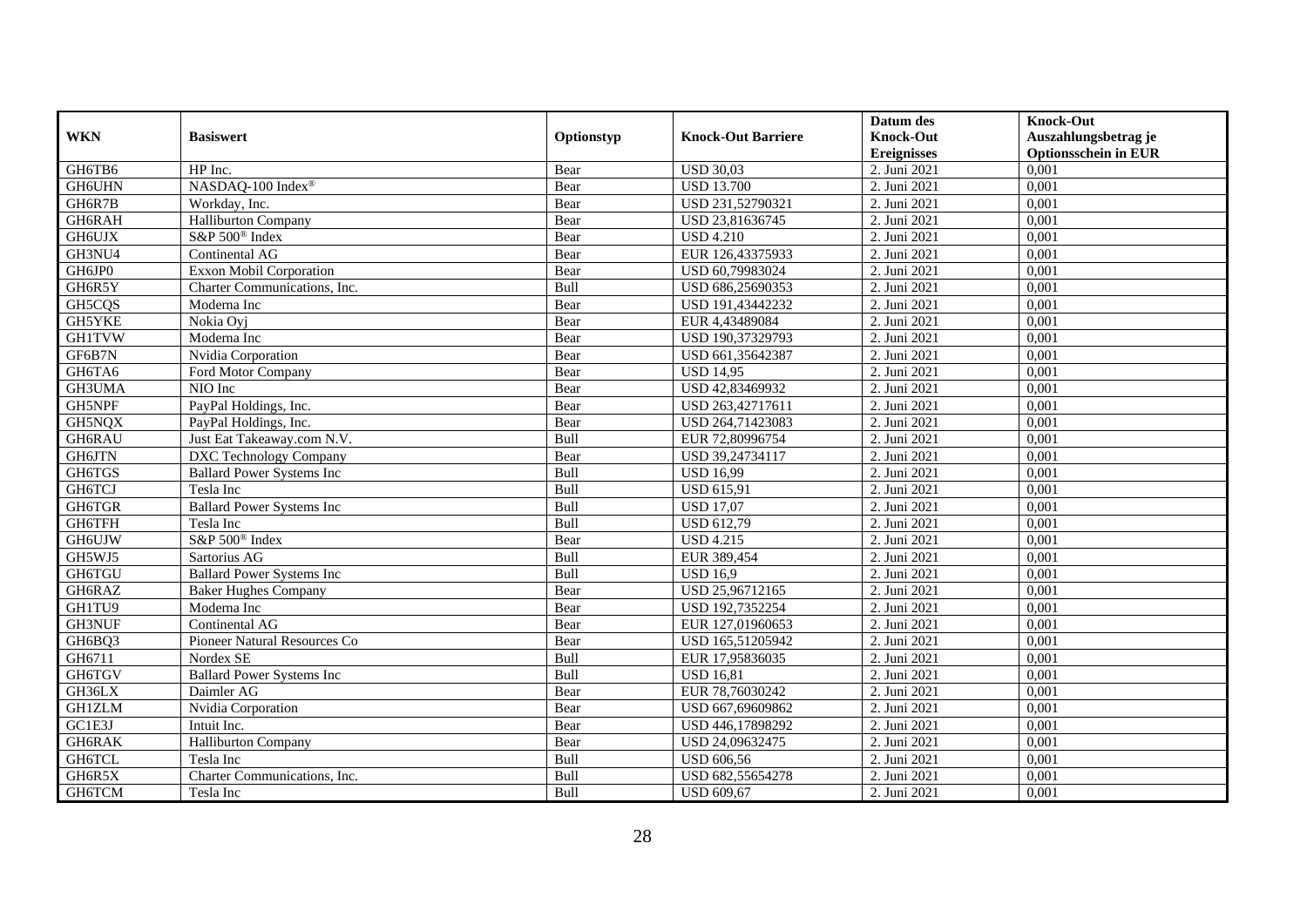| WKN | Basiswert | Optionstyp | Knock-Out Barriere | Datum des Knock-Out Ereignisses | Knock-Out Auszahlungsbetrag je Optionsschein in EUR |
|---|---|---|---|---|---|
| GH6TB6 | HP Inc. | Bear | USD 30,03 | 2. Juni 2021 | 0,001 |
| GH6UHN | NASDAQ-100 Index® | Bear | USD 13.700 | 2. Juni 2021 | 0,001 |
| GH6R7B | Workday, Inc. | Bear | USD 231,52790321 | 2. Juni 2021 | 0,001 |
| GH6RAH | Halliburton Company | Bear | USD 23,81636745 | 2. Juni 2021 | 0,001 |
| GH6UJX | S&P 500® Index | Bear | USD 4.210 | 2. Juni 2021 | 0,001 |
| GH3NU4 | Continental AG | Bear | EUR 126,43375933 | 2. Juni 2021 | 0,001 |
| GH6JP0 | Exxon Mobil Corporation | Bear | USD 60,79983024 | 2. Juni 2021 | 0,001 |
| GH6R5Y | Charter Communications, Inc. | Bull | USD 686,25690353 | 2. Juni 2021 | 0,001 |
| GH5CQS | Moderna Inc | Bear | USD 191,43442232 | 2. Juni 2021 | 0,001 |
| GH5YKE | Nokia Oyj | Bear | EUR 4,43489084 | 2. Juni 2021 | 0,001 |
| GH1TVW | Moderna Inc | Bear | USD 190,37329793 | 2. Juni 2021 | 0,001 |
| GF6B7N | Nvidia Corporation | Bear | USD 661,35642387 | 2. Juni 2021 | 0,001 |
| GH6TA6 | Ford Motor Company | Bear | USD 14,95 | 2. Juni 2021 | 0,001 |
| GH3UMA | NIO Inc | Bear | USD 42,83469932 | 2. Juni 2021 | 0,001 |
| GH5NPF | PayPal Holdings, Inc. | Bear | USD 263,42717611 | 2. Juni 2021 | 0,001 |
| GH5NQX | PayPal Holdings, Inc. | Bear | USD 264,71423083 | 2. Juni 2021 | 0,001 |
| GH6RAU | Just Eat Takeaway.com N.V. | Bull | EUR 72,80996754 | 2. Juni 2021 | 0,001 |
| GH6JTN | DXC Technology Company | Bear | USD 39,24734117 | 2. Juni 2021 | 0,001 |
| GH6TGS | Ballard Power Systems Inc | Bull | USD 16,99 | 2. Juni 2021 | 0,001 |
| GH6TCJ | Tesla Inc | Bull | USD 615,91 | 2. Juni 2021 | 0,001 |
| GH6TGR | Ballard Power Systems Inc | Bull | USD 17,07 | 2. Juni 2021 | 0,001 |
| GH6TFH | Tesla Inc | Bull | USD 612,79 | 2. Juni 2021 | 0,001 |
| GH6UJW | S&P 500® Index | Bear | USD 4.215 | 2. Juni 2021 | 0,001 |
| GH5WJ5 | Sartorius AG | Bull | EUR 389,454 | 2. Juni 2021 | 0,001 |
| GH6TGU | Ballard Power Systems Inc | Bull | USD 16,9 | 2. Juni 2021 | 0,001 |
| GH6RAZ | Baker Hughes Company | Bear | USD 25,96712165 | 2. Juni 2021 | 0,001 |
| GH1TU9 | Moderna Inc | Bear | USD 192,7352254 | 2. Juni 2021 | 0,001 |
| GH3NUF | Continental AG | Bear | EUR 127,01960653 | 2. Juni 2021 | 0,001 |
| GH6BQ3 | Pioneer Natural Resources Co | Bear | USD 165,51205942 | 2. Juni 2021 | 0,001 |
| GH6711 | Nordex SE | Bull | EUR 17,95836035 | 2. Juni 2021 | 0,001 |
| GH6TGV | Ballard Power Systems Inc | Bull | USD 16,81 | 2. Juni 2021 | 0,001 |
| GH36LX | Daimler AG | Bear | EUR 78,76030242 | 2. Juni 2021 | 0,001 |
| GH1ZLM | Nvidia Corporation | Bear | USD 667,69609862 | 2. Juni 2021 | 0,001 |
| GC1E3J | Intuit Inc. | Bear | USD 446,17898292 | 2. Juni 2021 | 0,001 |
| GH6RAK | Halliburton Company | Bear | USD 24,09632475 | 2. Juni 2021 | 0,001 |
| GH6TCL | Tesla Inc | Bull | USD 606,56 | 2. Juni 2021 | 0,001 |
| GH6R5X | Charter Communications, Inc. | Bull | USD 682,55654278 | 2. Juni 2021 | 0,001 |
| GH6TCM | Tesla Inc | Bull | USD 609,67 | 2. Juni 2021 | 0,001 |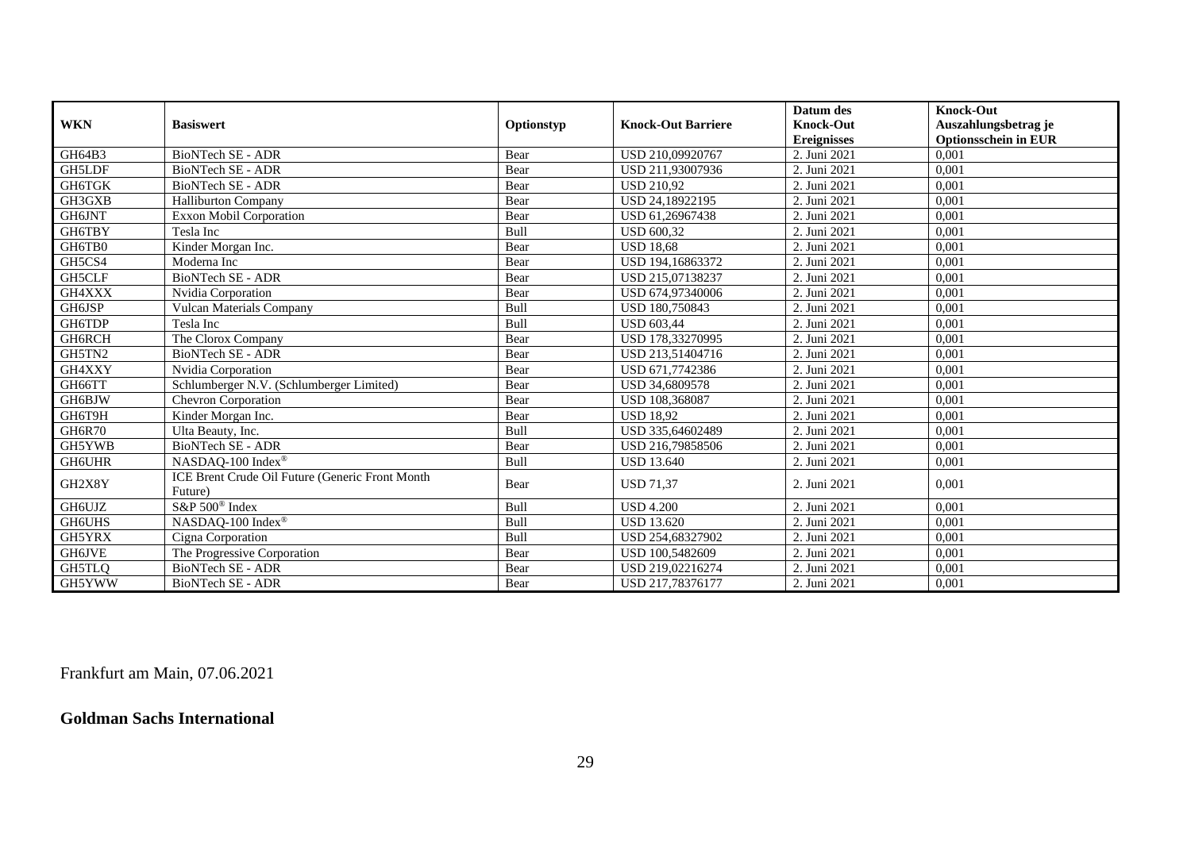| WKN | Basiswert | Optionstyp | Knock-Out Barriere | Datum des Knock-Out Ereignisses | Knock-Out Auszahlungsbetrag je Optionsschein in EUR |
|---|---|---|---|---|---|
| GH64B3 | BioNTech SE - ADR | Bear | USD 210,09920767 | 2. Juni 2021 | 0,001 |
| GH5LDF | BioNTech SE - ADR | Bear | USD 211,93007936 | 2. Juni 2021 | 0,001 |
| GH6TGK | BioNTech SE - ADR | Bear | USD 210,92 | 2. Juni 2021 | 0,001 |
| GH3GXB | Halliburton Company | Bear | USD 24,18922195 | 2. Juni 2021 | 0,001 |
| GH6JNT | Exxon Mobil Corporation | Bear | USD 61,26967438 | 2. Juni 2021 | 0,001 |
| GH6TBY | Tesla Inc | Bull | USD 600,32 | 2. Juni 2021 | 0,001 |
| GH6TB0 | Kinder Morgan Inc. | Bear | USD 18,68 | 2. Juni 2021 | 0,001 |
| GH5CS4 | Moderna Inc | Bear | USD 194,16863372 | 2. Juni 2021 | 0,001 |
| GH5CLF | BioNTech SE - ADR | Bear | USD 215,07138237 | 2. Juni 2021 | 0,001 |
| GH4XXX | Nvidia Corporation | Bear | USD 674,97340006 | 2. Juni 2021 | 0,001 |
| GH6JSP | Vulcan Materials Company | Bull | USD 180,750843 | 2. Juni 2021 | 0,001 |
| GH6TDP | Tesla Inc | Bull | USD 603,44 | 2. Juni 2021 | 0,001 |
| GH6RCH | The Clorox Company | Bear | USD 178,33270995 | 2. Juni 2021 | 0,001 |
| GH5TN2 | BioNTech SE - ADR | Bear | USD 213,51404716 | 2. Juni 2021 | 0,001 |
| GH4XXY | Nvidia Corporation | Bear | USD 671,7742386 | 2. Juni 2021 | 0,001 |
| GH66TT | Schlumberger N.V. (Schlumberger Limited) | Bear | USD 34,6809578 | 2. Juni 2021 | 0,001 |
| GH6BJW | Chevron Corporation | Bear | USD 108,368087 | 2. Juni 2021 | 0,001 |
| GH6T9H | Kinder Morgan Inc. | Bear | USD 18,92 | 2. Juni 2021 | 0,001 |
| GH6R70 | Ulta Beauty, Inc. | Bull | USD 335,64602489 | 2. Juni 2021 | 0,001 |
| GH5YWB | BioNTech SE - ADR | Bear | USD 216,79858506 | 2. Juni 2021 | 0,001 |
| GH6UHR | NASDAQ-100 Index® | Bull | USD 13.640 | 2. Juni 2021 | 0,001 |
| GH2X8Y | ICE Brent Crude Oil Future (Generic Front Month Future) | Bear | USD 71,37 | 2. Juni 2021 | 0,001 |
| GH6UJZ | S&P 500® Index | Bull | USD 4.200 | 2. Juni 2021 | 0,001 |
| GH6UHS | NASDAQ-100 Index® | Bull | USD 13.620 | 2. Juni 2021 | 0,001 |
| GH5YRX | Cigna Corporation | Bull | USD 254,68327902 | 2. Juni 2021 | 0,001 |
| GH6JVE | The Progressive Corporation | Bear | USD 100,5482609 | 2. Juni 2021 | 0,001 |
| GH5TLQ | BioNTech SE - ADR | Bear | USD 219,02216274 | 2. Juni 2021 | 0,001 |
| GH5YWW | BioNTech SE - ADR | Bear | USD 217,78376177 | 2. Juni 2021 | 0,001 |

Frankfurt am Main, 07.06.2021

**Goldman Sachs International**